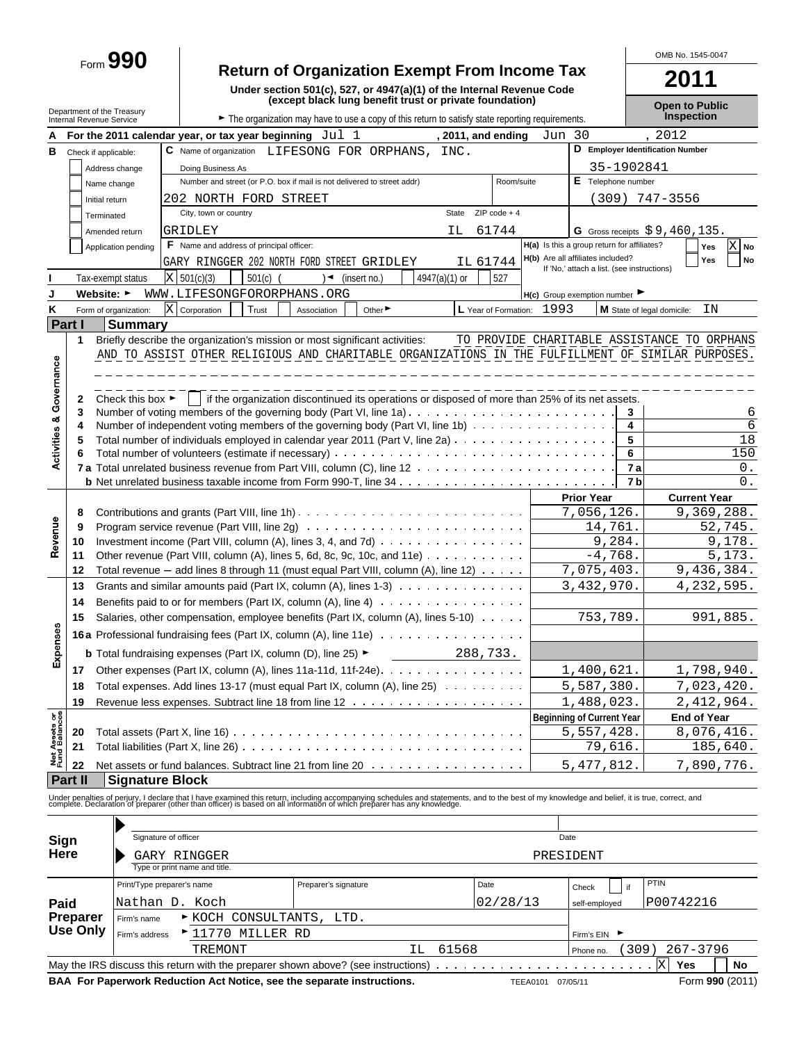# Form 990

## Return of Organization Exempt From Income Tax

**Under section 501(c), 527, or 4947(a)(1) of the Internal Revenue Code (except black lung benefit trust or private foundation)**

Department of the Treasury
Internal Revenue Service

► The organization may have to use a copy of this return to satisfy state reporting requirements.

OMB No. 1545-0047

**2011**

**Open to Public Inspection**

**A** For the 2011 calendar year, or tax year beginning Jul 1 , 2011, and ending Jun 30 , 2012

**B** Check if applicable:
- [ ] Address change
- [ ] Name change
- [ ] Initial return
- [ ] Terminated
- [ ] Amended return
- [ ] Application pending

**C** Name of organization: LIFESONG FOR ORPHANS, INC.

Doing Business As

Number and street (or P.O. box if mail is not delivered to street addr) / Room/suite: 202 NORTH FORD STREET

City, town or country / State / ZIP code + 4: GRIDLEY IL 61744

**D** Employer Identification Number: 35-1902841

**E** Telephone number: (309) 747-3556

**G** Gross receipts $ 9,460,135.

**F** Name and address of principal officer: GARY RINGGER 202 NORTH FORD STREET GRIDLEY IL 61744

**H(a)** Is this a group return for affiliates? [ ] Yes [X] No

**H(b)** Are all affiliates included? [ ] Yes [ ] No
If 'No,' attach a list. (see instructions)

**I** Tax-exempt status: [X] 501(c)(3) [ ] 501(c) ( ) ◄ (insert no.) [ ] 4947(a)(1) or [ ] 527

**J** Website: ► WWW.LIFESONGFORORPHANS.ORG

**H(c)** Group exemption number ►

**K** Form of organization: [X] Corporation [ ] Trust [ ] Association [ ] Other ►

**L** Year of Formation: 1993

**M** State of legal domicile: IN

## Part I Summary

### Activities & Governance

1 Briefly describe the organization's mission or most significant activities: TO PROVIDE CHARITABLE ASSISTANCE TO ORPHANS AND TO ASSIST OTHER RELIGIOUS AND CHARITABLE ORGANIZATIONS IN THE FULFILLMENT OF SIMILAR PURPOSES.

2 Check this box ► [ ] if the organization discontinued its operations or disposed of more than 25% of its net assets.

| | | | |
|---|---|---|---|
| 3 | Number of voting members of the governing body (Part VI, line 1a) | 3 | 6 |
| 4 | Number of independent voting members of the governing body (Part VI, line 1b) | 4 | 6 |
| 5 | Total number of individuals employed in calendar year 2011 (Part V, line 2a) | 5 | 18 |
| 6 | Total number of volunteers (estimate if necessary) | 6 | 150 |
| 7a | Total unrelated business revenue from Part VIII, column (C), line 12 | 7a | 0. |
| b | Net unrelated business taxable income from Form 990-T, line 34 | 7b | 0. |

### Revenue

| | | Prior Year | Current Year |
|---|---|---|---|
| 8 | Contributions and grants (Part VIII, line 1h) | 7,056,126. | 9,369,288. |
| 9 | Program service revenue (Part VIII, line 2g) | 14,761. | 52,745. |
| 10 | Investment income (Part VIII, column (A), lines 3, 4, and 7d) | 9,284. | 9,178. |
| 11 | Other revenue (Part VIII, column (A), lines 5, 6d, 8c, 9c, 10c, and 11e) | -4,768. | 5,173. |
| 12 | Total revenue – add lines 8 through 11 (must equal Part VIII, column (A), line 12) | 7,075,403. | 9,436,384. |

### Expenses

| | | Prior Year | Current Year |
|---|---|---|---|
| 13 | Grants and similar amounts paid (Part IX, column (A), lines 1-3) | 3,432,970. | 4,232,595. |
| 14 | Benefits paid to or for members (Part IX, column (A), line 4) | | |
| 15 | Salaries, other compensation, employee benefits (Part IX, column (A), lines 5-10) | 753,789. | 991,885. |
| 16a | Professional fundraising fees (Part IX, column (A), line 11e) | | |
| b | Total fundraising expenses (Part IX, column (D), line 25) ► 288,733. | | |
| 17 | Other expenses (Part IX, column (A), lines 11a-11d, 11f-24e) | 1,400,621. | 1,798,940. |
| 18 | Total expenses. Add lines 13-17 (must equal Part IX, column (A), line 25) | 5,587,380. | 7,023,420. |
| 19 | Revenue less expenses. Subtract line 18 from line 12 | 1,488,023. | 2,412,964. |

### Net Assets or Fund Balances

| | | Beginning of Current Year | End of Year |
|---|---|---|---|
| 20 | Total assets (Part X, line 16) | 5,557,428. | 8,076,416. |
| 21 | Total liabilities (Part X, line 26) | 79,616. | 185,640. |
| 22 | Net assets or fund balances. Subtract line 21 from line 20 | 5,477,812. | 7,890,776. |

## Part II Signature Block

Under penalties of perjury, I declare that I have examined this return, including accompanying schedules and statements, and to the best of my knowledge and belief, it is true, correct, and complete. Declaration of preparer (other than officer) is based on all information of which preparer has any knowledge.

**Sign Here**

Signature of officer — Date

GARY RINGGER PRESIDENT
Type or print name and title.

**Paid Preparer Use Only**

| Print/Type preparer's name | Preparer's signature | Date | Check [ ] if self-employed | PTIN |
|---|---|---|---|---|
| Nathan D. Koch | | 02/28/13 | | P00742216 |

Firm's name ► KOCH CONSULTANTS, LTD.

Firm's address ► 11770 MILLER RD TREMONT IL 61568

Firm's EIN ►

Phone no. (309) 267-3796

May the IRS discuss this return with the preparer shown above? (see instructions) [X] Yes [ ] No

**BAA For Paperwork Reduction Act Notice, see the separate instructions.** TEEA0101 07/05/11 Form **990** (2011)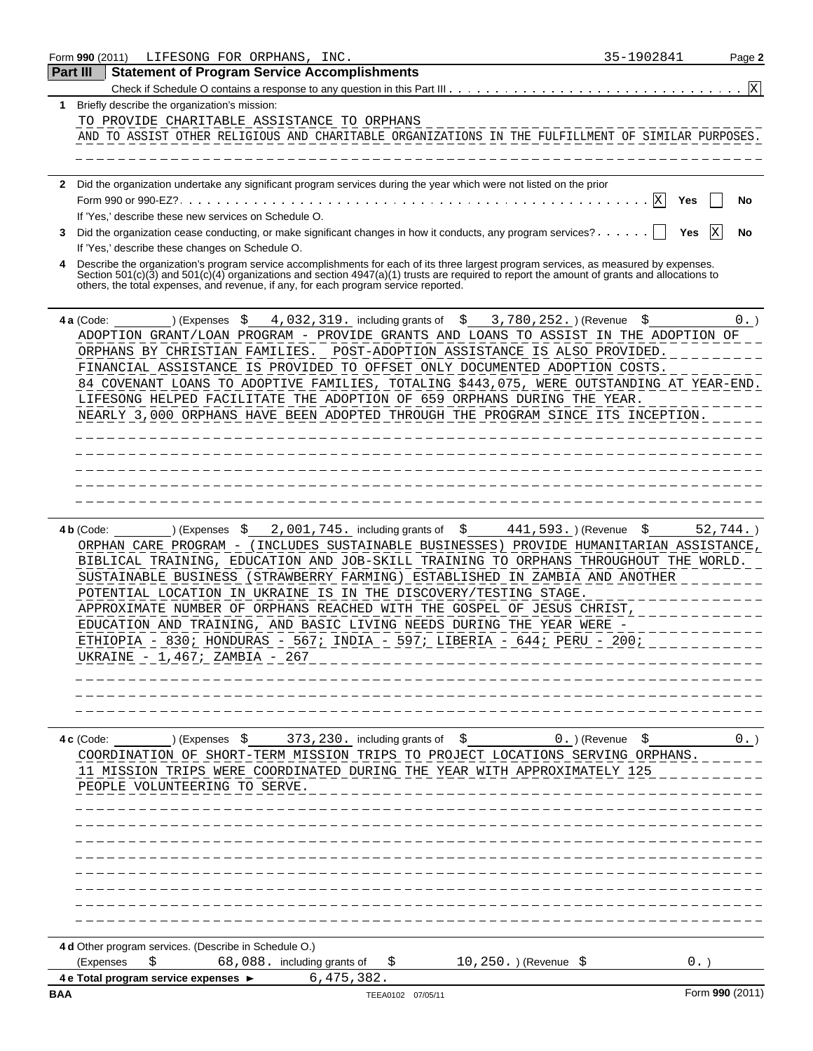Form **990** (2011) LIFESONG FOR ORPHANS, INC. 35-1902841 Page **2**

## Part III Statement of Program Service Accomplishments

Check if Schedule O contains a response to any question in this Part III . . . . . . . . . . . . . . . . . . . . . . . . . . . . . . . . [X]

**1** Briefly describe the organization's mission:

TO PROVIDE CHARITABLE ASSISTANCE TO ORPHANS
AND TO ASSIST OTHER RELIGIOUS AND CHARITABLE ORGANIZATIONS IN THE FULFILLMENT OF SIMILAR PURPOSES.

**2** Did the organization undertake any significant program services during the year which were not listed on the prior Form 990 or 990-EZ? . . . . . . . . . . . . . . . . . . . . . . . . . . . . . . . . . . . . . . . . [X] **Yes** [ ] **No**

If 'Yes,' describe these new services on Schedule O.

**3** Did the organization cease conducting, or make significant changes in how it conducts, any program services? . . . . . . [ ] **Yes** [X] **No**

If 'Yes,' describe these changes on Schedule O.

**4** Describe the organization's program service accomplishments for each of its three largest program services, as measured by expenses. Section 501(c)(3) and 501(c)(4) organizations and section 4947(a)(1) trusts are required to report the amount of grants and allocations to others, the total expenses, and revenue, if any, for each program service reported.

**4 a** (Code: ) (Expenses $ 4,032,319. including grants of $ 3,780,252. ) (Revenue $ 0. )

ADOPTION GRANT/LOAN PROGRAM - PROVIDE GRANTS AND LOANS TO ASSIST IN THE ADOPTION OF ORPHANS BY CHRISTIAN FAMILIES. POST-ADOPTION ASSISTANCE IS ALSO PROVIDED. FINANCIAL ASSISTANCE IS PROVIDED TO OFFSET ONLY DOCUMENTED ADOPTION COSTS. 84 COVENANT LOANS TO ADOPTIVE FAMILIES, TOTALING $443,075, WERE OUTSTANDING AT YEAR-END. LIFESONG HELPED FACILITATE THE ADOPTION OF 659 ORPHANS DURING THE YEAR. NEARLY 3,000 ORPHANS HAVE BEEN ADOPTED THROUGH THE PROGRAM SINCE ITS INCEPTION.

**4 b** (Code: ) (Expenses $ 2,001,745. including grants of $ 441,593. ) (Revenue $ 52,744. )

ORPHAN CARE PROGRAM - (INCLUDES SUSTAINABLE BUSINESSES) PROVIDE HUMANITARIAN ASSISTANCE, BIBLICAL TRAINING, EDUCATION AND JOB-SKILL TRAINING TO ORPHANS THROUGHOUT THE WORLD. SUSTAINABLE BUSINESS (STRAWBERRY FARMING) ESTABLISHED IN ZAMBIA AND ANOTHER POTENTIAL LOCATION IN UKRAINE IS IN THE DISCOVERY/TESTING STAGE. APPROXIMATE NUMBER OF ORPHANS REACHED WITH THE GOSPEL OF JESUS CHRIST, EDUCATION AND TRAINING, AND BASIC LIVING NEEDS DURING THE YEAR WERE - ETHIOPIA - 830; HONDURAS - 567; INDIA - 597; LIBERIA - 644; PERU - 200; UKRAINE - 1,467; ZAMBIA - 267

**4 c** (Code: ) (Expenses $ 373,230. including grants of $ 0. ) (Revenue $ 0. )

COORDINATION OF SHORT-TERM MISSION TRIPS TO PROJECT LOCATIONS SERVING ORPHANS. 11 MISSION TRIPS WERE COORDINATED DURING THE YEAR WITH APPROXIMATELY 125 PEOPLE VOLUNTEERING TO SERVE.

**4 d** Other program services. (Describe in Schedule O.)

(Expenses $ 68,088. including grants of $ 10,250. ) (Revenue $ 0. )

**4 e Total program service expenses ►** 6,475,382.

BAA TEEA0102 07/05/11 Form **990** (2011)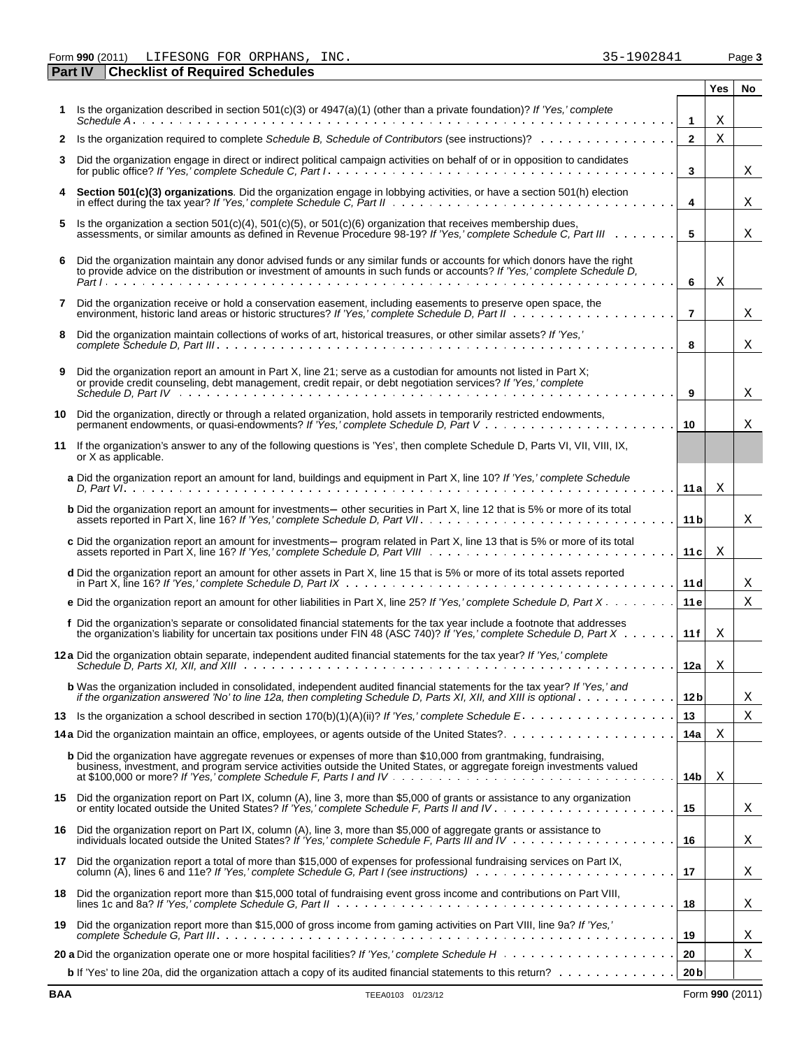Form **990** (2011) LIFESONG FOR ORPHANS, INC. 35-1902841

## Part IV Checklist of Required Schedules

| | | | Yes | No |
|---|---|---|---|---|
| **1** | Is the organization described in section 501(c)(3) or 4947(a)(1) (other than a private foundation)? *If 'Yes,' complete Schedule A* | 1 | X | |
| **2** | Is the organization required to complete *Schedule B, Schedule of Contributors* (see instructions)? | 2 | X | |
| **3** | Did the organization engage in direct or indirect political campaign activities on behalf of or in opposition to candidates for public office? *If 'Yes,' complete Schedule C, Part I* | 3 | | X |
| **4** | **Section 501(c)(3) organizations**. Did the organization engage in lobbying activities, or have a section 501(h) election in effect during the tax year? *If 'Yes,' complete Schedule C, Part II* | 4 | | X |
| **5** | Is the organization a section 501(c)(4), 501(c)(5), or 501(c)(6) organization that receives membership dues, assessments, or similar amounts as defined in Revenue Procedure 98-19? *If 'Yes,' complete Schedule C, Part III* | 5 | | X |
| **6** | Did the organization maintain any donor advised funds or any similar funds or accounts for which donors have the right to provide advice on the distribution or investment of amounts in such funds or accounts? *If 'Yes,' complete Schedule D, Part I* | 6 | X | |
| **7** | Did the organization receive or hold a conservation easement, including easements to preserve open space, the environment, historic land areas or historic structures? *If 'Yes,' complete Schedule D, Part II* | 7 | | X |
| **8** | Did the organization maintain collections of works of art, historical treasures, or other similar assets? *If 'Yes,' complete Schedule D, Part III* | 8 | | X |
| **9** | Did the organization report an amount in Part X, line 21; serve as a custodian for amounts not listed in Part X; or provide credit counseling, debt management, credit repair, or debt negotiation services? *If 'Yes,' complete Schedule D, Part IV* | 9 | | X |
| **10** | Did the organization, directly or through a related organization, hold assets in temporarily restricted endowments, permanent endowments, or quasi-endowments? *If 'Yes,' complete Schedule D, Part V* | 10 | | X |
| **11** | If the organization's answer to any of the following questions is 'Yes', then complete Schedule D, Parts VI, VII, VIII, IX, or X as applicable. | | | |
| | **a** Did the organization report an amount for land, buildings and equipment in Part X, line 10? *If 'Yes,' complete Schedule D, Part VI* | 11 a | X | |
| | **b** Did the organization report an amount for investments─ other securities in Part X, line 12 that is 5% or more of its total assets reported in Part X, line 16? *If 'Yes,' complete Schedule D, Part VII* | 11 b | | X |
| | **c** Did the organization report an amount for investments─ program related in Part X, line 13 that is 5% or more of its total assets reported in Part X, line 16? *If 'Yes,' complete Schedule D, Part VIII* | 11 c | X | |
| | **d** Did the organization report an amount for other assets in Part X, line 15 that is 5% or more of its total assets reported in Part X, line 16? *If 'Yes,' complete Schedule D, Part IX* | 11 d | | X |
| | **e** Did the organization report an amount for other liabilities in Part X, line 25? *If 'Yes,' complete Schedule D, Part X* | 11 e | | X |
| | **f** Did the organization's separate or consolidated financial statements for the tax year include a footnote that addresses the organization's liability for uncertain tax positions under FIN 48 (ASC 740)? *If 'Yes,' complete Schedule D, Part X* | 11 f | X | |
| **12 a** | Did the organization obtain separate, independent audited financial statements for the tax year? *If 'Yes,' complete Schedule D, Parts XI, XII, and XIII* | 12a | X | |
| | **b** Was the organization included in consolidated, independent audited financial statements for the tax year? *If 'Yes,' and if the organization answered 'No' to line 12a, then completing Schedule D, Parts XI, XII, and XIII is optional* | 12 b | | X |
| **13** | Is the organization a school described in section 170(b)(1)(A)(ii)? *If 'Yes,' complete Schedule E* | 13 | | X |
| **14 a** | Did the organization maintain an office, employees, or agents outside of the United States? | 14a | X | |
| | **b** Did the organization have aggregate revenues or expenses of more than $10,000 from grantmaking, fundraising, business, investment, and program service activities outside the United States, or aggregate foreign investments valued at $100,000 or more? *If 'Yes,' complete Schedule F, Parts I and IV* | 14b | X | |
| **15** | Did the organization report on Part IX, column (A), line 3, more than $5,000 of grants or assistance to any organization or entity located outside the United States? *If 'Yes,' complete Schedule F, Parts II and IV* | 15 | | X |
| **16** | Did the organization report on Part IX, column (A), line 3, more than $5,000 of aggregate grants or assistance to individuals located outside the United States? *If 'Yes,' complete Schedule F, Parts III and IV* | 16 | | X |
| **17** | Did the organization report a total of more than $15,000 of expenses for professional fundraising services on Part IX, column (A), lines 6 and 11e? *If 'Yes,' complete Schedule G, Part I (see instructions)* | 17 | | X |
| **18** | Did the organization report more than $15,000 total of fundraising event gross income and contributions on Part VIII, lines 1c and 8a? *If 'Yes,' complete Schedule G, Part II* | 18 | | X |
| **19** | Did the organization report more than $15,000 of gross income from gaming activities on Part VIII, line 9a? *If 'Yes,' complete Schedule G, Part III* | 19 | | X |
| **20 a** | Did the organization operate one or more hospital facilities? *If 'Yes,' complete Schedule H* | 20 | | X |
| | **b** If 'Yes' to line 20a, did the organization attach a copy of its audited financial statements to this return? | 20 b | | |

BAA TEEA0103 01/23/12 Form **990** (2011)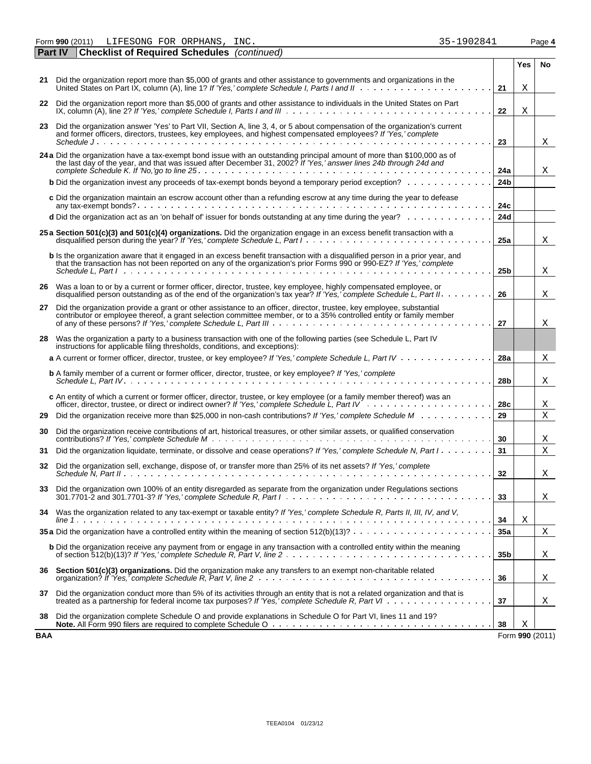Form **990** (2011) LIFESONG FOR ORPHANS, INC. 35-1902841

**Part IV — Checklist of Required Schedules** *(continued)*

| | | | Yes | No |
|---|---|---|---|---|
| **21** | Did the organization report more than $5,000 of grants and other assistance to governments and organizations in the United States on Part IX, column (A), line 1? *If 'Yes,' complete Schedule I, Parts I and II* | 21 | X | |
| **22** | Did the organization report more than $5,000 of grants and other assistance to individuals in the United States on Part IX, column (A), line 2? *If 'Yes,' complete Schedule I, Parts I and III* | 22 | X | |
| **23** | Did the organization answer 'Yes' to Part VII, Section A, line 3, 4, or 5 about compensation of the organization's current and former officers, directors, trustees, key employees, and highest compensated employees? *If 'Yes,' complete Schedule J* | 23 | | X |
| **24a** | Did the organization have a tax-exempt bond issue with an outstanding principal amount of more than $100,000 as of the last day of the year, and that was issued after December 31, 2002? *If 'Yes,' answer lines 24b through 24d and complete Schedule K. If 'No,'go to line 25* | 24a | | X |
| **b** | Did the organization invest any proceeds of tax-exempt bonds beyond a temporary period exception? | 24b | | |
| **c** | Did the organization maintain an escrow account other than a refunding escrow at any time during the year to defease any tax-exempt bonds? | 24c | | |
| **d** | Did the organization act as an 'on behalf of' issuer for bonds outstanding at any time during the year? | 24d | | |
| **25a** | **Section 501(c)(3) and 501(c)(4) organizations.** Did the organization engage in an excess benefit transaction with a disqualified person during the year? *If 'Yes,' complete Schedule L, Part I* | 25a | | X |
| **b** | Is the organization aware that it engaged in an excess benefit transaction with a disqualified person in a prior year, and that the transaction has not been reported on any of the organization's prior Forms 990 or 990-EZ? *If 'Yes,' complete Schedule L, Part I* | 25b | | X |
| **26** | Was a loan to or by a current or former officer, director, trustee, key employee, highly compensated employee, or disqualified person outstanding as of the end of the organization's tax year? *If 'Yes,' complete Schedule L, Part II* | 26 | | X |
| **27** | Did the organization provide a grant or other assistance to an officer, director, trustee, key employee, substantial contributor or employee thereof, a grant selection committee member, or to a 35% controlled entity or family member of any of these persons? *If 'Yes,' complete Schedule L, Part III* | 27 | | X |
| **28** | Was the organization a party to a business transaction with one of the following parties (see Schedule L, Part IV instructions for applicable filing thresholds, conditions, and exceptions): | | | |
| **a** | A current or former officer, director, trustee, or key employee? *If 'Yes,' complete Schedule L, Part IV* | 28a | | X |
| **b** | A family member of a current or former officer, director, trustee, or key employee? *If 'Yes,' complete Schedule L, Part IV* | 28b | | X |
| **c** | An entity of which a current or former officer, director, trustee, or key employee (or a family member thereof) was an officer, director, trustee, or direct or indirect owner? *If 'Yes,' complete Schedule L, Part IV* | 28c | | X |
| **29** | Did the organization receive more than $25,000 in non-cash contributions? *If 'Yes,' complete Schedule M* | 29 | | X |
| **30** | Did the organization receive contributions of art, historical treasures, or other similar assets, or qualified conservation contributions? *If 'Yes,' complete Schedule M* | 30 | | X |
| **31** | Did the organization liquidate, terminate, or dissolve and cease operations? *If 'Yes,' complete Schedule N, Part I* | 31 | | X |
| **32** | Did the organization sell, exchange, dispose of, or transfer more than 25% of its net assets? *If 'Yes,' complete Schedule N, Part II* | 32 | | X |
| **33** | Did the organization own 100% of an entity disregarded as separate from the organization under Regulations sections 301.7701-2 and 301.7701-3? *If 'Yes,' complete Schedule R, Part I* | 33 | | X |
| **34** | Was the organization related to any tax-exempt or taxable entity? *If 'Yes,' complete Schedule R, Parts II, III, IV, and V, line 1* | 34 | X | |
| **35a** | Did the organization have a controlled entity within the meaning of section 512(b)(13)? | 35a | | X |
| **b** | Did the organization receive any payment from or engage in any transaction with a controlled entity within the meaning of section 512(b)(13)? *If 'Yes,' complete Schedule R, Part V, line 2* | 35b | | X |
| **36** | **Section 501(c)(3) organizations.** Did the organization make any transfers to an exempt non-charitable related organization? *If 'Yes,' complete Schedule R, Part V, line 2* | 36 | | X |
| **37** | Did the organization conduct more than 5% of its activities through an entity that is not a related organization and that is treated as a partnership for federal income tax purposes? *If 'Yes,' complete Schedule R, Part VI* | 37 | | X |
| **38** | Did the organization complete Schedule O and provide explanations in Schedule O for Part VI, lines 11 and 19? **Note.** All Form 990 filers are required to complete Schedule O | 38 | X | |

**BAA** Form **990** (2011)

TEEA0104 01/23/12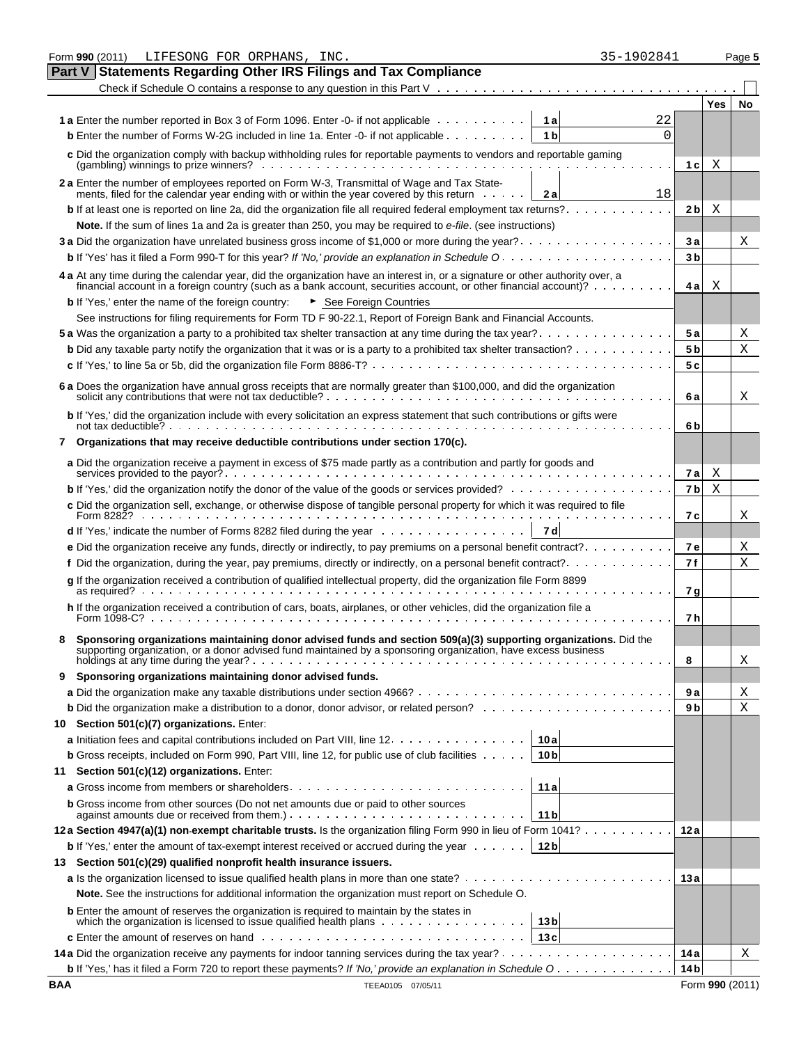Form **990** (2011) LIFESONG FOR ORPHANS, INC. 35-1902841 Page **5**

## Part V Statements Regarding Other IRS Filings and Tax Compliance

Check if Schedule O contains a response to any question in this Part V ☐

| | | | | Yes | No |
|---|---|---|---|---|---|
| **1 a** Enter the number reported in Box 3 of Form 1096. Enter -0- if not applicable | **1 a** | 22 | | | |
| **b** Enter the number of Forms W-2G included in line 1a. Enter -0- if not applicable | **1 b** | 0 | | | |
| **c** Did the organization comply with backup withholding rules for reportable payments to vendors and reportable gaming (gambling) winnings to prize winners? | | | **1 c** | X | |
| **2 a** Enter the number of employees reported on Form W-3, Transmittal of Wage and Tax Statements, filed for the calendar year ending with or within the year covered by this return | **2 a** | 18 | | | |
| **b** If at least one is reported on line 2a, did the organization file all required federal employment tax returns? | | | **2 b** | X | |
| **Note.** If the sum of lines 1a and 2a is greater than 250, you may be required to *e-file*. (see instructions) | | | | | |
| **3 a** Did the organization have unrelated business gross income of $1,000 or more during the year? | | | **3 a** | | X |
| **b** If 'Yes' has it filed a Form 990-T for this year? *If 'No,' provide an explanation in Schedule O* | | | **3 b** | | |
| **4 a** At any time during the calendar year, did the organization have an interest in, or a signature or other authority over, a financial account in a foreign country (such as a bank account, securities account, or other financial account)? | | | **4 a** | X | |
| **b** If 'Yes,' enter the name of the foreign country: ► See Foreign Countries | | | | | |
| See instructions for filing requirements for Form TD F 90-22.1, Report of Foreign Bank and Financial Accounts. | | | | | |
| **5 a** Was the organization a party to a prohibited tax shelter transaction at any time during the tax year? | | | **5 a** | | X |
| **b** Did any taxable party notify the organization that it was or is a party to a prohibited tax shelter transaction? | | | **5 b** | | X |
| **c** If 'Yes,' to line 5a or 5b, did the organization file Form 8886-T? | | | **5 c** | | |
| **6 a** Does the organization have annual gross receipts that are normally greater than $100,000, and did the organization solicit any contributions that were not tax deductible? | | | **6 a** | | X |
| **b** If 'Yes,' did the organization include with every solicitation an express statement that such contributions or gifts were not tax deductible? | | | **6 b** | | |
| **7 Organizations that may receive deductible contributions under section 170(c).** | | | | | |
| **a** Did the organization receive a payment in excess of $75 made partly as a contribution and partly for goods and services provided to the payor? | | | **7 a** | X | |
| **b** If 'Yes,' did the organization notify the donor of the value of the goods or services provided? | | | **7 b** | X | |
| **c** Did the organization sell, exchange, or otherwise dispose of tangible personal property for which it was required to file Form 8282? | | | **7 c** | | X |
| **d** If 'Yes,' indicate the number of Forms 8282 filed during the year | **7 d** | | | | |
| **e** Did the organization receive any funds, directly or indirectly, to pay premiums on a personal benefit contract? | | | **7 e** | | X |
| **f** Did the organization, during the year, pay premiums, directly or indirectly, on a personal benefit contract? | | | **7 f** | | X |
| **g** If the organization received a contribution of qualified intellectual property, did the organization file Form 8899 as required? | | | **7 g** | | |
| **h** If the organization received a contribution of cars, boats, airplanes, or other vehicles, did the organization file a Form 1098-C? | | | **7 h** | | |
| **8 Sponsoring organizations maintaining donor advised funds and section 509(a)(3) supporting organizations.** Did the supporting organization, or a donor advised fund maintained by a sponsoring organization, have excess business holdings at any time during the year? | | | **8** | | X |
| **9 Sponsoring organizations maintaining donor advised funds.** | | | | | |
| **a** Did the organization make any taxable distributions under section 4966? | | | **9 a** | | X |
| **b** Did the organization make a distribution to a donor, donor advisor, or related person? | | | **9 b** | | X |
| **10 Section 501(c)(7) organizations.** Enter: | | | | | |
| **a** Initiation fees and capital contributions included on Part VIII, line 12 | **10 a** | | | | |
| **b** Gross receipts, included on Form 990, Part VIII, line 12, for public use of club facilities | **10 b** | | | | |
| **11 Section 501(c)(12) organizations.** Enter: | | | | | |
| **a** Gross income from members or shareholders | **11 a** | | | | |
| **b** Gross income from other sources (Do not net amounts due or paid to other sources against amounts due or received from them.) | **11 b** | | | | |
| **12 a Section 4947(a)(1) non-exempt charitable trusts.** Is the organization filing Form 990 in lieu of Form 1041? | | | **12 a** | | |
| **b** If 'Yes,' enter the amount of tax-exempt interest received or accrued during the year | **12 b** | | | | |
| **13 Section 501(c)(29) qualified nonprofit health insurance issuers.** | | | | | |
| **a** Is the organization licensed to issue qualified health plans in more than one state? | | | **13 a** | | |
| **Note.** See the instructions for additional information the organization must report on Schedule O. | | | | | |
| **b** Enter the amount of reserves the organization is required to maintain by the states in which the organization is licensed to issue qualified health plans | **13 b** | | | | |
| **c** Enter the amount of reserves on hand | **13 c** | | | | |
| **14 a** Did the organization receive any payments for indoor tanning services during the tax year? | | | **14 a** | | X |
| **b** If 'Yes,' has it filed a Form 720 to report these payments? *If 'No,' provide an explanation in Schedule O* | | | **14 b** | | |

**BAA** TEEA0105 07/05/11 Form **990** (2011)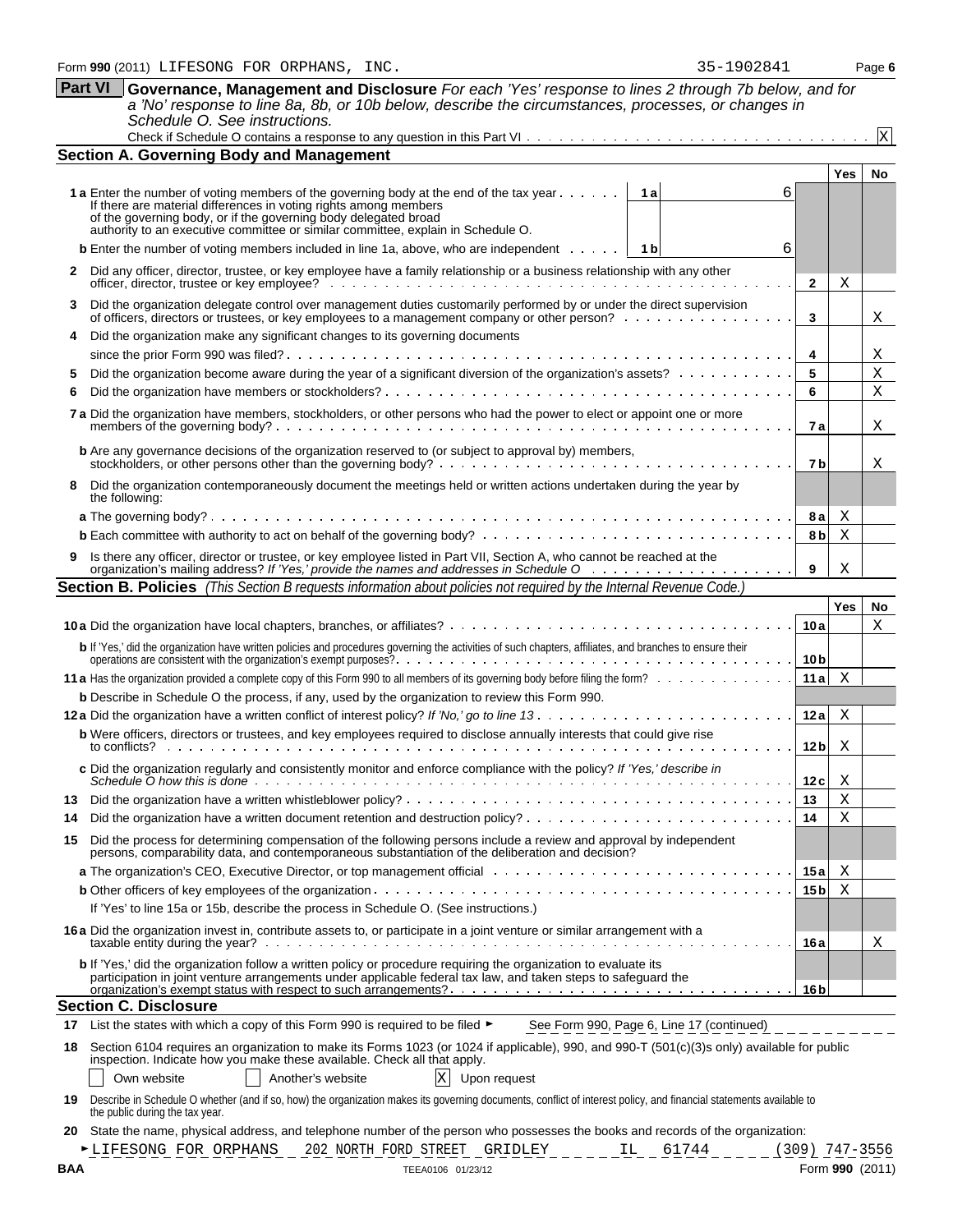Form **990** (2011) LIFESONG FOR ORPHANS, INC. 35-1902841 Page **6**

## Part VI Governance, Management and Disclosure

*For each 'Yes' response to lines 2 through 7b below, and for a 'No' response to line 8a, 8b, or 10b below, describe the circumstances, processes, or changes in Schedule O. See instructions.*

Check if Schedule O contains a response to any question in this Part VI . . . . . . . . . . X

### Section A. Governing Body and Management

| | | | Yes | No |
|---|---|---|---|---|
| **1 a** Enter the number of voting members of the governing body at the end of the tax year . . . . . . If there are material differences in voting rights among members of the governing body, or if the governing body delegated broad authority to an executive committee or similar committee, explain in Schedule O. | 1a: 6 | | | |
| **b** Enter the number of voting members included in line 1a, above, who are independent . . . . . | 1b: 6 | | | |
| **2** Did any officer, director, trustee, or key employee have a family relationship or a business relationship with any other officer, director, trustee or key employee? | | 2 | X | |
| **3** Did the organization delegate control over management duties customarily performed by or under the direct supervision of officers, directors or trustees, or key employees to a management company or other person? | | 3 | | X |
| **4** Did the organization make any significant changes to its governing documents since the prior Form 990 was filed? | | 4 | | X |
| **5** Did the organization become aware during the year of a significant diversion of the organization's assets? | | 5 | | X |
| **6** Did the organization have members or stockholders? | | 6 | | X |
| **7 a** Did the organization have members, stockholders, or other persons who had the power to elect or appoint one or more members of the governing body? | | 7a | | X |
| **b** Are any governance decisions of the organization reserved to (or subject to approval by) members, stockholders, or other persons other than the governing body? | | 7b | | X |
| **8** Did the organization contemporaneously document the meetings held or written actions undertaken during the year by the following: | | | | |
| **a** The governing body? | | 8a | X | |
| **b** Each committee with authority to act on behalf of the governing body? | | 8b | X | |
| **9** Is there any officer, director or trustee, or key employee listed in Part VII, Section A, who cannot be reached at the organization's mailing address? *If 'Yes,' provide the names and addresses in Schedule O* | | 9 | X | |

### Section B. Policies *(This Section B requests information about policies not required by the Internal Revenue Code.)*

| | | Yes | No |
|---|---|---|---|
| **10 a** Did the organization have local chapters, branches, or affiliates? | 10a | | X |
| **b** If 'Yes,' did the organization have written policies and procedures governing the activities of such chapters, affiliates, and branches to ensure their operations are consistent with the organization's exempt purposes? | 10b | | |
| **11 a** Has the organization provided a complete copy of this Form 990 to all members of its governing body before filing the form? | 11a | X | |
| **b** Describe in Schedule O the process, if any, used by the organization to review this Form 990. | | | |
| **12 a** Did the organization have a written conflict of interest policy? *If 'No,' go to line 13* | 12a | X | |
| **b** Were officers, directors or trustees, and key employees required to disclose annually interests that could give rise to conflicts? | 12b | X | |
| **c** Did the organization regularly and consistently monitor and enforce compliance with the policy? *If 'Yes,' describe in Schedule O how this is done* | 12c | X | |
| **13** Did the organization have a written whistleblower policy? | 13 | X | |
| **14** Did the organization have a written document retention and destruction policy? | 14 | X | |
| **15** Did the process for determining compensation of the following persons include a review and approval by independent persons, comparability data, and contemporaneous substantiation of the deliberation and decision? | | | |
| **a** The organization's CEO, Executive Director, or top management official | 15a | X | |
| **b** Other officers of key employees of the organization | 15b | X | |
| If 'Yes' to line 15a or 15b, describe the process in Schedule O. (See instructions.) | | | |
| **16 a** Did the organization invest in, contribute assets to, or participate in a joint venture or similar arrangement with a taxable entity during the year? | 16a | | X |
| **b** If 'Yes,' did the organization follow a written policy or procedure requiring the organization to evaluate its participation in joint venture arrangements under applicable federal tax law, and taken steps to safeguard the organization's exempt status with respect to such arrangements? | 16b | | |

### Section C. Disclosure

**17** List the states with which a copy of this Form 990 is required to be filed ► See Form 990, Page 6, Line 17 (continued)

**18** Section 6104 requires an organization to make its Forms 1023 (or 1024 if applicable), 990, and 990-T (501(c)(3)s only) available for public inspection. Indicate how you make these available. Check all that apply.

☐ Own website ☐ Another's website ☒ Upon request

**19** Describe in Schedule O whether (and if so, how) the organization makes its governing documents, conflict of interest policy, and financial statements available to the public during the tax year.

**20** State the name, physical address, and telephone number of the person who possesses the books and records of the organization:

► LIFESONG FOR ORPHANS 202 NORTH FORD STREET GRIDLEY IL 61744 (309) 747-3556

BAA TEEA0106 01/23/12 Form **990** (2011)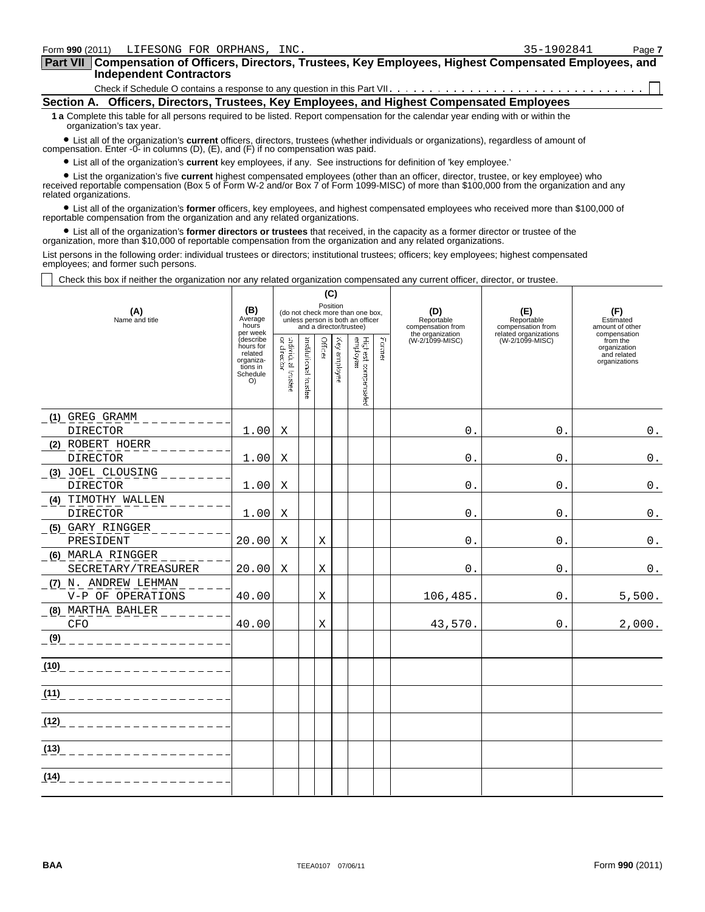Form **990** (2011) LIFESONG FOR ORPHANS, INC. 35-1902841

## Part VII Compensation of Officers, Directors, Trustees, Key Employees, Highest Compensated Employees, and Independent Contractors

Check if Schedule O contains a response to any question in this Part VII . . . . . . . . . . . . . . . . . . . . . . . . . . . . . . . . . . ☐

### Section A. Officers, Directors, Trustees, Key Employees, and Highest Compensated Employees

**1 a** Complete this table for all persons required to be listed. Report compensation for the calendar year ending with or within the organization's tax year.

- List all of the organization's **current** officers, directors, trustees (whether individuals or organizations), regardless of amount of compensation. Enter -0- in columns (D), (E), and (F) if no compensation was paid.
- List all of the organization's **current** key employees, if any. See instructions for definition of 'key employee.'
- List the organization's five **current** highest compensated employees (other than an officer, director, trustee, or key employee) who received reportable compensation (Box 5 of Form W-2 and/or Box 7 of Form 1099-MISC) of more than $100,000 from the organization and any related organizations.
- List all of the organization's **former** officers, key employees, and highest compensated employees who received more than $100,000 of reportable compensation from the organization and any related organizations.
- List all of the organization's **former directors or trustees** that received, in the capacity as a former director or trustee of the organization, more than $10,000 of reportable compensation from the organization and any related organizations.

List persons in the following order: individual trustees or directors; institutional trustees; officers; key employees; highest compensated employees; and former such persons.

☐ Check this box if neither the organization nor any related organization compensated any current officer, director, or trustee.

| (A) Name and title | (B) Average hours per week (describe hours for related organizations in Schedule O) | (C) Position (do not check more than one box, unless person is both an officer and a director/trustee) | | | | | | (D) Reportable compensation from the organization (W-2/1099-MISC) | (E) Reportable compensation from related organizations (W-2/1099-MISC) | (F) Estimated amount of other compensation from the organization and related organizations |
|---|---|---|---|---|---|---|---|---|---|---|
| | | Individual trustee or director | Institutional trustee | Officer | Key employee | Highest compensated employee | Former | | | |
| (1) GREG GRAMM<br>DIRECTOR | 1.00 | X | | | | | | 0. | 0. | 0. |
| (2) ROBERT HOERR<br>DIRECTOR | 1.00 | X | | | | | | 0. | 0. | 0. |
| (3) JOEL CLOUSING<br>DIRECTOR | 1.00 | X | | | | | | 0. | 0. | 0. |
| (4) TIMOTHY WALLEN<br>DIRECTOR | 1.00 | X | | | | | | 0. | 0. | 0. |
| (5) GARY RINGGER<br>PRESIDENT | 20.00 | X | | X | | | | 0. | 0. | 0. |
| (6) MARLA RINGGER<br>SECRETARY/TREASURER | 20.00 | X | | X | | | | 0. | 0. | 0. |
| (7) N. ANDREW LEHMAN<br>V-P OF OPERATIONS | 40.00 | | | X | | | | 106,485. | 0. | 5,500. |
| (8) MARTHA BAHLER<br>CFO | 40.00 | | | X | | | | 43,570. | 0. | 2,000. |
| (9) | | | | | | | | | | |
| (10) | | | | | | | | | | |
| (11) | | | | | | | | | | |
| (12) | | | | | | | | | | |
| (13) | | | | | | | | | | |
| (14) | | | | | | | | | | |

BAA TEEA0107 07/06/11 Form **990** (2011)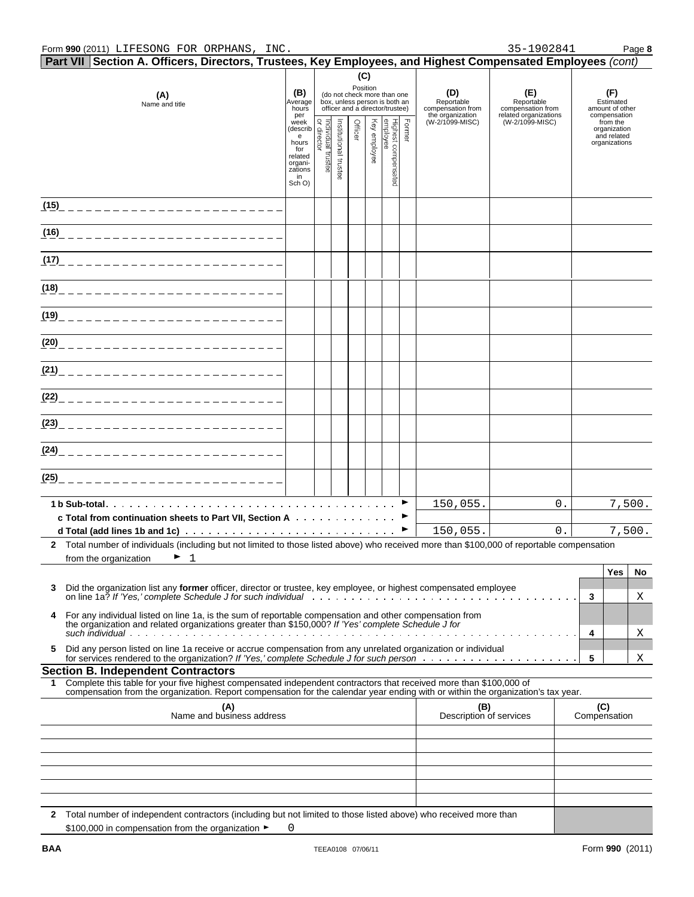Form **990** (2011) LIFESONG FOR ORPHANS, INC. 35-1902841 Page **8**

**Part VII Section A. Officers, Directors, Trustees, Key Employees, and Highest Compensated Employees** *(cont)*

| (A) Name and title | (B) Average hours per week (describe hours for related organizations in Sch O) | (C) Position (do not check more than one box, unless person is both an officer and a director/trustee) | | | | | | (D) Reportable compensation from the organization (W-2/1099-MISC) | (E) Reportable compensation from related organizations (W-2/1099-MISC) | (F) Estimated amount of other compensation from the organization and related organizations |
|---|---|---|---|---|---|---|---|---|---|---|
| | | Individual trustee or director | Institutional trustee | Officer | Key employee | Highest compensated employee | Former | | | |
| (15) | | | | | | | | | | |
| (16) | | | | | | | | | | |
| (17) | | | | | | | | | | |
| (18) | | | | | | | | | | |
| (19) | | | | | | | | | | |
| (20) | | | | | | | | | | |
| (21) | | | | | | | | | | |
| (22) | | | | | | | | | | |
| (23) | | | | | | | | | | |
| (24) | | | | | | | | | | |
| (25) | | | | | | | | | | |
| **1 b Sub-total** | | | | | | | | 150,055. | 0. | 7,500. |
| **c Total from continuation sheets to Part VII, Section A** | | | | | | | | | | |
| **d Total (add lines 1b and 1c)** | | | | | | | | 150,055. | 0. | 7,500. |

**2** Total number of individuals (including but not limited to those listed above) who received more than $100,000 of reportable compensation from the organization ► 1

| | | | Yes | No |
|---|---|---|---|---|
| **3** | Did the organization list any **former** officer, director or trustee, key employee, or highest compensated employee on line 1a? *If 'Yes,' complete Schedule J for such individual* | 3 | | X |
| **4** | For any individual listed on line 1a, is the sum of reportable compensation and other compensation from the organization and related organizations greater than $150,000? *If 'Yes' complete Schedule J for such individual* | 4 | | X |
| **5** | Did any person listed on line 1a receive or accrue compensation from any unrelated organization or individual for services rendered to the organization? *If 'Yes,' complete Schedule J for such person* | 5 | | X |

**Section B. Independent Contractors**

**1** Complete this table for your five highest compensated independent contractors that received more than $100,000 of compensation from the organization. Report compensation for the calendar year ending with or within the organization's tax year.

| (A) Name and business address | (B) Description of services | (C) Compensation |
|---|---|---|
| | | |
| | | |
| | | |
| | | |
| | | |

**2** Total number of independent contractors (including but not limited to those listed above) who received more than $100,000 in compensation from the organization ► 0

BAA TEEA0108 07/06/11 Form **990** (2011)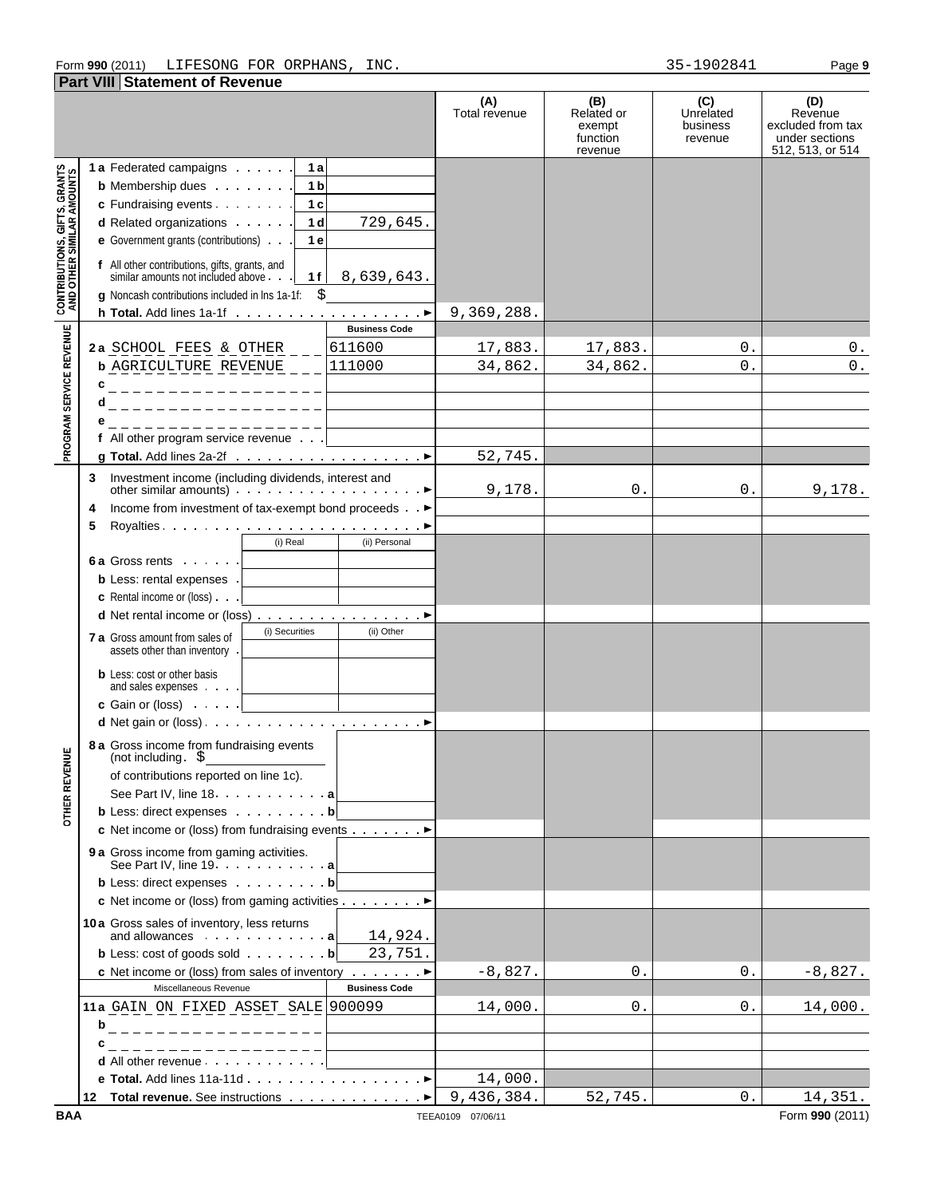Form **990** (2011) LIFESONG FOR ORPHANS, INC. 35-1902841

## Part VIII Statement of Revenue

| | | | (A) Total revenue | (B) Related or exempt function revenue | (C) Unrelated business revenue | (D) Revenue excluded from tax under sections 512, 513, or 514 |
|---|---|---|---|---|---|---|
| **CONTRIBUTIONS, GIFTS, GRANTS AND OTHER SIMILAR AMOUNTS** | **1 a** Federated campaigns | 1 a | | | | |
| | **b** Membership dues | 1 b | | | | |
| | **c** Fundraising events | 1 c | | | | |
| | **d** Related organizations | 1 d 729,645. | | | | |
| | **e** Government grants (contributions) | 1 e | | | | |
| | **f** All other contributions, gifts, grants, and similar amounts not included above | 1 f 8,639,643. | | | | |
| | **g** Noncash contributions included in lns 1a-1f: $ | | | | | |
| | **h Total.** Add lines 1a-1f | | 9,369,288. | | | |
| **PROGRAM SERVICE REVENUE** | | **Business Code** | | | | |
| | **2 a** SCHOOL FEES & OTHER | 611600 | 17,883. | 17,883. | 0. | 0. |
| | **b** AGRICULTURE REVENUE | 111000 | 34,862. | 34,862. | 0. | 0. |
| | **c** | | | | | |
| | **d** | | | | | |
| | **e** | | | | | |
| | **f** All other program service revenue | | | | | |
| | **g Total.** Add lines 2a-2f | | 52,745. | | | |
| **OTHER REVENUE** | **3** Investment income (including dividends, interest and other similar amounts) | | 9,178. | 0. | 0. | 9,178. |
| | **4** Income from investment of tax-exempt bond proceeds | | | | | |
| | **5** Royalties | | | | | |
| | | (i) Real / (ii) Personal | | | | |
| | **6 a** Gross rents | | | | | |
| | **b** Less: rental expenses | | | | | |
| | **c** Rental income or (loss) | | | | | |
| | **d** Net rental income or (loss) | | | | | |
| | **7 a** Gross amount from sales of assets other than inventory | (i) Securities / (ii) Other | | | | |
| | **b** Less: cost or other basis and sales expenses | | | | | |
| | **c** Gain or (loss) | | | | | |
| | **d** Net gain or (loss) | | | | | |
| | **8 a** Gross income from fundraising events (not including $ of contributions reported on line 1c). See Part IV, line 18 | a | | | | |
| | **b** Less: direct expenses | b | | | | |
| | **c** Net income or (loss) from fundraising events | | | | | |
| | **9 a** Gross income from gaming activities. See Part IV, line 19 | a | | | | |
| | **b** Less: direct expenses | b | | | | |
| | **c** Net income or (loss) from gaming activities | | | | | |
| | **10 a** Gross sales of inventory, less returns and allowances | a 14,924. | | | | |
| | **b** Less: cost of goods sold | b 23,751. | | | | |
| | **c** Net income or (loss) from sales of inventory | | -8,827. | 0. | 0. | -8,827. |
| | Miscellaneous Revenue | **Business Code** | | | | |
| | **11 a** GAIN ON FIXED ASSET SALE | 900099 | 14,000. | 0. | 0. | 14,000. |
| | **b** | | | | | |
| | **c** | | | | | |
| | **d** All other revenue | | | | | |
| | **e Total.** Add lines 11a-11d | | 14,000. | | | |
| | **12 Total revenue.** See instructions | | 9,436,384. | 52,745. | 0. | 14,351. |

BAA TEEA0109 07/06/11 Form **990** (2011)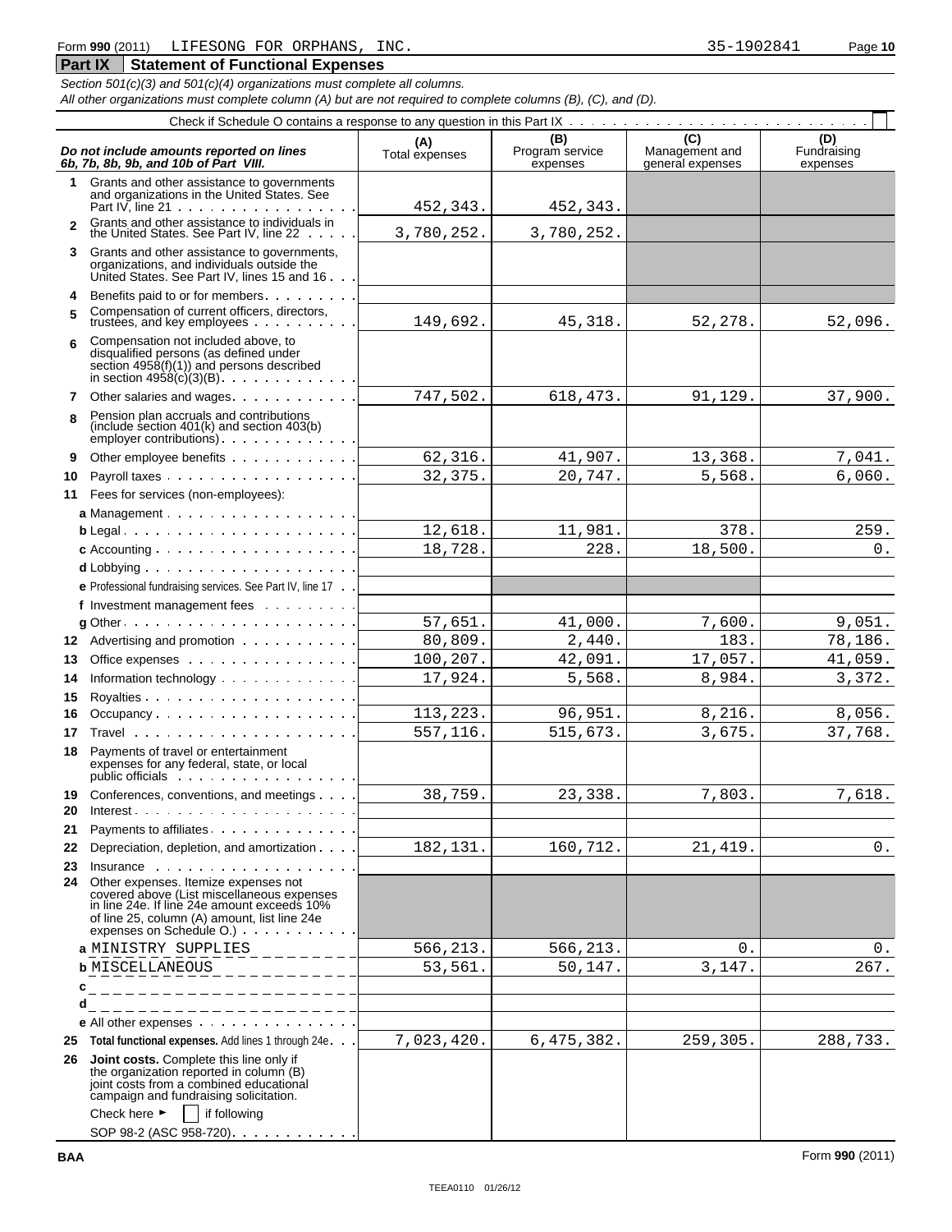Form **990** (2011) LIFESONG FOR ORPHANS, INC. 35-1902841

## Part IX Statement of Functional Expenses

*Section 501(c)(3) and 501(c)(4) organizations must complete all columns.*
*All other organizations must complete column (A) but are not required to complete columns (B), (C), and (D).*

Check if Schedule O contains a response to any question in this Part IX . . . . . . . . . . . . . . . . . . . . . . . . . . . . . ☐

| *Do not include amounts reported on lines 6b, 7b, 8b, 9b, and 10b of Part VIII.* | (A) Total expenses | (B) Program service expenses | (C) Management and general expenses | (D) Fundraising expenses |
|---|---|---|---|---|
| **1** Grants and other assistance to governments and organizations in the United States. See Part IV, line 21 | 452,343. | 452,343. | | |
| **2** Grants and other assistance to individuals in the United States. See Part IV, line 22 | 3,780,252. | 3,780,252. | | |
| **3** Grants and other assistance to governments, organizations, and individuals outside the United States. See Part IV, lines 15 and 16 | | | | |
| **4** Benefits paid to or for members | | | | |
| **5** Compensation of current officers, directors, trustees, and key employees | 149,692. | 45,318. | 52,278. | 52,096. |
| **6** Compensation not included above, to disqualified persons (as defined under section 4958(f)(1)) and persons described in section 4958(c)(3)(B) | | | | |
| **7** Other salaries and wages | 747,502. | 618,473. | 91,129. | 37,900. |
| **8** Pension plan accruals and contributions (include section 401(k) and section 403(b) employer contributions) | | | | |
| **9** Other employee benefits | 62,316. | 41,907. | 13,368. | 7,041. |
| **10** Payroll taxes | 32,375. | 20,747. | 5,568. | 6,060. |
| **11** Fees for services (non-employees): | | | | |
| **a** Management | | | | |
| **b** Legal | 12,618. | 11,981. | 378. | 259. |
| **c** Accounting | 18,728. | 228. | 18,500. | 0. |
| **d** Lobbying | | | | |
| **e** Professional fundraising services. See Part IV, line 17 | | | | |
| **f** Investment management fees | | | | |
| **g** Other | 57,651. | 41,000. | 7,600. | 9,051. |
| **12** Advertising and promotion | 80,809. | 2,440. | 183. | 78,186. |
| **13** Office expenses | 100,207. | 42,091. | 17,057. | 41,059. |
| **14** Information technology | 17,924. | 5,568. | 8,984. | 3,372. |
| **15** Royalties | | | | |
| **16** Occupancy | 113,223. | 96,951. | 8,216. | 8,056. |
| **17** Travel | 557,116. | 515,673. | 3,675. | 37,768. |
| **18** Payments of travel or entertainment expenses for any federal, state, or local public officials | | | | |
| **19** Conferences, conventions, and meetings | 38,759. | 23,338. | 7,803. | 7,618. |
| **20** Interest | | | | |
| **21** Payments to affiliates | | | | |
| **22** Depreciation, depletion, and amortization | 182,131. | 160,712. | 21,419. | 0. |
| **23** Insurance | | | | |
| **24** Other expenses. Itemize expenses not covered above (List miscellaneous expenses in line 24e. If line 24e amount exceeds 10% of line 25, column (A) amount, list line 24e expenses on Schedule O.) | | | | |
| **a** MINISTRY SUPPLIES | 566,213. | 566,213. | 0. | 0. |
| **b** MISCELLANEOUS | 53,561. | 50,147. | 3,147. | 267. |
| **c** | | | | |
| **d** | | | | |
| **e** All other expenses | | | | |
| **25** **Total functional expenses.** Add lines 1 through 24e | 7,023,420. | 6,475,382. | 259,305. | 288,733. |
| **26** **Joint costs.** Complete this line only if the organization reported in column (B) joint costs from a combined educational campaign and fundraising solicitation. Check here ► ☐ if following SOP 98-2 (ASC 958-720) | | | | |

BAA Form **990** (2011)

TEEA0110 01/26/12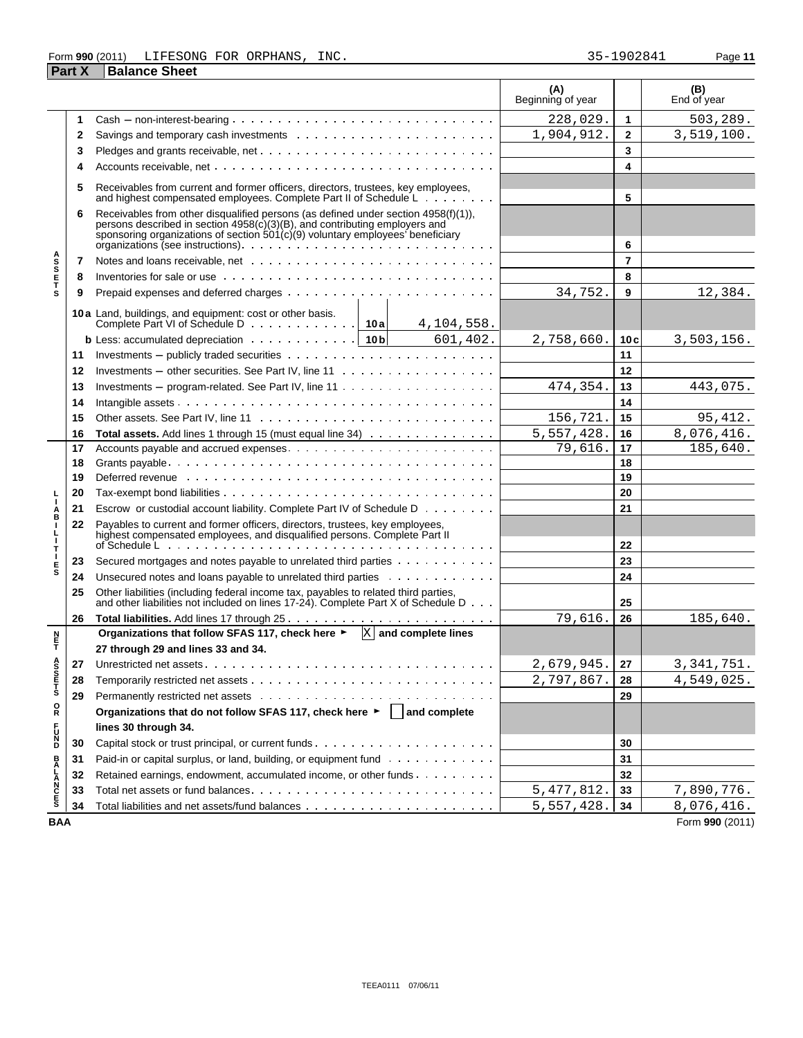Form **990** (2011) LIFESONG FOR ORPHANS, INC. 35-1902841 Page **11**

## Part X Balance Sheet

| | | | (A) Beginning of year | | (B) End of year |
|---|---|---|---|---|---|
| ASSETS | 1 | Cash – non-interest-bearing | 228,029. | 1 | 503,289. |
| | 2 | Savings and temporary cash investments | 1,904,912. | 2 | 3,519,100. |
| | 3 | Pledges and grants receivable, net | | 3 | |
| | 4 | Accounts receivable, net | | 4 | |
| | 5 | Receivables from current and former officers, directors, trustees, key employees, and highest compensated employees. Complete Part II of Schedule L | | 5 | |
| | 6 | Receivables from other disqualified persons (as defined under section 4958(f)(1)), persons described in section 4958(c)(3)(B), and contributing employers and sponsoring organizations of section 501(c)(9) voluntary employees' beneficiary organizations (see instructions) | | 6 | |
| | 7 | Notes and loans receivable, net | | 7 | |
| | 8 | Inventories for sale or use | | 8 | |
| | 9 | Prepaid expenses and deferred charges | 34,752. | 9 | 12,384. |
| | 10a | Land, buildings, and equipment: cost or other basis. Complete Part VI of Schedule D — 10a: 4,104,558. | | | |
| | b | Less: accumulated depreciation — 10b: 601,402. | 2,758,660. | 10c | 3,503,156. |
| | 11 | Investments – publicly traded securities | | 11 | |
| | 12 | Investments – other securities. See Part IV, line 11 | | 12 | |
| | 13 | Investments – program-related. See Part IV, line 11 | 474,354. | 13 | 443,075. |
| | 14 | Intangible assets | | 14 | |
| | 15 | Other assets. See Part IV, line 11 | 156,721. | 15 | 95,412. |
| | 16 | **Total assets.** Add lines 1 through 15 (must equal line 34) | 5,557,428. | 16 | 8,076,416. |
| LIABILITIES | 17 | Accounts payable and accrued expenses | 79,616. | 17 | 185,640. |
| | 18 | Grants payable | | 18 | |
| | 19 | Deferred revenue | | 19 | |
| | 20 | Tax-exempt bond liabilities | | 20 | |
| | 21 | Escrow or custodial account liability. Complete Part IV of Schedule D | | 21 | |
| | 22 | Payables to current and former officers, directors, trustees, key employees, highest compensated employees, and disqualified persons. Complete Part II of Schedule L | | 22 | |
| | 23 | Secured mortgages and notes payable to unrelated third parties | | 23 | |
| | 24 | Unsecured notes and loans payable to unrelated third parties | | 24 | |
| | 25 | Other liabilities (including federal income tax, payables to related third parties, and other liabilities not included on lines 17-24). Complete Part X of Schedule D | | 25 | |
| | 26 | **Total liabilities.** Add lines 17 through 25 | 79,616. | 26 | 185,640. |
| NET ASSETS OR FUND BALANCES | | **Organizations that follow SFAS 117, check here ►** [X] **and complete lines 27 through 29 and lines 33 and 34.** | | | |
| | 27 | Unrestricted net assets | 2,679,945. | 27 | 3,341,751. |
| | 28 | Temporarily restricted net assets | 2,797,867. | 28 | 4,549,025. |
| | 29 | Permanently restricted net assets | | 29 | |
| | | **Organizations that do not follow SFAS 117, check here ►** [ ] **and complete lines 30 through 34.** | | | |
| | 30 | Capital stock or trust principal, or current funds | | 30 | |
| | 31 | Paid-in or capital surplus, or land, building, or equipment fund | | 31 | |
| | 32 | Retained earnings, endowment, accumulated income, or other funds | | 32 | |
| | 33 | Total net assets or fund balances | 5,477,812. | 33 | 7,890,776. |
| | 34 | Total liabilities and net assets/fund balances | 5,557,428. | 34 | 8,076,416. |

BAA Form **990** (2011)

TEEA0111 07/06/11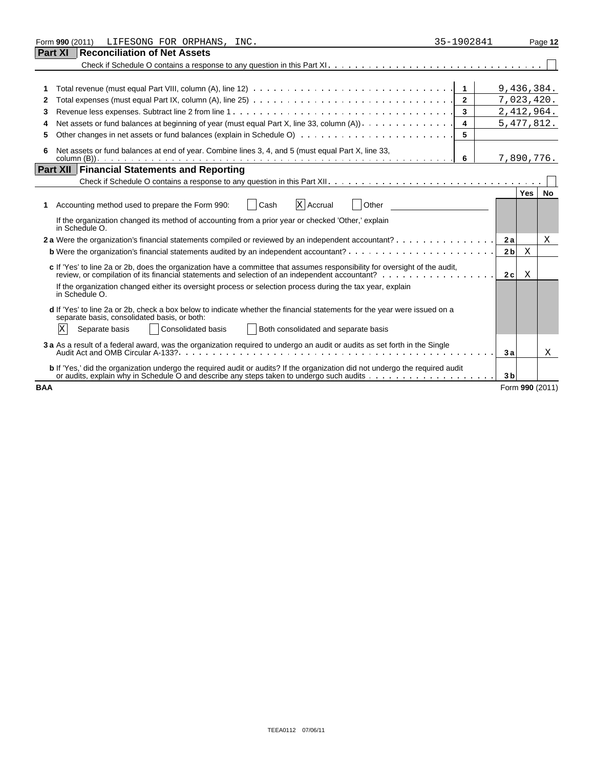Form 990 (2011) LIFESONG FOR ORPHANS, INC. 35-1902841

## Part XI Reconciliation of Net Assets

Check if Schedule O contains a response to any question in this Part XI . . . . . . . . ☐

| | | | |
|---|---|---|---|
| 1 | Total revenue (must equal Part VIII, column (A), line 12) | 1 | 9,436,384. |
| 2 | Total expenses (must equal Part IX, column (A), line 25) | 2 | 7,023,420. |
| 3 | Revenue less expenses. Subtract line 2 from line 1 | 3 | 2,412,964. |
| 4 | Net assets or fund balances at beginning of year (must equal Part X, line 33, column (A)) | 4 | 5,477,812. |
| 5 | Other changes in net assets or fund balances (explain in Schedule O) | 5 | |
| 6 | Net assets or fund balances at end of year. Combine lines 3, 4, and 5 (must equal Part X, line 33, column (B)) | 6 | 7,890,776. |

## Part XII Financial Statements and Reporting

Check if Schedule O contains a response to any question in this Part XII . . . . . . . . ☐

| | | | Yes | No |
|---|---|---|---|---|
| 1 | Accounting method used to prepare the Form 990: ☐ Cash ☒ Accrual ☐ Other ______ <br> If the organization changed its method of accounting from a prior year or checked 'Other,' explain in Schedule O. | | | |
| 2a | Were the organization's financial statements compiled or reviewed by an independent accountant? | 2a | | X |
| b | Were the organization's financial statements audited by an independent accountant? | 2b | X | |
| c | If 'Yes' to line 2a or 2b, does the organization have a committee that assumes responsibility for oversight of the audit, review, or compilation of its financial statements and selection of an independent accountant? <br> If the organization changed either its oversight process or selection process during the tax year, explain in Schedule O. | 2c | X | |
| d | If 'Yes' to line 2a or 2b, check a box below to indicate whether the financial statements for the year were issued on a separate basis, consolidated basis, or both: <br> ☒ Separate basis ☐ Consolidated basis ☐ Both consolidated and separate basis | | | |
| 3a | As a result of a federal award, was the organization required to undergo an audit or audits as set forth in the Single Audit Act and OMB Circular A-133? | 3a | | X |
| b | If 'Yes,' did the organization undergo the required audit or audits? If the organization did not undergo the required audit or audits, explain why in Schedule O and describe any steps taken to undergo such audits | 3b | | |

BAA Form 990 (2011)

TEEA0112 07/06/11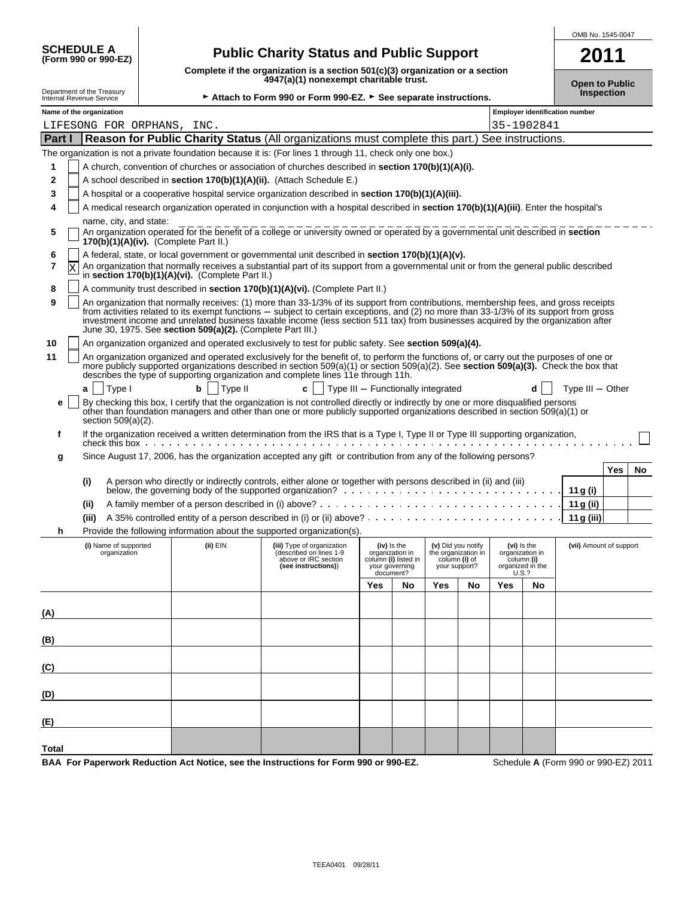OMB No. 1545-0047

**SCHEDULE A**
**(Form 990 or 990-EZ)**

Department of the Treasury
Internal Revenue Service

# Public Charity Status and Public Support

**Complete if the organization is a section 501(c)(3) organization or a section 4947(a)(1) nonexempt charitable trust.**

► **Attach to Form 990 or Form 990-EZ.** ► **See separate instructions.**

**2011**

**Open to Public Inspection**

**Name of the organization**
LIFESONG FOR ORPHANS, INC.

**Employer identification number**
35-1902841

## Part I Reason for Public Charity Status (All organizations must complete this part.) See instructions.

The organization is not a private foundation because it is: (For lines 1 through 11, check only one box.)

1. [ ] A church, convention of churches or association of churches described in **section 170(b)(1)(A)(i).**
2. [ ] A school described in **section 170(b)(1)(A)(ii).** (Attach Schedule E.)
3. [ ] A hospital or a cooperative hospital service organization described in **section 170(b)(1)(A)(iii).**
4. [ ] A medical research organization operated in conjunction with a hospital described in **section 170(b)(1)(A)(iii)**. Enter the hospital's name, city, and state:
5. [ ] An organization operated for the benefit of a college or university owned or operated by a governmental unit described in **section 170(b)(1)(A)(iv).** (Complete Part II.)
6. [ ] A federal, state, or local government or governmental unit described in **section 170(b)(1)(A)(v).**
7. [X] An organization that normally receives a substantial part of its support from a governmental unit or from the general public described in **section 170(b)(1)(A)(vi).** (Complete Part II.)
8. [ ] A community trust described in **section 170(b)(1)(A)(vi).** (Complete Part II.)
9. [ ] An organization that normally receives: (1) more than 33-1/3% of its support from contributions, membership fees, and gross receipts from activities related to its exempt functions – subject to certain exceptions, and (2) no more than 33-1/3% of its support from gross investment income and unrelated business taxable income (less section 511 tax) from businesses acquired by the organization after June 30, 1975. See **section 509(a)(2).** (Complete Part III.)
10. [ ] An organization organized and operated exclusively to test for public safety. See **section 509(a)(4).**
11. [ ] An organization organized and operated exclusively for the benefit of, to perform the functions of, or carry out the purposes of one or more publicly supported organizations described in section 509(a)(1) or section 509(a)(2). See **section 509(a)(3).** Check the box that describes the type of supporting organization and complete lines 11e through 11h.
   - **a** [ ] Type I  **b** [ ] Type II  **c** [ ] Type III – Functionally integrated  **d** [ ] Type III – Other
   - **e** [ ] By checking this box, I certify that the organization is not controlled directly or indirectly by one or more disqualified persons other than foundation managers and other than one or more publicly supported organizations described in section 509(a)(1) or section 509(a)(2).
   - **f** If the organization received a written determination from the IRS that is a Type I, Type II or Type III supporting organization, check this box [ ]
   - **g** Since August 17, 2006, has the organization accepted any gift or contribution from any of the following persons?

| | | | Yes | No |
|---|---|---|---|---|
| (i) | A person who directly or indirectly controls, either alone or together with persons described in (ii) and (iii) below, the governing body of the supported organization? | 11g (i) | | |
| (ii) | A family member of a person described in (i) above? | 11g (ii) | | |
| (iii) | A 35% controlled entity of a person described in (i) or (ii) above? | 11g (iii) | | |

**h** Provide the following information about the supported organization(s).

| (i) Name of supported organization | (ii) EIN | (iii) Type of organization (described on lines 1-9 above or IRC section (see instructions)) | (iv) Is the organization in column (i) listed in your governing document? Yes | No | (v) Did you notify the organization in column (i) of your support? Yes | No | (vi) Is the organization in column (i) organized in the U.S.? Yes | No | (vii) Amount of support |
|---|---|---|---|---|---|---|---|---|---|
| (A) | | | | | | | | | |
| (B) | | | | | | | | | |
| (C) | | | | | | | | | |
| (D) | | | | | | | | | |
| (E) | | | | | | | | | |
| Total | | | | | | | | | |

**BAA For Paperwork Reduction Act Notice, see the Instructions for Form 990 or 990-EZ.** Schedule **A** (Form 990 or 990-EZ) 2011

TEEA0401 09/28/11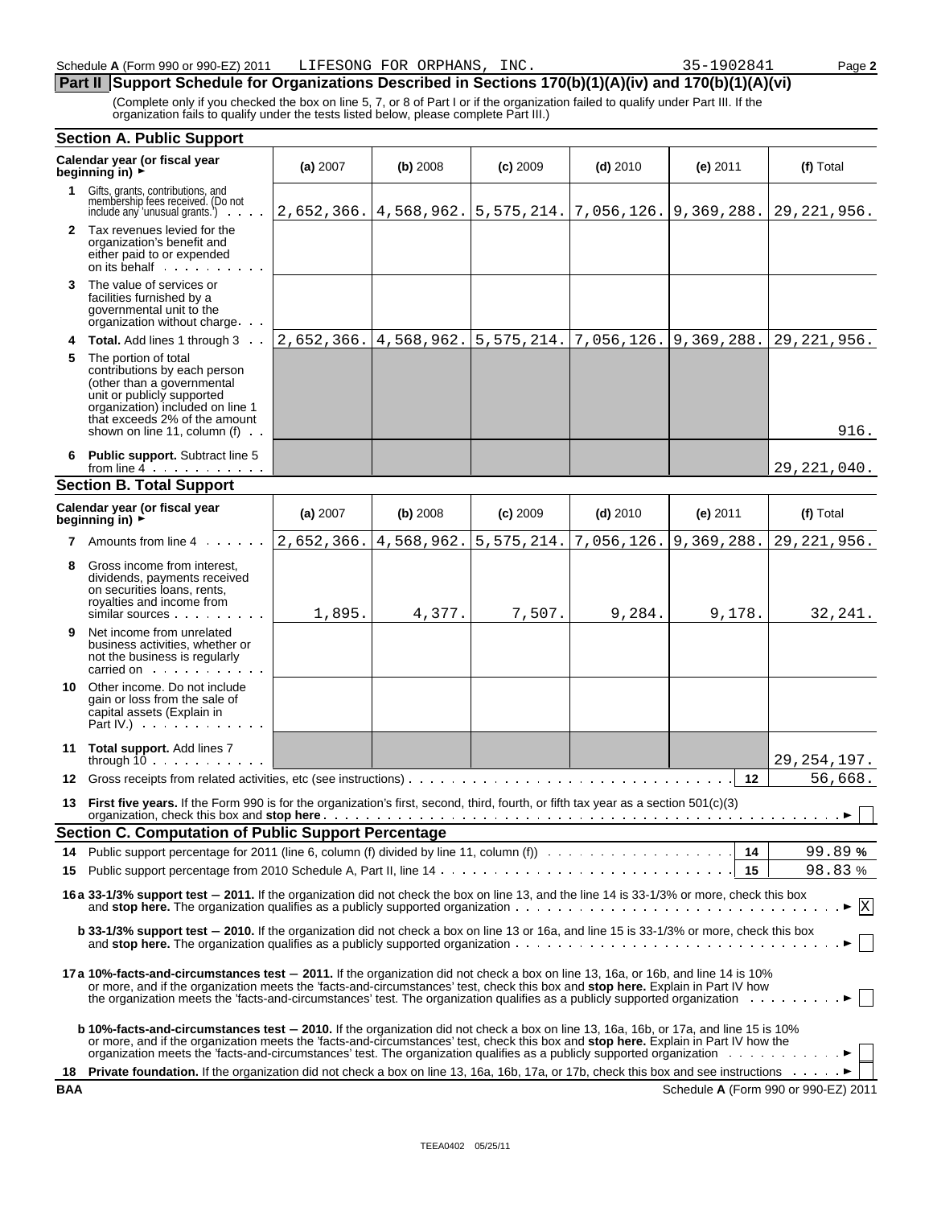Schedule **A** (Form 990 or 990-EZ) 2011 LIFESONG FOR ORPHANS, INC. 35-1902841 Page **2**

## Part II Support Schedule for Organizations Described in Sections 170(b)(1)(A)(iv) and 170(b)(1)(A)(vi)

(Complete only if you checked the box on line 5, 7, or 8 of Part I or if the organization failed to qualify under Part III. If the organization fails to qualify under the tests listed below, please complete Part III.)

### Section A. Public Support

| Calendar year (or fiscal year beginning in) ► | (a) 2007 | (b) 2008 | (c) 2009 | (d) 2010 | (e) 2011 | (f) Total |
|---|---|---|---|---|---|---|
| **1** Gifts, grants, contributions, and membership fees received. (Do not include any 'unusual grants.') | 2,652,366. | 4,568,962. | 5,575,214. | 7,056,126. | 9,369,288. | 29,221,956. |
| **2** Tax revenues levied for the organization's benefit and either paid to or expended on its behalf | | | | | | |
| **3** The value of services or facilities furnished by a governmental unit to the organization without charge | | | | | | |
| **4** **Total.** Add lines 1 through 3 | 2,652,366. | 4,568,962. | 5,575,214. | 7,056,126. | 9,369,288. | 29,221,956. |
| **5** The portion of total contributions by each person (other than a governmental unit or publicly supported organization) included on line 1 that exceeds 2% of the amount shown on line 11, column (f) | | | | | | 916. |
| **6** **Public support.** Subtract line 5 from line 4 | | | | | | 29,221,040. |

### Section B. Total Support

| Calendar year (or fiscal year beginning in) ► | (a) 2007 | (b) 2008 | (c) 2009 | (d) 2010 | (e) 2011 | (f) Total |
|---|---|---|---|---|---|---|
| **7** Amounts from line 4 | 2,652,366. | 4,568,962. | 5,575,214. | 7,056,126. | 9,369,288. | 29,221,956. |
| **8** Gross income from interest, dividends, payments received on securities loans, rents, royalties and income from similar sources | 1,895. | 4,377. | 7,507. | 9,284. | 9,178. | 32,241. |
| **9** Net income from unrelated business activities, whether or not the business is regularly carried on | | | | | | |
| **10** Other income. Do not include gain or loss from the sale of capital assets (Explain in Part IV.) | | | | | | |
| **11** **Total support.** Add lines 7 through 10 | | | | | | 29,254,197. |

**12** Gross receipts from related activities, etc (see instructions) — **12** — 56,668.

**13** **First five years.** If the Form 990 is for the organization's first, second, third, fourth, or fifth tax year as a section 501(c)(3) organization, check this box and **stop here** ► ☐

### Section C. Computation of Public Support Percentage

**14** Public support percentage for 2011 (line 6, column (f) divided by line 11, column (f)) — **14** — 99.89 %

**15** Public support percentage from 2010 Schedule A, Part II, line 14 — **15** — 98.83 %

**16a 33-1/3% support test – 2011.** If the organization did not check the box on line 13, and the line 14 is 33-1/3% or more, check this box and **stop here.** The organization qualifies as a publicly supported organization ► ☒

**b 33-1/3% support test – 2010.** If the organization did not check a box on line 13 or 16a, and line 15 is 33-1/3% or more, check this box and **stop here.** The organization qualifies as a publicly supported organization ► ☐

**17a 10%-facts-and-circumstances test – 2011.** If the organization did not check a box on line 13, 16a, or 16b, and line 14 is 10% or more, and if the organization meets the 'facts-and-circumstances' test, check this box and **stop here.** Explain in Part IV how the organization meets the 'facts-and-circumstances' test. The organization qualifies as a publicly supported organization ► ☐

**b 10%-facts-and-circumstances test – 2010.** If the organization did not check a box on line 13, 16a, 16b, or 17a, and line 15 is 10% or more, and if the organization meets the 'facts-and-circumstances' test, check this box and **stop here.** Explain in Part IV how the organization meets the 'facts-and-circumstances' test. The organization qualifies as a publicly supported organization ► ☐

**18** **Private foundation.** If the organization did not check a box on line 13, 16a, 16b, 17a, or 17b, check this box and see instructions ► ☐

BAA Schedule **A** (Form 990 or 990-EZ) 2011

TEEA0402 05/25/11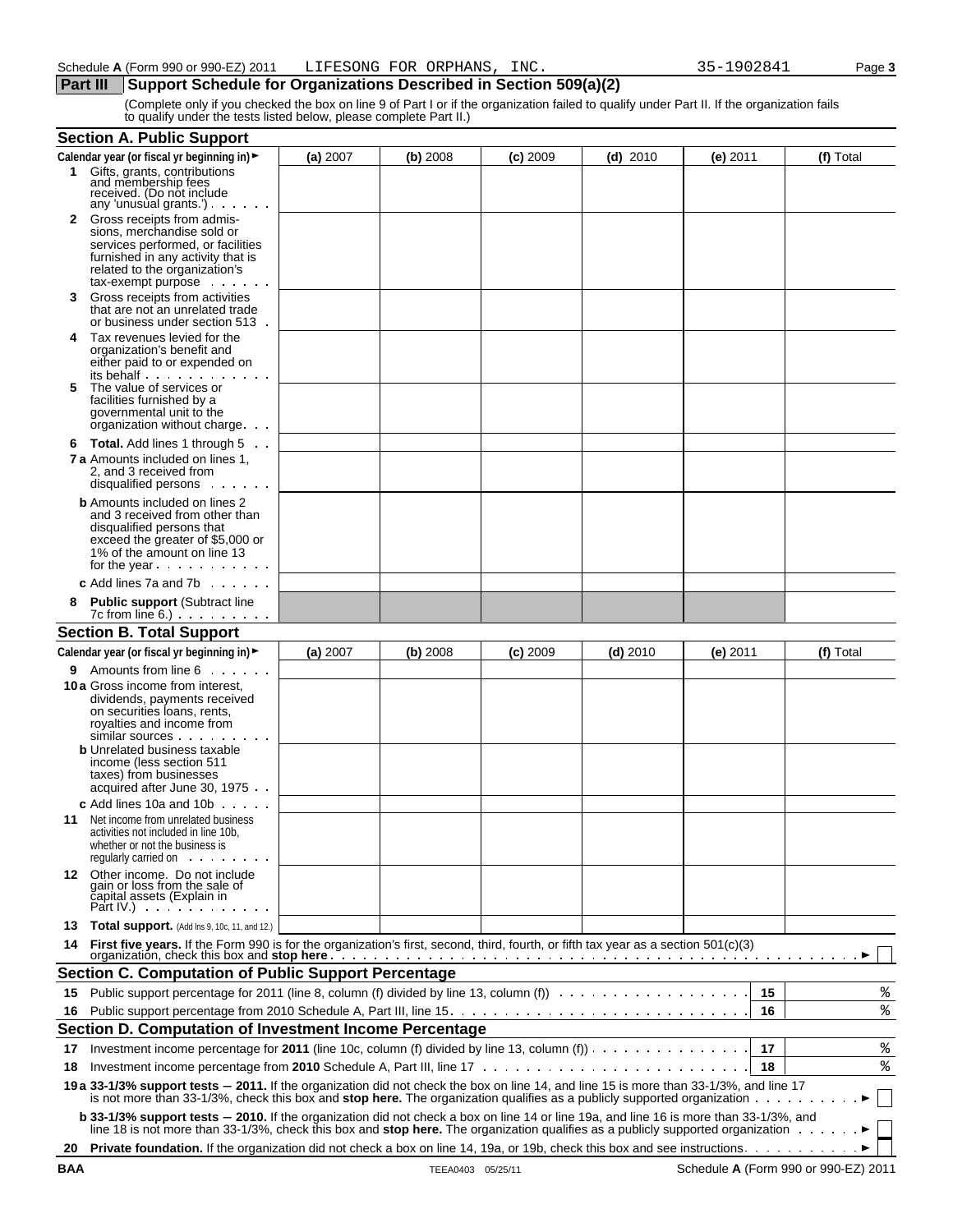Schedule A (Form 990 or 990-EZ) 2011 LIFESONG FOR ORPHANS, INC. 35-1902841 Page 3

## Part III Support Schedule for Organizations Described in Section 509(a)(2)

(Complete only if you checked the box on line 9 of Part I or if the organization failed to qualify under Part II. If the organization fails to qualify under the tests listed below, please complete Part II.)

### Section A. Public Support

| Calendar year (or fiscal yr beginning in) ► | (a) 2007 | (b) 2008 | (c) 2009 | (d) 2010 | (e) 2011 | (f) Total |
|---|---|---|---|---|---|---|
| **1** Gifts, grants, contributions and membership fees received. (Do not include any 'unusual grants.') | | | | | | |
| **2** Gross receipts from admissions, merchandise sold or services performed, or facilities furnished in any activity that is related to the organization's tax-exempt purpose | | | | | | |
| **3** Gross receipts from activities that are not an unrelated trade or business under section 513 | | | | | | |
| **4** Tax revenues levied for the organization's benefit and either paid to or expended on its behalf | | | | | | |
| **5** The value of services or facilities furnished by a governmental unit to the organization without charge | | | | | | |
| **6 Total.** Add lines 1 through 5 | | | | | | |
| **7a** Amounts included on lines 1, 2, and 3 received from disqualified persons | | | | | | |
| **b** Amounts included on lines 2 and 3 received from other than disqualified persons that exceed the greater of \$5,000 or 1% of the amount on line 13 for the year | | | | | | |
| **c** Add lines 7a and 7b | | | | | | |
| **8 Public support** (Subtract line 7c from line 6.) | | | | | | |

### Section B. Total Support

| Calendar year (or fiscal yr beginning in) ► | (a) 2007 | (b) 2008 | (c) 2009 | (d) 2010 | (e) 2011 | (f) Total |
|---|---|---|---|---|---|---|
| **9** Amounts from line 6 | | | | | | |
| **10a** Gross income from interest, dividends, payments received on securities loans, rents, royalties and income from similar sources | | | | | | |
| **b** Unrelated business taxable income (less section 511 taxes) from businesses acquired after June 30, 1975 | | | | | | |
| **c** Add lines 10a and 10b | | | | | | |
| **11** Net income from unrelated business activities not included in line 10b, whether or not the business is regularly carried on | | | | | | |
| **12** Other income. Do not include gain or loss from the sale of capital assets (Explain in Part IV.) | | | | | | |
| **13 Total support.** (Add lns 9, 10c, 11, and 12.) | | | | | | |

**14 First five years.** If the Form 990 is for the organization's first, second, third, fourth, or fifth tax year as a section 501(c)(3) organization, check this box and **stop here** ► ☐

### Section C. Computation of Public Support Percentage

| | | | |
|---|---|---|---|
| **15** | Public support percentage for 2011 (line 8, column (f) divided by line 13, column (f)) | 15 | % |
| **16** | Public support percentage from 2010 Schedule A, Part III, line 15 | 16 | % |

### Section D. Computation of Investment Income Percentage

| | | | |
|---|---|---|---|
| **17** | Investment income percentage for **2011** (line 10c, column (f) divided by line 13, column (f)) | 17 | % |
| **18** | Investment income percentage from **2010** Schedule A, Part III, line 17 | 18 | % |

**19a 33-1/3% support tests — 2011.** If the organization did not check the box on line 14, and line 15 is more than 33-1/3%, and line 17 is not more than 33-1/3%, check this box and **stop here.** The organization qualifies as a publicly supported organization ► ☐

**b 33-1/3% support tests — 2010.** If the organization did not check a box on line 14 or line 19a, and line 16 is more than 33-1/3%, and line 18 is not more than 33-1/3%, check this box and **stop here.** The organization qualifies as a publicly supported organization ► ☐

**20 Private foundation.** If the organization did not check a box on line 14, 19a, or 19b, check this box and see instructions ► ☐

BAA TEEA0403 05/25/11 Schedule A (Form 990 or 990-EZ) 2011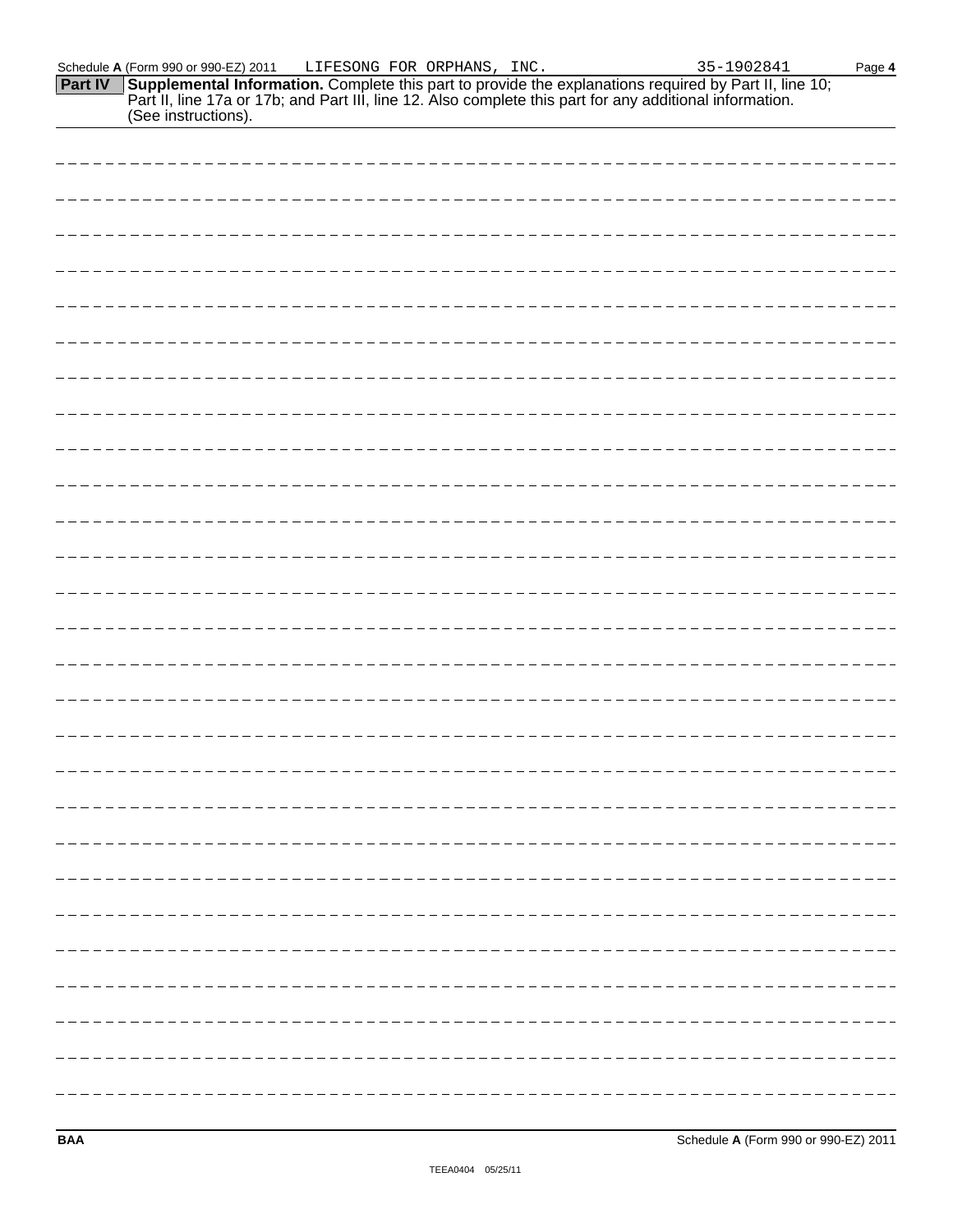Schedule A (Form 990 or 990-EZ) 2011 LIFESONG FOR ORPHANS, INC. 35-1902841

**Part IV** **Supplemental Information.** Complete this part to provide the explanations required by Part II, line 10; Part II, line 17a or 17b; and Part III, line 12. Also complete this part for any additional information. (See instructions).

**BAA** Schedule **A** (Form 990 or 990-EZ) 2011

TEEA0404 05/25/11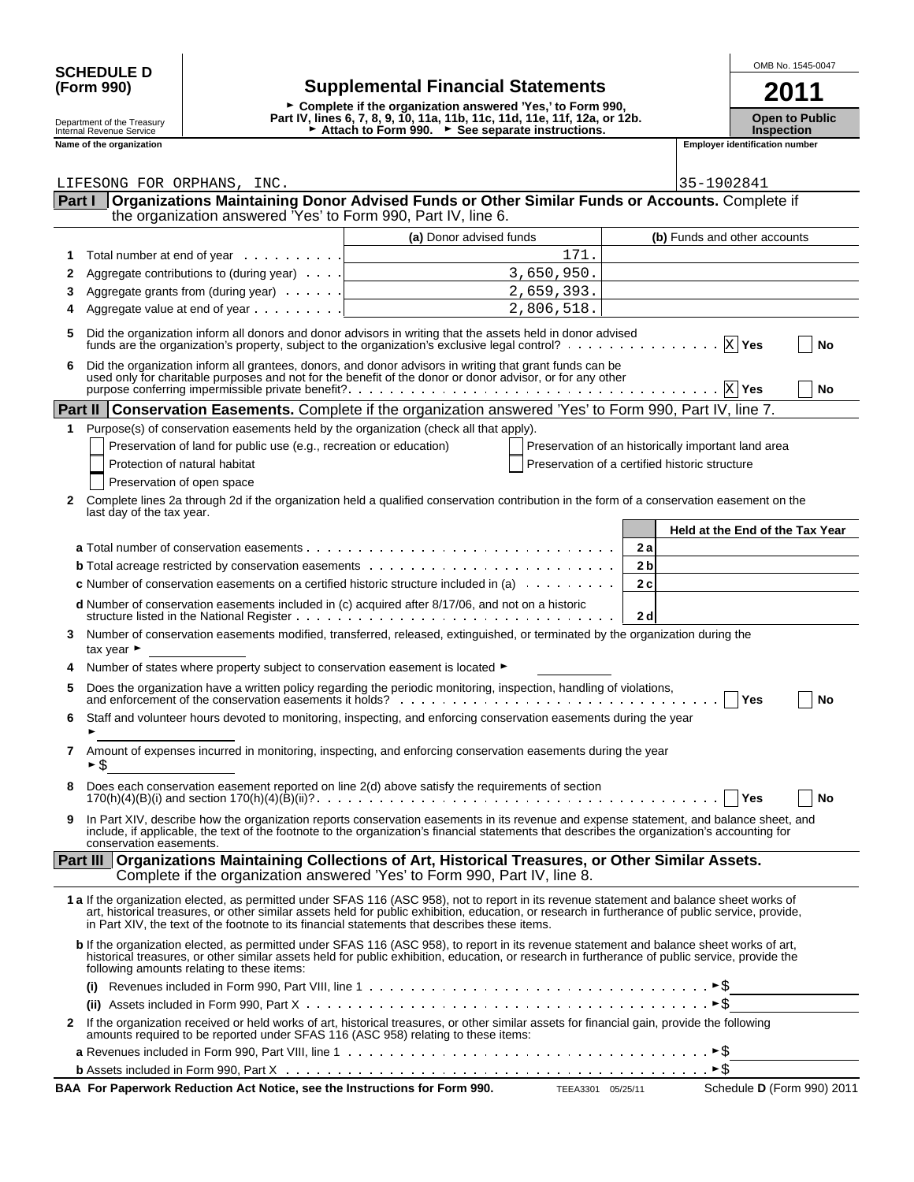**SCHEDULE D (Form 990)**

Department of the Treasury
Internal Revenue Service

# Supplemental Financial Statements

► Complete if the organization answered 'Yes,' to Form 990, Part IV, lines 6, 7, 8, 9, 10, 11a, 11b, 11c, 11d, 11e, 11f, 12a, or 12b.
► Attach to Form 990. ► See separate instructions.

OMB No. 1545-0047

**2011**

**Open to Public Inspection**

**Name of the organization:** LIFESONG FOR ORPHANS, INC.

**Employer identification number:** 35-1902841

## Part I Organizations Maintaining Donor Advised Funds or Other Similar Funds or Accounts.

Complete if the organization answered 'Yes' to Form 990, Part IV, line 6.

| | | (a) Donor advised funds | (b) Funds and other accounts |
|---|---|---|---|
| 1 | Total number at end of year | 171. | |
| 2 | Aggregate contributions to (during year) | 3,650,950. | |
| 3 | Aggregate grants from (during year) | 2,659,393. | |
| 4 | Aggregate value at end of year | 2,806,518. | |

5 Did the organization inform all donors and donor advisors in writing that the assets held in donor advised funds are the organization's property, subject to the organization's exclusive legal control? [X] Yes [ ] No

6 Did the organization inform all grantees, donors, and donor advisors in writing that grant funds can be used only for charitable purposes and not for the benefit of the donor or donor advisor, or for any other purpose conferring impermissible private benefit? [X] Yes [ ] No

## Part II Conservation Easements.

Complete if the organization answered 'Yes' to Form 990, Part IV, line 7.

1 Purpose(s) of conservation easements held by the organization (check all that apply).

- [ ] Preservation of land for public use (e.g., recreation or education)
- [ ] Preservation of an historically important land area
- [ ] Protection of natural habitat
- [ ] Preservation of a certified historic structure
- [ ] Preservation of open space

2 Complete lines 2a through 2d if the organization held a qualified conservation contribution in the form of a conservation easement on the last day of the tax year.

| | | Held at the End of the Tax Year |
|---|---|---|
| **a** Total number of conservation easements | 2a | |
| **b** Total acreage restricted by conservation easements | 2b | |
| **c** Number of conservation easements on a certified historic structure included in (a) | 2c | |
| **d** Number of conservation easements included in (c) acquired after 8/17/06, and not on a historic structure listed in the National Register | 2d | |

3 Number of conservation easements modified, transferred, released, extinguished, or terminated by the organization during the tax year ►

4 Number of states where property subject to conservation easement is located ►

5 Does the organization have a written policy regarding the periodic monitoring, inspection, handling of violations, and enforcement of the conservation easements it holds? [ ] Yes [ ] No

6 Staff and volunteer hours devoted to monitoring, inspecting, and enforcing conservation easements during the year ►

7 Amount of expenses incurred in monitoring, inspecting, and enforcing conservation easements during the year ► $

8 Does each conservation easement reported on line 2(d) above satisfy the requirements of section 170(h)(4)(B)(i) and section 170(h)(4)(B)(ii)? [ ] Yes [ ] No

9 In Part XIV, describe how the organization reports conservation easements in its revenue and expense statement, and balance sheet, and include, if applicable, the text of the footnote to the organization's financial statements that describes the organization's accounting for conservation easements.

## Part III Organizations Maintaining Collections of Art, Historical Treasures, or Other Similar Assets.

Complete if the organization answered 'Yes' to Form 990, Part IV, line 8.

**1a** If the organization elected, as permitted under SFAS 116 (ASC 958), not to report in its revenue statement and balance sheet works of art, historical treasures, or other similar assets held for public exhibition, education, or research in furtherance of public service, provide, in Part XIV, the text of the footnote to its financial statements that describes these items.

**b** If the organization elected, as permitted under SFAS 116 (ASC 958), to report in its revenue statement and balance sheet works of art, historical treasures, or other similar assets held for public exhibition, education, or research in furtherance of public service, provide the following amounts relating to these items:

(i) Revenues included in Form 990, Part VIII, line 1 ► $

(ii) Assets included in Form 990, Part X ► $

2 If the organization received or held works of art, historical treasures, or other similar assets for financial gain, provide the following amounts required to be reported under SFAS 116 (ASC 958) relating to these items:

**a** Revenues included in Form 990, Part VIII, line 1 ► $

**b** Assets included in Form 990, Part X ► $

BAA For Paperwork Reduction Act Notice, see the Instructions for Form 990. TEEA3301 05/25/11 Schedule D (Form 990) 2011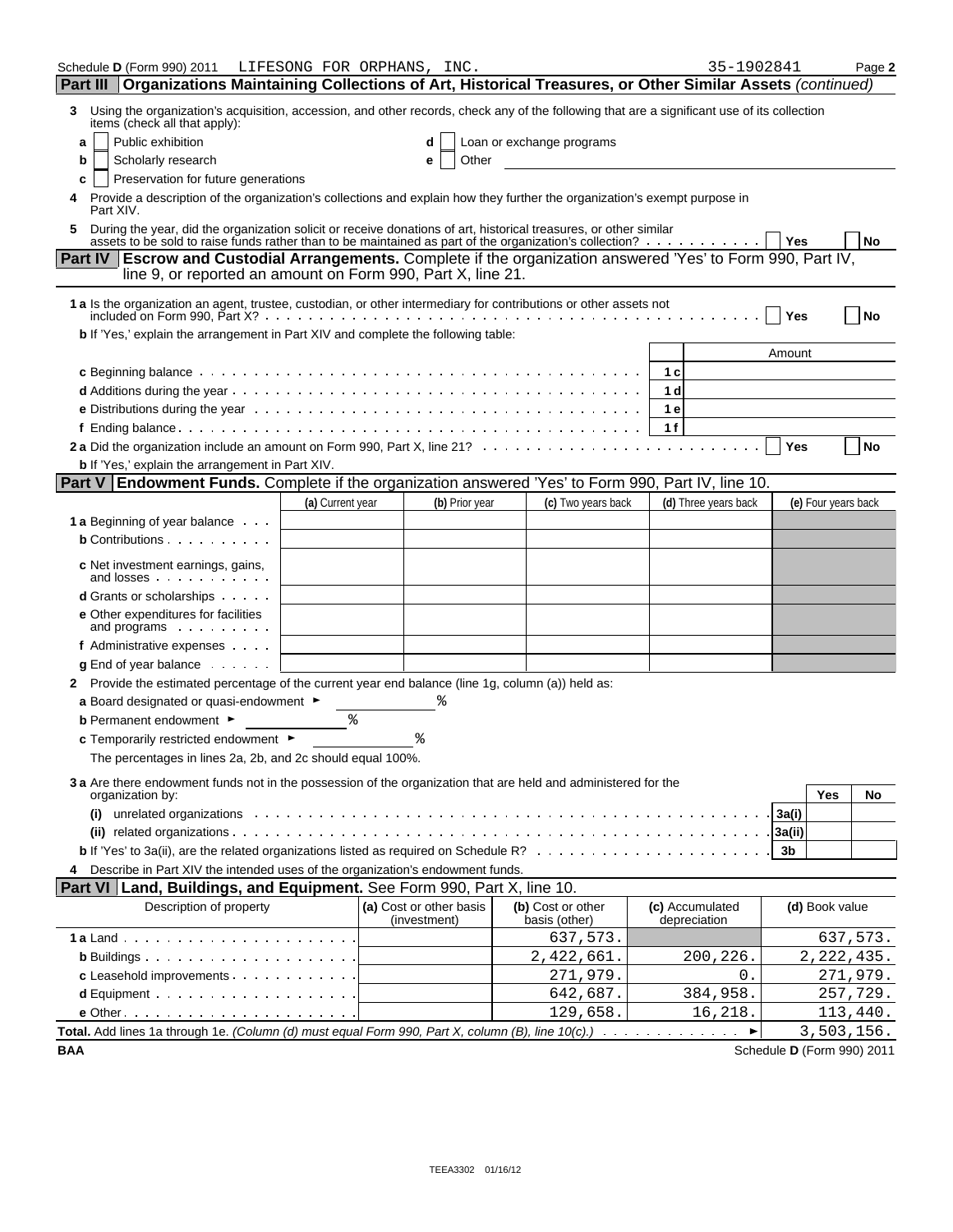Schedule D (Form 990) 2011 LIFESONG FOR ORPHANS, INC. 35-1902841 Page 2

## Part III Organizations Maintaining Collections of Art, Historical Treasures, or Other Similar Assets *(continued)*

3 Using the organization's acquisition, accession, and other records, check any of the following that are a significant use of its collection items (check all that apply):

- a ☐ Public exhibition
- b ☐ Scholarly research
- c ☐ Preservation for future generations
- d ☐ Loan or exchange programs
- e ☐ Other

4 Provide a description of the organization's collections and explain how they further the organization's exempt purpose in Part XIV.

5 During the year, did the organization solicit or receive donations of art, historical treasures, or other similar assets to be sold to raise funds rather than to be maintained as part of the organization's collection? ☐ Yes ☐ No

## Part IV Escrow and Custodial Arrangements. Complete if the organization answered 'Yes' to Form 990, Part IV, line 9, or reported an amount on Form 990, Part X, line 21.

1 a Is the organization an agent, trustee, custodian, or other intermediary for contributions or other assets not included on Form 990, Part X? ☐ Yes ☐ No

b If 'Yes,' explain the arrangement in Part XIV and complete the following table:

| | | Amount |
|---|---|---|
| c Beginning balance | 1c | |
| d Additions during the year | 1d | |
| e Distributions during the year | 1e | |
| f Ending balance | 1f | |

2 a Did the organization include an amount on Form 990, Part X, line 21? ☐ Yes ☐ No

b If 'Yes,' explain the arrangement in Part XIV.

## Part V Endowment Funds. Complete if the organization answered 'Yes' to Form 990, Part IV, line 10.

| | (a) Current year | (b) Prior year | (c) Two years back | (d) Three years back | (e) Four years back |
|---|---|---|---|---|---|
| 1 a Beginning of year balance | | | | | |
| b Contributions | | | | | |
| c Net investment earnings, gains, and losses | | | | | |
| d Grants or scholarships | | | | | |
| e Other expenditures for facilities and programs | | | | | |
| f Administrative expenses | | | | | |
| g End of year balance | | | | | |

2 Provide the estimated percentage of the current year end balance (line 1g, column (a)) held as:

a Board designated or quasi-endowment ► %

b Permanent endowment ► %

c Temporarily restricted endowment ► %

The percentages in lines 2a, 2b, and 2c should equal 100%.

3 a Are there endowment funds not in the possession of the organization that are held and administered for the organization by:

| | | Yes | No |
|---|---|---|---|
| (i) unrelated organizations | 3a(i) | | |
| (ii) related organizations | 3a(ii) | | |
| b If 'Yes' to 3a(ii), are the related organizations listed as required on Schedule R? | 3b | | |

4 Describe in Part XIV the intended uses of the organization's endowment funds.

## Part VI Land, Buildings, and Equipment. See Form 990, Part X, line 10.

| Description of property | (a) Cost or other basis (investment) | (b) Cost or other basis (other) | (c) Accumulated depreciation | (d) Book value |
|---|---|---|---|---|
| 1 a Land | | 637,573. | | 637,573. |
| b Buildings | | 2,422,661. | 200,226. | 2,222,435. |
| c Leasehold improvements | | 271,979. | 0. | 271,979. |
| d Equipment | | 642,687. | 384,958. | 257,729. |
| e Other | | 129,658. | 16,218. | 113,440. |
| **Total.** Add lines 1a through 1e. *(Column (d) must equal Form 990, Part X, column (B), line 10(c).)* ► | | | | 3,503,156. |

BAA Schedule D (Form 990) 2011

TEEA3302 01/16/12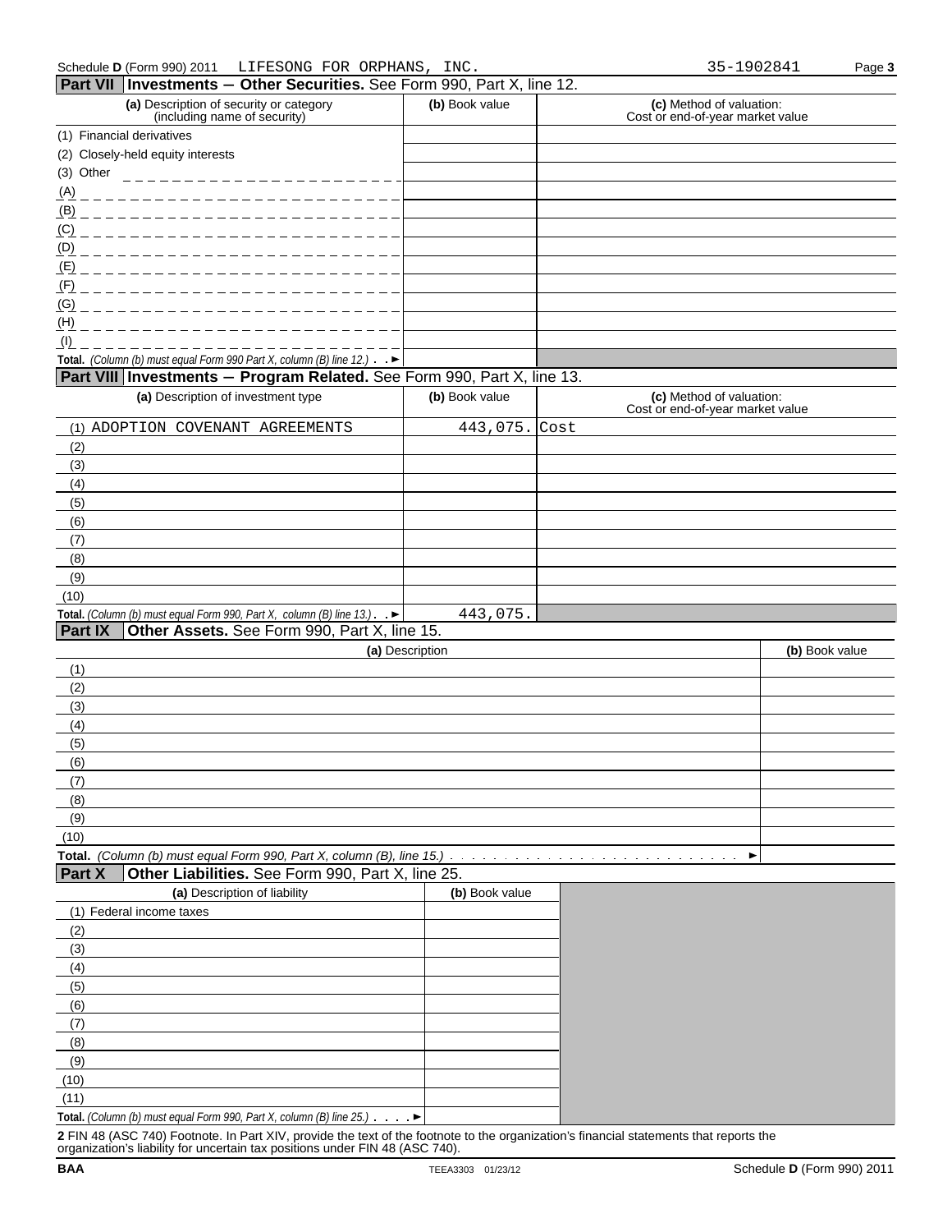Schedule D (Form 990) 2011 LIFESONG FOR ORPHANS, INC. 35-1902841

## Part VII Investments — Other Securities. See Form 990, Part X, line 12.

| (a) Description of security or category (including name of security) | (b) Book value | (c) Method of valuation: Cost or end-of-year market value |
|---|---|---|
| (1) Financial derivatives | | |
| (2) Closely-held equity interests | | |
| (3) Other | | |
| (A) | | |
| (B) | | |
| (C) | | |
| (D) | | |
| (E) | | |
| (F) | | |
| (G) | | |
| (H) | | |
| (I) | | |
| **Total.** *(Column (b) must equal Form 990 Part X, column (B) line 12.)* ► | | |

## Part VIII Investments — Program Related. See Form 990, Part X, line 13.

| (a) Description of investment type | (b) Book value | (c) Method of valuation: Cost or end-of-year market value |
|---|---|---|
| (1) ADOPTION COVENANT AGREEMENTS | 443,075. | Cost |
| (2) | | |
| (3) | | |
| (4) | | |
| (5) | | |
| (6) | | |
| (7) | | |
| (8) | | |
| (9) | | |
| (10) | | |
| **Total.** *(Column (b) must equal Form 990, Part X, column (B) line 13.)* ► | 443,075. | |

## Part IX Other Assets. See Form 990, Part X, line 15.

| (a) Description | (b) Book value |
|---|---|
| (1) | |
| (2) | |
| (3) | |
| (4) | |
| (5) | |
| (6) | |
| (7) | |
| (8) | |
| (9) | |
| (10) | |
| **Total.** *(Column (b) must equal Form 990, Part X, column (B), line 15.)* ► | |

## Part X Other Liabilities. See Form 990, Part X, line 25.

| (a) Description of liability | (b) Book value |
|---|---|
| (1) Federal income taxes | |
| (2) | |
| (3) | |
| (4) | |
| (5) | |
| (6) | |
| (7) | |
| (8) | |
| (9) | |
| (10) | |
| (11) | |
| **Total.** *(Column (b) must equal Form 990, Part X, column (B) line 25.)* ► | |

**2** FIN 48 (ASC 740) Footnote. In Part XIV, provide the text of the footnote to the organization's financial statements that reports the organization's liability for uncertain tax positions under FIN 48 (ASC 740).

BAA TEEA3303 01/23/12 Schedule D (Form 990) 2011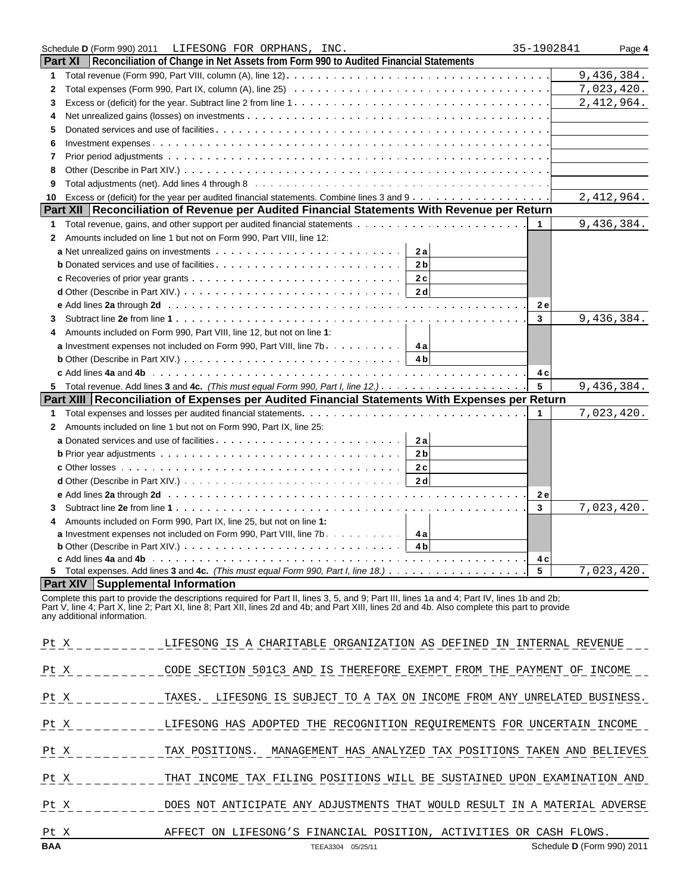Schedule **D** (Form 990) 2011 LIFESONG FOR ORPHANS, INC. 35-1902841

## Part XI Reconciliation of Change in Net Assets from Form 990 to Audited Financial Statements

| | | |
|---|---|---|
| 1 | Total revenue (Form 990, Part VIII, column (A), line 12) | 9,436,384. |
| 2 | Total expenses (Form 990, Part IX, column (A), line 25) | 7,023,420. |
| 3 | Excess or (deficit) for the year. Subtract line 2 from line 1 | 2,412,964. |
| 4 | Net unrealized gains (losses) on investments | |
| 5 | Donated services and use of facilities | |
| 6 | Investment expenses | |
| 7 | Prior period adjustments | |
| 8 | Other (Describe in Part XIV.) | |
| 9 | Total adjustments (net). Add lines 4 through 8 | |
| 10 | Excess or (deficit) for the year per audited financial statements. Combine lines 3 and 9 | 2,412,964. |

## Part XII Reconciliation of Revenue per Audited Financial Statements With Revenue per Return

| | | | | | |
|---|---|---|---|---|---|
| 1 | Total revenue, gains, and other support per audited financial statements | | | 1 | 9,436,384. |
| 2 | Amounts included on line 1 but not on Form 990, Part VIII, line 12: | | | | |
| | **a** Net unrealized gains on investments | 2a | | | |
| | **b** Donated services and use of facilities | 2b | | | |
| | **c** Recoveries of prior year grants | 2c | | | |
| | **d** Other (Describe in Part XIV.) | 2d | | | |
| | **e** Add lines **2a** through **2d** | | | 2e | |
| 3 | Subtract line **2e** from line **1** | | | 3 | 9,436,384. |
| 4 | Amounts included on Form 990, Part VIII, line 12, but not on line **1**: | | | | |
| | **a** Investment expenses not included on Form 990, Part VIII, line 7b | 4a | | | |
| | **b** Other (Describe in Part XIV.) | 4b | | | |
| | **c** Add lines **4a** and **4b** | | | 4c | |
| 5 | Total revenue. Add lines **3** and **4c.** *(This must equal Form 990, Part I, line 12.)* | | | 5 | 9,436,384. |

## Part XIII Reconciliation of Expenses per Audited Financial Statements With Expenses per Return

| | | | | | |
|---|---|---|---|---|---|
| 1 | Total expenses and losses per audited financial statements | | | 1 | 7,023,420. |
| 2 | Amounts included on line 1 but not on Form 990, Part IX, line 25: | | | | |
| | **a** Donated services and use of facilities | 2a | | | |
| | **b** Prior year adjustments | 2b | | | |
| | **c** Other losses | 2c | | | |
| | **d** Other (Describe in Part XIV.) | 2d | | | |
| | **e** Add lines **2a** through **2d** | | | 2e | |
| 3 | Subtract line **2e** from line **1** | | | 3 | 7,023,420. |
| 4 | Amounts included on Form 990, Part IX, line 25, but not on line **1:** | | | | |
| | **a** Investment expenses not included on Form 990, Part VIII, line 7b | 4a | | | |
| | **b** Other (Describe in Part XIV.) | 4b | | | |
| | **c** Add lines **4a** and **4b** | | | 4c | |
| 5 | Total expenses. Add lines **3** and **4c.** *(This must equal Form 990, Part I, line 18.)* | | | 5 | 7,023,420. |

## Part XIV Supplemental Information

Complete this part to provide the descriptions required for Part II, lines 3, 5, and 9; Part III, lines 1a and 4; Part IV, lines 1b and 2b; Part V, line 4; Part X, line 2; Part XI, line 8; Part XII, lines 2d and 4b; and Part XIII, lines 2d and 4b. Also complete this part to provide any additional information.

| | |
|---|---|
| Pt X | LIFESONG IS A CHARITABLE ORGANIZATION AS DEFINED IN INTERNAL REVENUE |
| Pt X | CODE SECTION 501C3 AND IS THEREFORE EXEMPT FROM THE PAYMENT OF INCOME |
| Pt X | TAXES. LIFESONG IS SUBJECT TO A TAX ON INCOME FROM ANY UNRELATED BUSINESS. |
| Pt X | LIFESONG HAS ADOPTED THE RECOGNITION REQUIREMENTS FOR UNCERTAIN INCOME |
| Pt X | TAX POSITIONS. MANAGEMENT HAS ANALYZED TAX POSITIONS TAKEN AND BELIEVES |
| Pt X | THAT INCOME TAX FILING POSITIONS WILL BE SUSTAINED UPON EXAMINATION AND |
| Pt X | DOES NOT ANTICIPATE ANY ADJUSTMENTS THAT WOULD RESULT IN A MATERIAL ADVERSE |
| Pt X | AFFECT ON LIFESONG'S FINANCIAL POSITION, ACTIVITIES OR CASH FLOWS. |

BAA TEEA3304 05/25/11 Schedule **D** (Form 990) 2011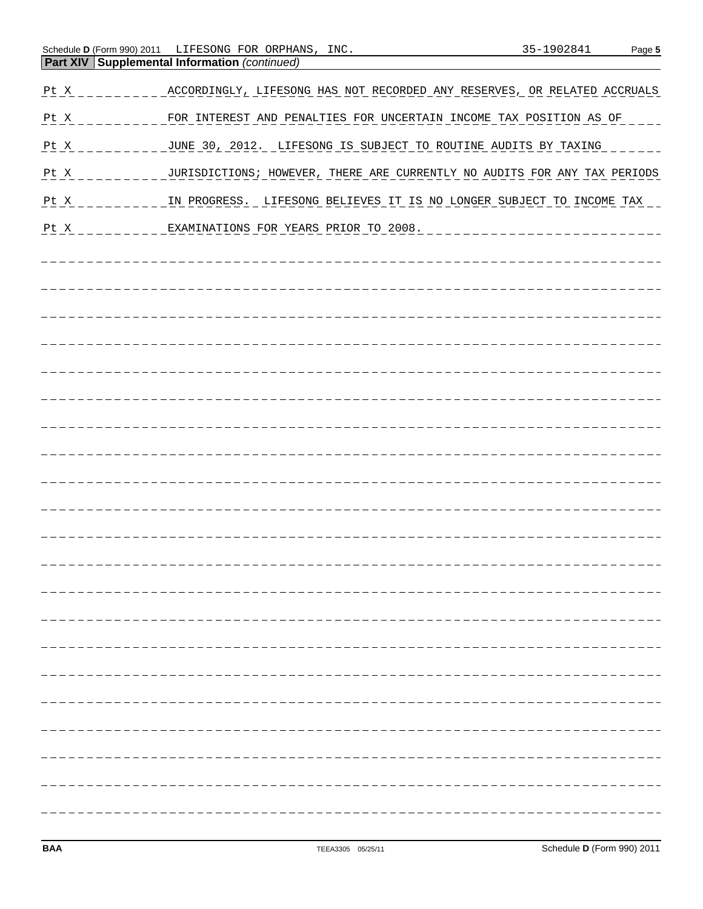**Part XIV Supplemental Information** *(continued)*

Pt X ACCORDINGLY, LIFESONG HAS NOT RECORDED ANY RESERVES, OR RELATED ACCRUALS

Pt X FOR INTEREST AND PENALTIES FOR UNCERTAIN INCOME TAX POSITION AS OF

Pt X JUNE 30, 2012. LIFESONG IS SUBJECT TO ROUTINE AUDITS BY TAXING

Pt X JURISDICTIONS; HOWEVER, THERE ARE CURRENTLY NO AUDITS FOR ANY TAX PERIODS

Pt X IN PROGRESS. LIFESONG BELIEVES IT IS NO LONGER SUBJECT TO INCOME TAX

Pt X EXAMINATIONS FOR YEARS PRIOR TO 2008.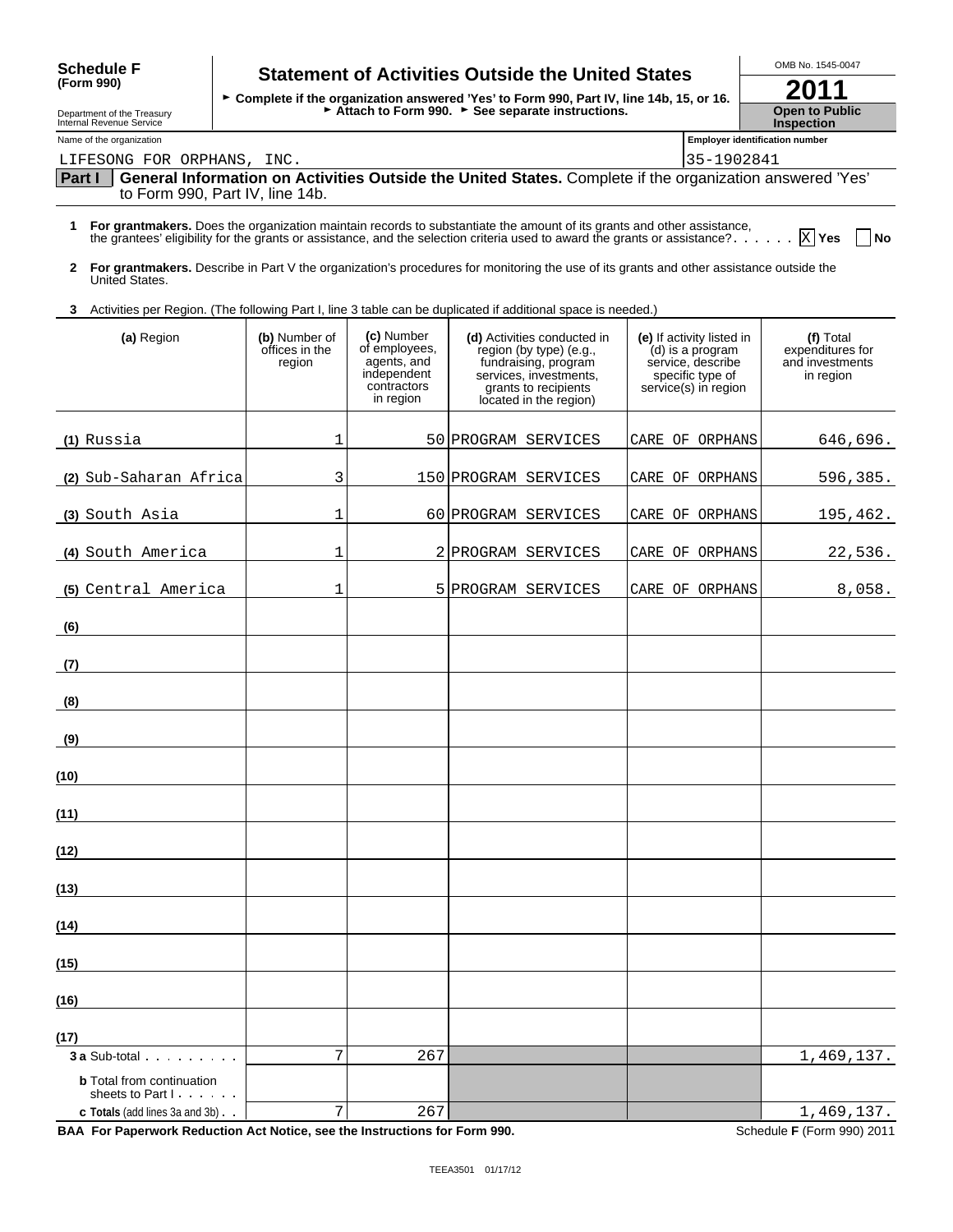# Schedule F (Form 990)

## Statement of Activities Outside the United States

► Complete if the organization answered 'Yes' to Form 990, Part IV, line 14b, 15, or 16.
► Attach to Form 990. ► See separate instructions.

OMB No. 1545-0047

**2011**

**Open to Public Inspection**

Department of the Treasury
Internal Revenue Service

Name of the organization: LIFESONG FOR ORPHANS, INC.

Employer identification number: 35-1902841

**Part I General Information on Activities Outside the United States.** Complete if the organization answered 'Yes' to Form 990, Part IV, line 14b.

**1 For grantmakers.** Does the organization maintain records to substantiate the amount of its grants and other assistance, the grantees' eligibility for the grants or assistance, and the selection criteria used to award the grants or assistance? . . . . . . [X] Yes [ ] No

**2 For grantmakers.** Describe in Part V the organization's procedures for monitoring the use of its grants and other assistance outside the United States.

**3** Activities per Region. (The following Part I, line 3 table can be duplicated if additional space is needed.)

| (a) Region | (b) Number of offices in the region | (c) Number of employees, agents, and independent contractors in region | (d) Activities conducted in region (by type) (e.g., fundraising, program services, investments, grants to recipients located in the region) | (e) If activity listed in (d) is a program service, describe specific type of service(s) in region | (f) Total expenditures for and investments in region |
|---|---|---|---|---|---|
| (1) Russia | 1 | 50 | PROGRAM SERVICES | CARE OF ORPHANS | 646,696. |
| (2) Sub-Saharan Africa | 3 | 150 | PROGRAM SERVICES | CARE OF ORPHANS | 596,385. |
| (3) South Asia | 1 | 60 | PROGRAM SERVICES | CARE OF ORPHANS | 195,462. |
| (4) South America | 1 | 2 | PROGRAM SERVICES | CARE OF ORPHANS | 22,536. |
| (5) Central America | 1 | 5 | PROGRAM SERVICES | CARE OF ORPHANS | 8,058. |
| (6) | | | | | |
| (7) | | | | | |
| (8) | | | | | |
| (9) | | | | | |
| (10) | | | | | |
| (11) | | | | | |
| (12) | | | | | |
| (13) | | | | | |
| (14) | | | | | |
| (15) | | | | | |
| (16) | | | | | |
| (17) | | | | | |
| **3 a** Sub-total | 7 | 267 | | | 1,469,137. |
| **b** Total from continuation sheets to Part I | | | | | |
| **c Totals** (add lines 3a and 3b) | 7 | 267 | | | 1,469,137. |

**BAA For Paperwork Reduction Act Notice, see the Instructions for Form 990.** Schedule **F** (Form 990) 2011

TEEA3501 01/17/12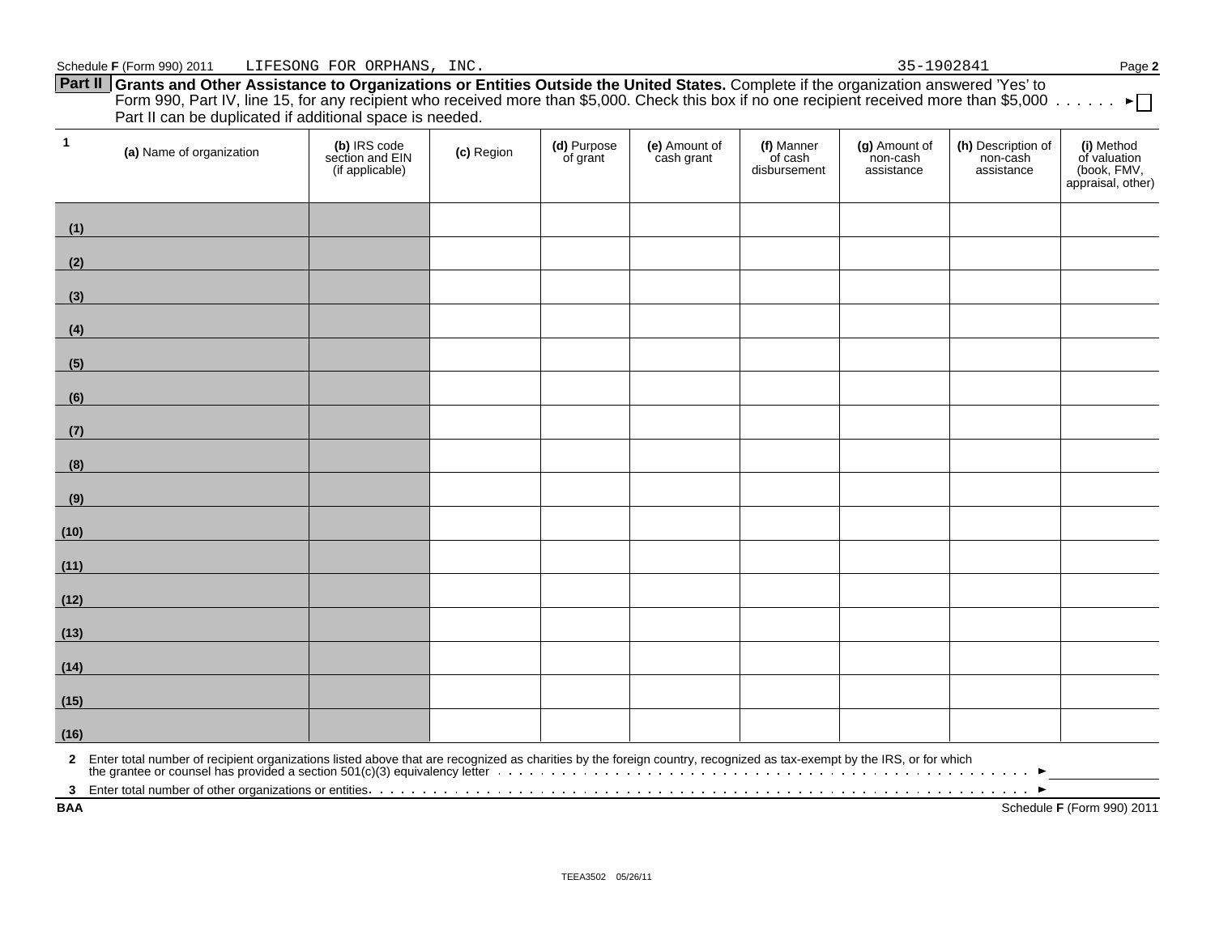Schedule F (Form 990) 2011 LIFESONG FOR ORPHANS, INC. 35-1902841

## Part II Grants and Other Assistance to Organizations or Entities Outside the United States.

Complete if the organization answered 'Yes' to Form 990, Part IV, line 15, for any recipient who received more than $5,000. Check this box if no one recipient received more than $5,000 . . . . . . ► ☐

Part II can be duplicated if additional space is needed.

| 1 (a) Name of organization | (b) IRS code section and EIN (if applicable) | (c) Region | (d) Purpose of grant | (e) Amount of cash grant | (f) Manner of cash disbursement | (g) Amount of non-cash assistance | (h) Description of non-cash assistance | (i) Method of valuation (book, FMV, appraisal, other) |
|---|---|---|---|---|---|---|---|---|
| (1) | | | | | | | | |
| (2) | | | | | | | | |
| (3) | | | | | | | | |
| (4) | | | | | | | | |
| (5) | | | | | | | | |
| (6) | | | | | | | | |
| (7) | | | | | | | | |
| (8) | | | | | | | | |
| (9) | | | | | | | | |
| (10) | | | | | | | | |
| (11) | | | | | | | | |
| (12) | | | | | | | | |
| (13) | | | | | | | | |
| (14) | | | | | | | | |
| (15) | | | | | | | | |
| (16) | | | | | | | | |

**2** Enter total number of recipient organizations listed above that are recognized as charities by the foreign country, recognized as tax-exempt by the IRS, or for which the grantee or counsel has provided a section 501(c)(3) equivalency letter . . . . . . ►

**3** Enter total number of other organizations or entities. . . . . . . ►

BAA Schedule F (Form 990) 2011

TEEA3502 05/26/11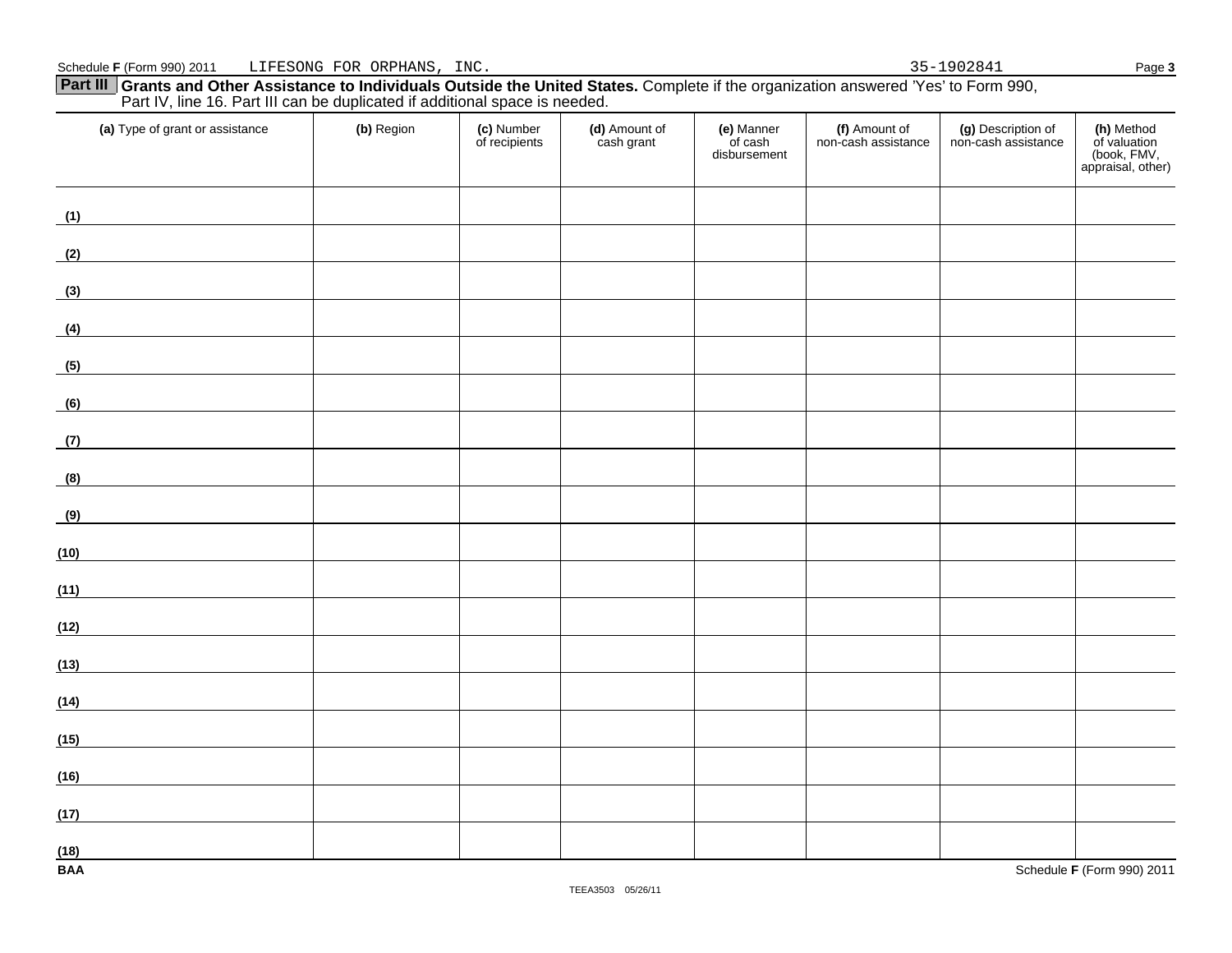Schedule **F** (Form 990) 2011 LIFESONG FOR ORPHANS, INC. 35-1902841

**Part III** **Grants and Other Assistance to Individuals Outside the United States.** Complete if the organization answered 'Yes' to Form 990, Part IV, line 16. Part III can be duplicated if additional space is needed.

| **(a)** Type of grant or assistance | **(b)** Region | **(c)** Number of recipients | **(d)** Amount of cash grant | **(e)** Manner of cash disbursement | **(f)** Amount of non-cash assistance | **(g)** Description of non-cash assistance | **(h)** Method of valuation (book, FMV, appraisal, other) |
|---|---|---|---|---|---|---|---|
| **(1)** | | | | | | | |
| **(2)** | | | | | | | |
| **(3)** | | | | | | | |
| **(4)** | | | | | | | |
| **(5)** | | | | | | | |
| **(6)** | | | | | | | |
| **(7)** | | | | | | | |
| **(8)** | | | | | | | |
| **(9)** | | | | | | | |
| **(10)** | | | | | | | |
| **(11)** | | | | | | | |
| **(12)** | | | | | | | |
| **(13)** | | | | | | | |
| **(14)** | | | | | | | |
| **(15)** | | | | | | | |
| **(16)** | | | | | | | |
| **(17)** | | | | | | | |
| **(18)** | | | | | | | |

**BAA** Schedule **F** (Form 990) 2011

TEEA3503 05/26/11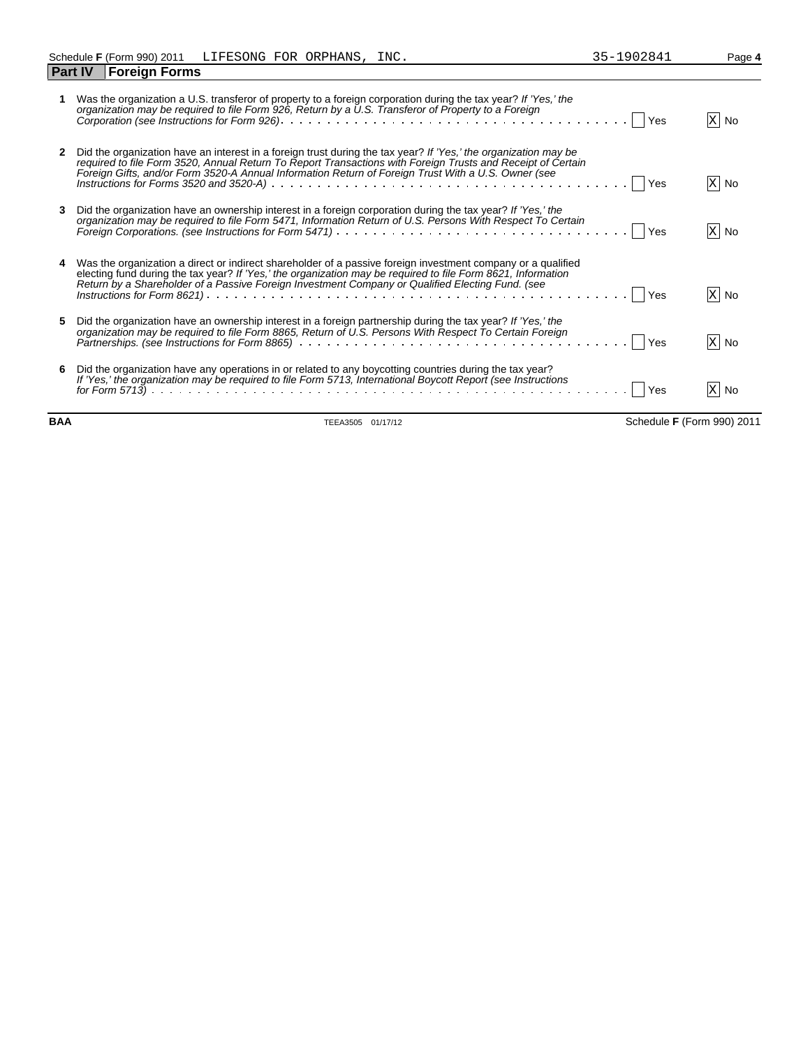Schedule **F** (Form 990) 2011 LIFESONG FOR ORPHANS, INC. 35-1902841

## Part IV Foreign Forms

**1** Was the organization a U.S. transferor of property to a foreign corporation during the tax year? *If 'Yes,' the organization may be required to file Form 926, Return by a U.S. Transferor of Property to a Foreign Corporation (see Instructions for Form 926)* . . . [ ] Yes [X] No

**2** Did the organization have an interest in a foreign trust during the tax year? *If 'Yes,' the organization may be required to file Form 3520, Annual Return To Report Transactions with Foreign Trusts and Receipt of Certain Foreign Gifts, and/or Form 3520-A Annual Information Return of Foreign Trust With a U.S. Owner (see Instructions for Forms 3520 and 3520-A)* . . . [ ] Yes [X] No

**3** Did the organization have an ownership interest in a foreign corporation during the tax year? *If 'Yes,' the organization may be required to file Form 5471, Information Return of U.S. Persons With Respect To Certain Foreign Corporations. (see Instructions for Form 5471)* . . . [ ] Yes [X] No

**4** Was the organization a direct or indirect shareholder of a passive foreign investment company or a qualified electing fund during the tax year? *If 'Yes,' the organization may be required to file Form 8621, Information Return by a Shareholder of a Passive Foreign Investment Company or Qualified Electing Fund. (see Instructions for Form 8621)* . . . [ ] Yes [X] No

**5** Did the organization have an ownership interest in a foreign partnership during the tax year? *If 'Yes,' the organization may be required to file Form 8865, Return of U.S. Persons With Respect To Certain Foreign Partnerships. (see Instructions for Form 8865)* . . . [ ] Yes [X] No

**6** Did the organization have any operations in or related to any boycotting countries during the tax year? *If 'Yes,' the organization may be required to file Form 5713, International Boycott Report (see Instructions for Form 5713)* . . . [ ] Yes [X] No

**BAA** TEEA3505 01/17/12 Schedule **F** (Form 990) 2011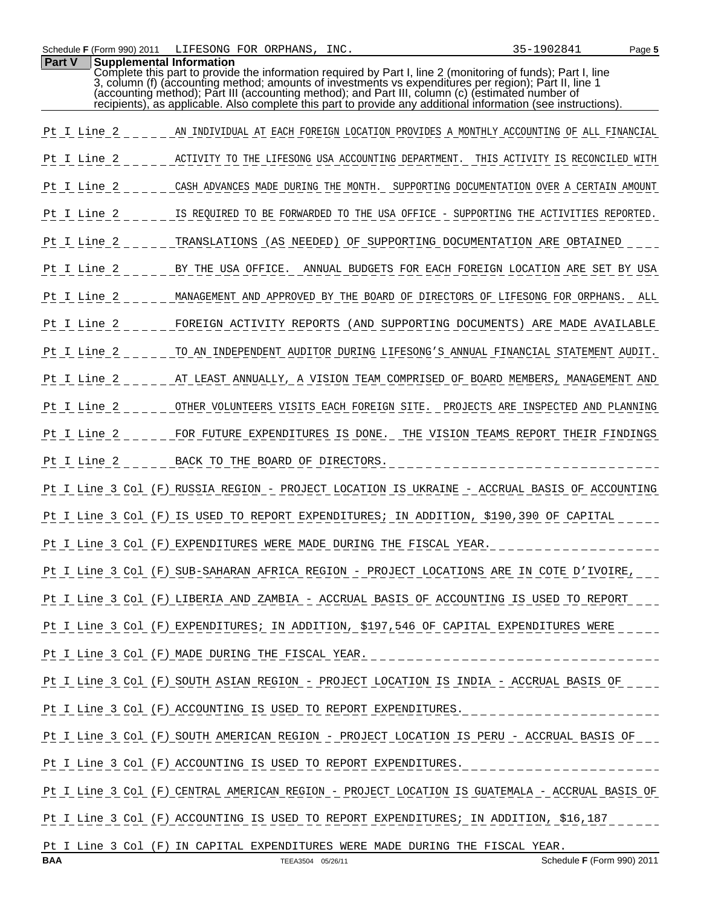Schedule F (Form 990) 2011 LIFESONG FOR ORPHANS, INC. 35-1902841

**Part V Supplemental Information**

Complete this part to provide the information required by Part I, line 2 (monitoring of funds); Part I, line 3, column (f) (accounting method; amounts of investments vs expenditures per region); Part II, line 1 (accounting method); Part III (accounting method); and Part III, column (c) (estimated number of recipients), as applicable. Also complete this part to provide any additional information (see instructions).

Pt I Line 2 AN INDIVIDUAL AT EACH FOREIGN LOCATION PROVIDES A MONTHLY ACCOUNTING OF ALL FINANCIAL

Pt I Line 2 ACTIVITY TO THE LIFESONG USA ACCOUNTING DEPARTMENT. THIS ACTIVITY IS RECONCILED WITH

Pt I Line 2 CASH ADVANCES MADE DURING THE MONTH. SUPPORTING DOCUMENTATION OVER A CERTAIN AMOUNT

Pt I Line 2 IS REQUIRED TO BE FORWARDED TO THE USA OFFICE - SUPPORTING THE ACTIVITIES REPORTED.

Pt I Line 2 TRANSLATIONS (AS NEEDED) OF SUPPORTING DOCUMENTATION ARE OBTAINED

Pt I Line 2 BY THE USA OFFICE. ANNUAL BUDGETS FOR EACH FOREIGN LOCATION ARE SET BY USA

Pt I Line 2 MANAGEMENT AND APPROVED BY THE BOARD OF DIRECTORS OF LIFESONG FOR ORPHANS. ALL

Pt I Line 2 FOREIGN ACTIVITY REPORTS (AND SUPPORTING DOCUMENTS) ARE MADE AVAILABLE

Pt I Line 2 TO AN INDEPENDENT AUDITOR DURING LIFESONG'S ANNUAL FINANCIAL STATEMENT AUDIT.

Pt I Line 2 AT LEAST ANNUALLY, A VISION TEAM COMPRISED OF BOARD MEMBERS, MANAGEMENT AND

Pt I Line 2 OTHER VOLUNTEERS VISITS EACH FOREIGN SITE. PROJECTS ARE INSPECTED AND PLANNING

Pt I Line 2 FOR FUTURE EXPENDITURES IS DONE. THE VISION TEAMS REPORT THEIR FINDINGS

Pt I Line 2 BACK TO THE BOARD OF DIRECTORS.

Pt I Line 3 Col (F) RUSSIA REGION - PROJECT LOCATION IS UKRAINE - ACCRUAL BASIS OF ACCOUNTING

Pt I Line 3 Col (F) IS USED TO REPORT EXPENDITURES; IN ADDITION, $190,390 OF CAPITAL

Pt I Line 3 Col (F) EXPENDITURES WERE MADE DURING THE FISCAL YEAR.

Pt I Line 3 Col (F) SUB-SAHARAN AFRICA REGION - PROJECT LOCATIONS ARE IN COTE D'IVOIRE,

Pt I Line 3 Col (F) LIBERIA AND ZAMBIA - ACCRUAL BASIS OF ACCOUNTING IS USED TO REPORT

Pt I Line 3 Col (F) EXPENDITURES; IN ADDITION, $197,546 OF CAPITAL EXPENDITURES WERE

Pt I Line 3 Col (F) MADE DURING THE FISCAL YEAR.

Pt I Line 3 Col (F) SOUTH ASIAN REGION - PROJECT LOCATION IS INDIA - ACCRUAL BASIS OF

Pt I Line 3 Col (F) ACCOUNTING IS USED TO REPORT EXPENDITURES.

Pt I Line 3 Col (F) SOUTH AMERICAN REGION - PROJECT LOCATION IS PERU - ACCRUAL BASIS OF

Pt I Line 3 Col (F) ACCOUNTING IS USED TO REPORT EXPENDITURES.

Pt I Line 3 Col (F) CENTRAL AMERICAN REGION - PROJECT LOCATION IS GUATEMALA - ACCRUAL BASIS OF

Pt I Line 3 Col (F) ACCOUNTING IS USED TO REPORT EXPENDITURES; IN ADDITION, $16,187

Pt I Line 3 Col (F) IN CAPITAL EXPENDITURES WERE MADE DURING THE FISCAL YEAR.

BAA TEEA3504 05/26/11 Schedule F (Form 990) 2011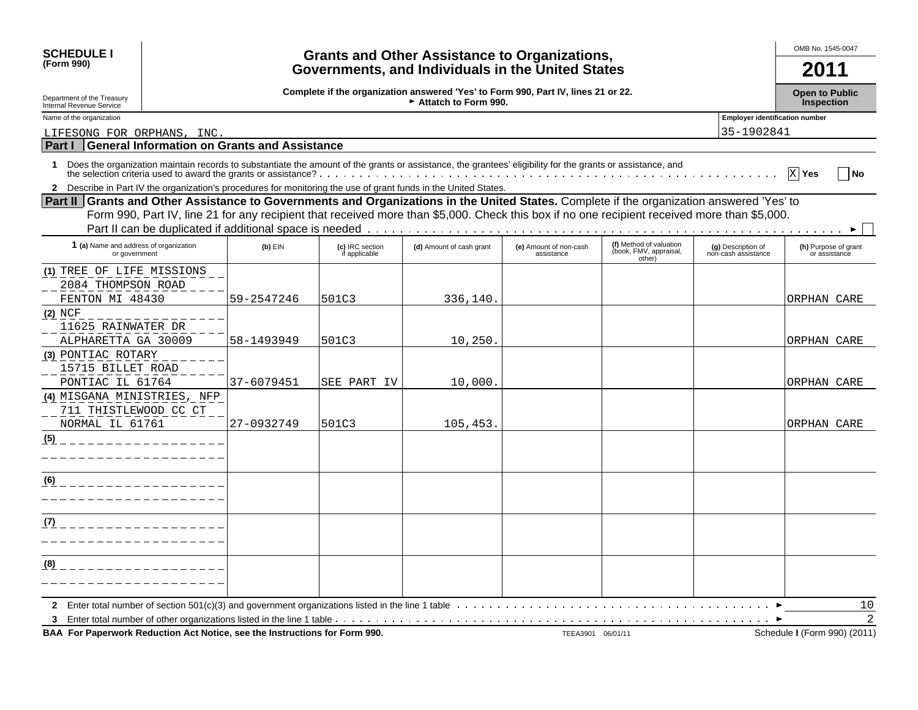**SCHEDULE I (Form 990)**

Department of the Treasury
Internal Revenue Service

# Grants and Other Assistance to Organizations, Governments, and Individuals in the United States

**Complete if the organization answered 'Yes' to Form 990, Part IV, lines 21 or 22.**
► **Attach to Form 990.**

OMB No. 1545-0047

**2011**

**Open to Public Inspection**

Name of the organization: LIFESONG FOR ORPHANS, INC.

Employer identification number: 35-1902841

## Part I General Information on Grants and Assistance

**1** Does the organization maintain records to substantiate the amount of the grants or assistance, the grantees' eligibility for the grants or assistance, and the selection criteria used to award the grants or assistance? . . . . . [X] **Yes** [ ] **No**

**2** Describe in Part IV the organization's procedures for monitoring the use of grant funds in the United States.

## Part II Grants and Other Assistance to Governments and Organizations in the United States.

Complete if the organization answered 'Yes' to Form 990, Part IV, line 21 for any recipient that received more than $5,000. Check this box if no one recipient received more than $5,000. Part II can be duplicated if additional space is needed . . . . . ► [ ]

| **1 (a)** Name and address of organization or government | **(b)** EIN | **(c)** IRC section if applicable | **(d)** Amount of cash grant | **(e)** Amount of non-cash assistance | **(f)** Method of valuation (book, FMV, appraisal, other) | **(g)** Description of non-cash assistance | **(h)** Purpose of grant or assistance |
|---|---|---|---|---|---|---|---|
| (1) TREE OF LIFE MISSIONS<br>2084 THOMPSON ROAD<br>FENTON MI 48430 | 59-2547246 | 501C3 | 336,140. | | | | ORPHAN CARE |
| (2) NCF<br>11625 RAINWATER DR<br>ALPHARETTA GA 30009 | 58-1493949 | 501C3 | 10,250. | | | | ORPHAN CARE |
| (3) PONTIAC ROTARY<br>15715 BILLET ROAD<br>PONTIAC IL 61764 | 37-6079451 | SEE PART IV | 10,000. | | | | ORPHAN CARE |
| (4) MISGANA MINISTRIES, NFP<br>711 THISTLEWOOD CC CT<br>NORMAL IL 61761 | 27-0932749 | 501C3 | 105,453. | | | | ORPHAN CARE |
| (5) | | | | | | | |
| (6) | | | | | | | |
| (7) | | | | | | | |
| (8) | | | | | | | |

**2** Enter total number of section 501(c)(3) and government organizations listed in the line 1 table . . . . . ► 10

**3** Enter total number of other organizations listed in the line 1 table . . . . . ► 2

**BAA For Paperwork Reduction Act Notice, see the Instructions for Form 990.** TEEA3901 06/01/11 Schedule **I** (Form 990) (2011)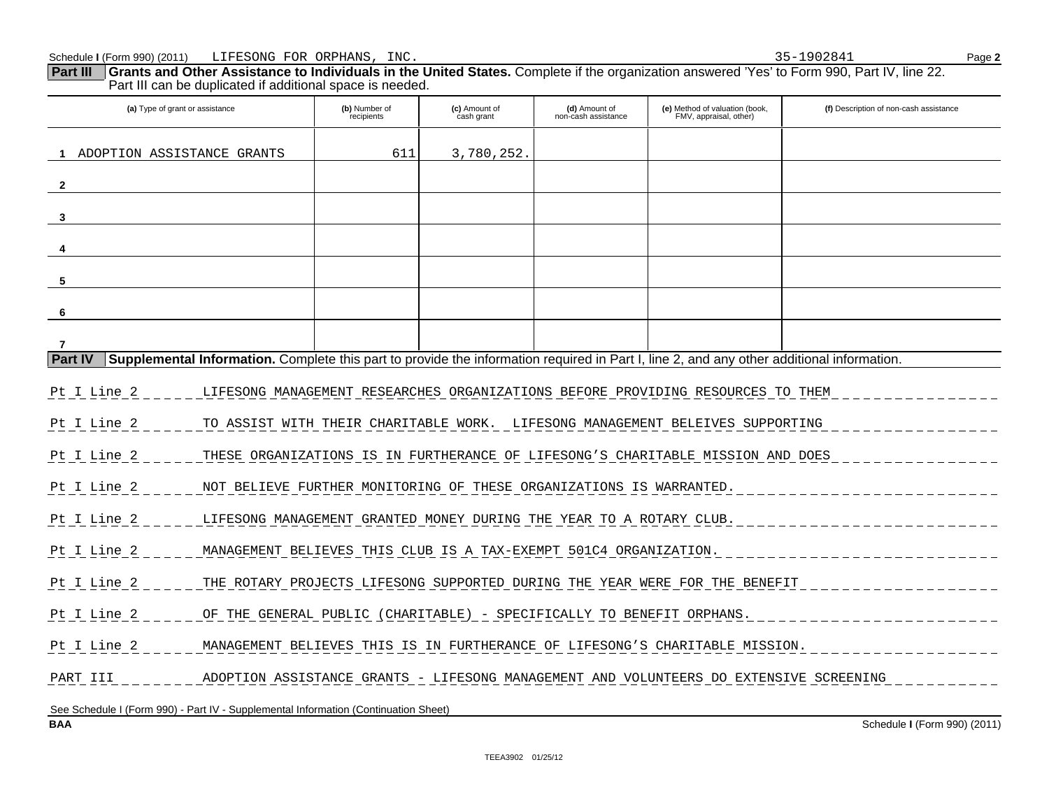Schedule I (Form 990) (2011) LIFESONG FOR ORPHANS, INC. 35-1902841 Page 2

**Part III** **Grants and Other Assistance to Individuals in the United States.** Complete if the organization answered 'Yes' to Form 990, Part IV, line 22. Part III can be duplicated if additional space is needed.

| (a) Type of grant or assistance | (b) Number of recipients | (c) Amount of cash grant | (d) Amount of non-cash assistance | (e) Method of valuation (book, FMV, appraisal, other) | (f) Description of non-cash assistance |
|---|---|---|---|---|---|
| 1 ADOPTION ASSISTANCE GRANTS | 611 | 3,780,252. | | | |
| 2 | | | | | |
| 3 | | | | | |
| 4 | | | | | |
| 5 | | | | | |
| 6 | | | | | |
| 7 | | | | | |

**Part IV** **Supplemental Information.** Complete this part to provide the information required in Part I, line 2, and any other additional information.

Pt I Line 2 LIFESONG MANAGEMENT RESEARCHES ORGANIZATIONS BEFORE PROVIDING RESOURCES TO THEM

Pt I Line 2 TO ASSIST WITH THEIR CHARITABLE WORK. LIFESONG MANAGEMENT BELEIVES SUPPORTING

Pt I Line 2 THESE ORGANIZATIONS IS IN FURTHERANCE OF LIFESONG'S CHARITABLE MISSION AND DOES

Pt I Line 2 NOT BELIEVE FURTHER MONITORING OF THESE ORGANIZATIONS IS WARRANTED.

Pt I Line 2 LIFESONG MANAGEMENT GRANTED MONEY DURING THE YEAR TO A ROTARY CLUB.

Pt I Line 2 MANAGEMENT BELIEVES THIS CLUB IS A TAX-EXEMPT 501C4 ORGANIZATION.

Pt I Line 2 THE ROTARY PROJECTS LIFESONG SUPPORTED DURING THE YEAR WERE FOR THE BENEFIT

Pt I Line 2 OF THE GENERAL PUBLIC (CHARITABLE) - SPECIFICALLY TO BENEFIT ORPHANS.

Pt I Line 2 MANAGEMENT BELIEVES THIS IS IN FURTHERANCE OF LIFESONG'S CHARITABLE MISSION.

PART III ADOPTION ASSISTANCE GRANTS - LIFESONG MANAGEMENT AND VOLUNTEERS DO EXTENSIVE SCREENING

See Schedule I (Form 990) - Part IV - Supplemental Information (Continuation Sheet)

BAA Schedule I (Form 990) (2011)

TEEA3902 01/25/12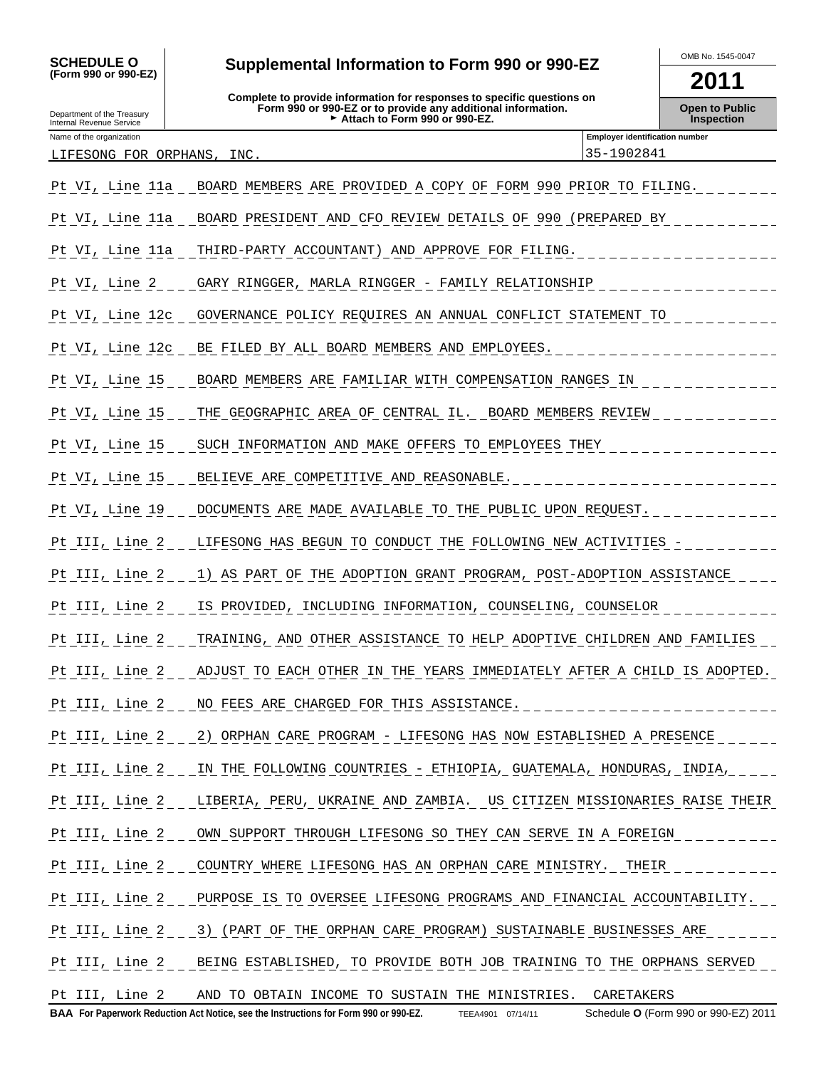**SCHEDULE O**
**(Form 990 or 990-EZ)**

Department of the Treasury
Internal Revenue Service

# Supplemental Information to Form 990 or 990-EZ

**Complete to provide information for responses to specific questions on Form 990 or 990-EZ or to provide any additional information.**
► **Attach to Form 990 or 990-EZ.**

OMB No. 1545-0047

**2011**

**Open to Public Inspection**

| Name of the organization | Employer identification number |
|---|---|
| LIFESONG FOR ORPHANS, INC. | 35-1902841 |

| | |
|---|---|
| Pt VI, Line 11a | BOARD MEMBERS ARE PROVIDED A COPY OF FORM 990 PRIOR TO FILING. |
| Pt VI, Line 11a | BOARD PRESIDENT AND CFO REVIEW DETAILS OF 990 (PREPARED BY |
| Pt VI, Line 11a | THIRD-PARTY ACCOUNTANT) AND APPROVE FOR FILING. |
| Pt VI, Line 2 | GARY RINGGER, MARLA RINGGER - FAMILY RELATIONSHIP |
| Pt VI, Line 12c | GOVERNANCE POLICY REQUIRES AN ANNUAL CONFLICT STATEMENT TO |
| Pt VI, Line 12c | BE FILED BY ALL BOARD MEMBERS AND EMPLOYEES. |
| Pt VI, Line 15 | BOARD MEMBERS ARE FAMILIAR WITH COMPENSATION RANGES IN |
| Pt VI, Line 15 | THE GEOGRAPHIC AREA OF CENTRAL IL. BOARD MEMBERS REVIEW |
| Pt VI, Line 15 | SUCH INFORMATION AND MAKE OFFERS TO EMPLOYEES THEY |
| Pt VI, Line 15 | BELIEVE ARE COMPETITIVE AND REASONABLE. |
| Pt VI, Line 19 | DOCUMENTS ARE MADE AVAILABLE TO THE PUBLIC UPON REQUEST. |
| Pt III, Line 2 | LIFESONG HAS BEGUN TO CONDUCT THE FOLLOWING NEW ACTIVITIES - |
| Pt III, Line 2 | 1) AS PART OF THE ADOPTION GRANT PROGRAM, POST-ADOPTION ASSISTANCE |
| Pt III, Line 2 | IS PROVIDED, INCLUDING INFORMATION, COUNSELING, COUNSELOR |
| Pt III, Line 2 | TRAINING, AND OTHER ASSISTANCE TO HELP ADOPTIVE CHILDREN AND FAMILIES |
| Pt III, Line 2 | ADJUST TO EACH OTHER IN THE YEARS IMMEDIATELY AFTER A CHILD IS ADOPTED. |
| Pt III, Line 2 | NO FEES ARE CHARGED FOR THIS ASSISTANCE. |
| Pt III, Line 2 | 2) ORPHAN CARE PROGRAM - LIFESONG HAS NOW ESTABLISHED A PRESENCE |
| Pt III, Line 2 | IN THE FOLLOWING COUNTRIES - ETHIOPIA, GUATEMALA, HONDURAS, INDIA, |
| Pt III, Line 2 | LIBERIA, PERU, UKRAINE AND ZAMBIA. US CITIZEN MISSIONARIES RAISE THEIR |
| Pt III, Line 2 | OWN SUPPORT THROUGH LIFESONG SO THEY CAN SERVE IN A FOREIGN |
| Pt III, Line 2 | COUNTRY WHERE LIFESONG HAS AN ORPHAN CARE MINISTRY. THEIR |
| Pt III, Line 2 | PURPOSE IS TO OVERSEE LIFESONG PROGRAMS AND FINANCIAL ACCOUNTABILITY. |
| Pt III, Line 2 | 3) (PART OF THE ORPHAN CARE PROGRAM) SUSTAINABLE BUSINESSES ARE |
| Pt III, Line 2 | BEING ESTABLISHED, TO PROVIDE BOTH JOB TRAINING TO THE ORPHANS SERVED |
| Pt III, Line 2 | AND TO OBTAIN INCOME TO SUSTAIN THE MINISTRIES. CARETAKERS |

**BAA For Paperwork Reduction Act Notice, see the Instructions for Form 990 or 990-EZ.** TEEA4901 07/14/11 Schedule **O** (Form 990 or 990-EZ) 2011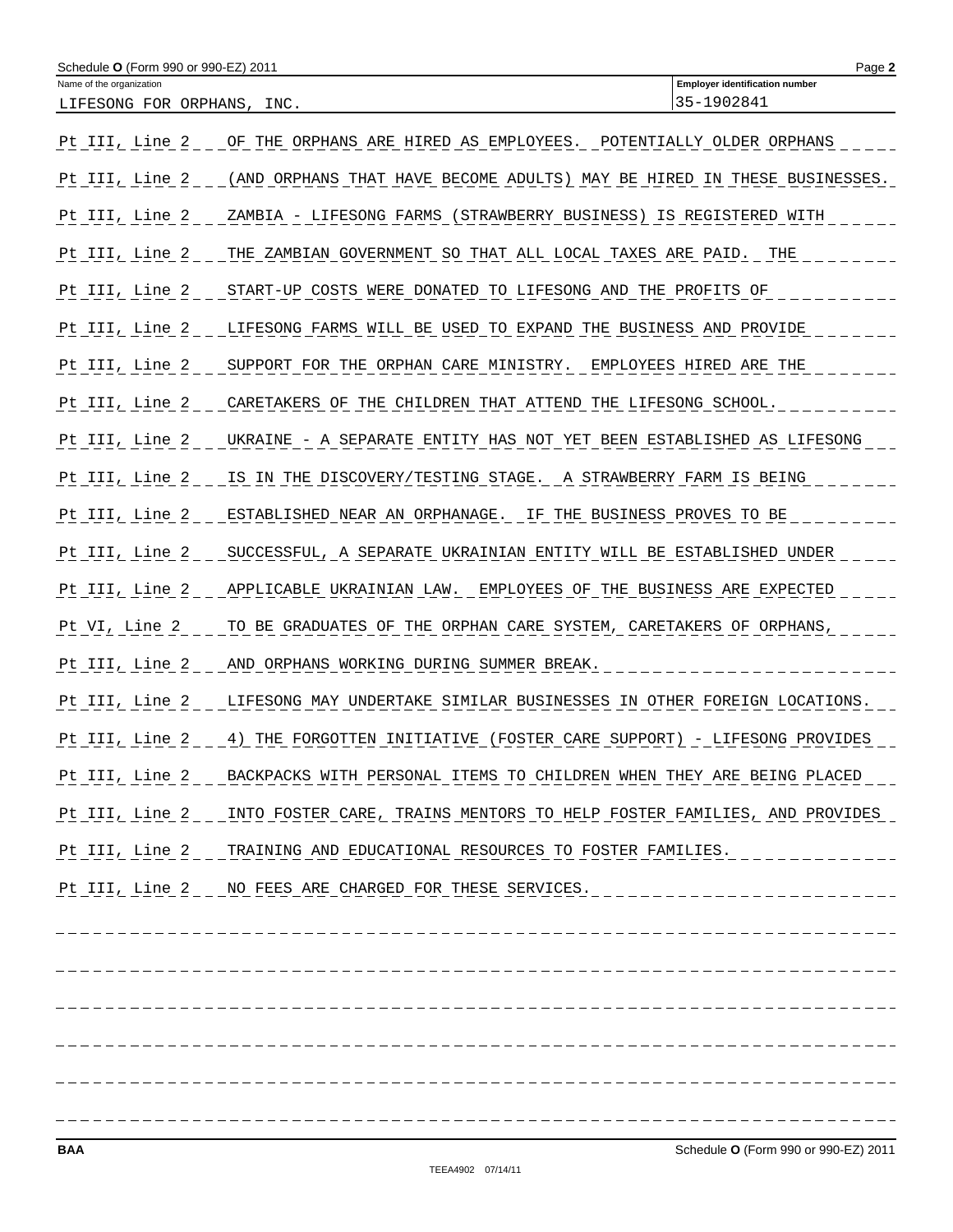Schedule O (Form 990 or 990-EZ) 2011

Name of the organization: LIFESONG FOR ORPHANS, INC.

Employer identification number: 35-1902841

| | |
|---|---|
| Pt III, Line 2 | OF THE ORPHANS ARE HIRED AS EMPLOYEES. POTENTIALLY OLDER ORPHANS |
| Pt III, Line 2 | (AND ORPHANS THAT HAVE BECOME ADULTS) MAY BE HIRED IN THESE BUSINESSES. |
| Pt III, Line 2 | ZAMBIA - LIFESONG FARMS (STRAWBERRY BUSINESS) IS REGISTERED WITH |
| Pt III, Line 2 | THE ZAMBIAN GOVERNMENT SO THAT ALL LOCAL TAXES ARE PAID. THE |
| Pt III, Line 2 | START-UP COSTS WERE DONATED TO LIFESONG AND THE PROFITS OF |
| Pt III, Line 2 | LIFESONG FARMS WILL BE USED TO EXPAND THE BUSINESS AND PROVIDE |
| Pt III, Line 2 | SUPPORT FOR THE ORPHAN CARE MINISTRY. EMPLOYEES HIRED ARE THE |
| Pt III, Line 2 | CARETAKERS OF THE CHILDREN THAT ATTEND THE LIFESONG SCHOOL. |
| Pt III, Line 2 | UKRAINE - A SEPARATE ENTITY HAS NOT YET BEEN ESTABLISHED AS LIFESONG |
| Pt III, Line 2 | IS IN THE DISCOVERY/TESTING STAGE. A STRAWBERRY FARM IS BEING |
| Pt III, Line 2 | ESTABLISHED NEAR AN ORPHANAGE. IF THE BUSINESS PROVES TO BE |
| Pt III, Line 2 | SUCCESSFUL, A SEPARATE UKRAINIAN ENTITY WILL BE ESTABLISHED UNDER |
| Pt III, Line 2 | APPLICABLE UKRAINIAN LAW. EMPLOYEES OF THE BUSINESS ARE EXPECTED |
| Pt VI, Line 2 | TO BE GRADUATES OF THE ORPHAN CARE SYSTEM, CARETAKERS OF ORPHANS, |
| Pt III, Line 2 | AND ORPHANS WORKING DURING SUMMER BREAK. |
| Pt III, Line 2 | LIFESONG MAY UNDERTAKE SIMILAR BUSINESSES IN OTHER FOREIGN LOCATIONS. |
| Pt III, Line 2 | 4) THE FORGOTTEN INITIATIVE (FOSTER CARE SUPPORT) - LIFESONG PROVIDES |
| Pt III, Line 2 | BACKPACKS WITH PERSONAL ITEMS TO CHILDREN WHEN THEY ARE BEING PLACED |
| Pt III, Line 2 | INTO FOSTER CARE, TRAINS MENTORS TO HELP FOSTER FAMILIES, AND PROVIDES |
| Pt III, Line 2 | TRAINING AND EDUCATIONAL RESOURCES TO FOSTER FAMILIES. |
| Pt III, Line 2 | NO FEES ARE CHARGED FOR THESE SERVICES. |

BAA Schedule O (Form 990 or 990-EZ) 2011

TEEA4902 07/14/11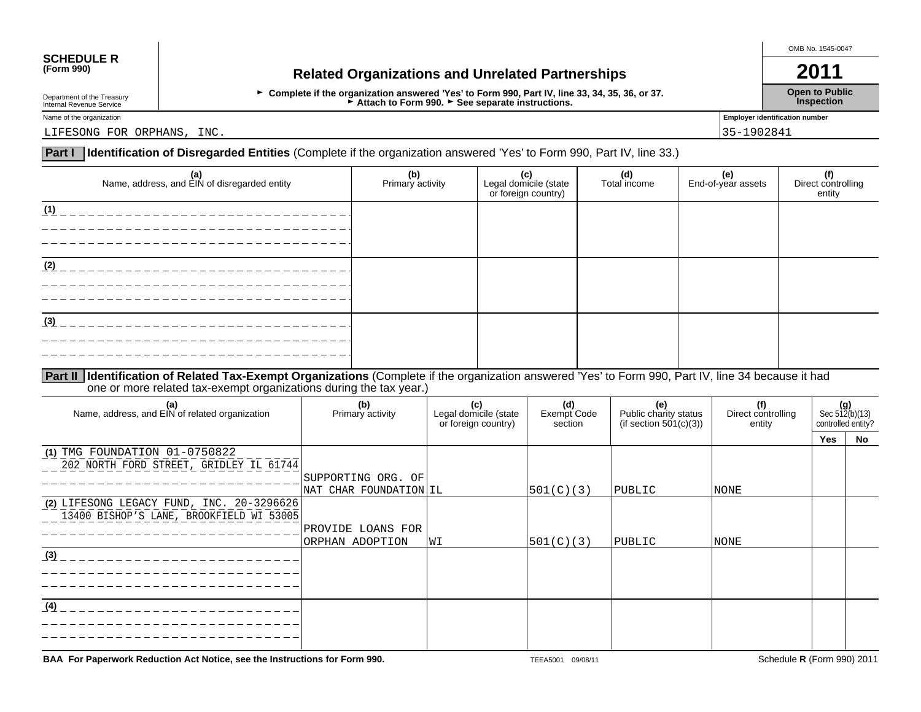**SCHEDULE R**
**(Form 990)**

Department of the Treasury
Internal Revenue Service

# Related Organizations and Unrelated Partnerships

► **Complete if the organization answered 'Yes' to Form 990, Part IV, line 33, 34, 35, 36, or 37.**
► **Attach to Form 990.** ► **See separate instructions.**

OMB No. 1545-0047

**2011**

**Open to Public Inspection**

Name of the organization: LIFESONG FOR ORPHANS, INC.

Employer identification number: 35-1902841

## Part I Identification of Disregarded Entities (Complete if the organization answered 'Yes' to Form 990, Part IV, line 33.)

| (a) Name, address, and EIN of disregarded entity | (b) Primary activity | (c) Legal domicile (state or foreign country) | (d) Total income | (e) End-of-year assets | (f) Direct controlling entity |
|---|---|---|---|---|---|
| (1) | | | | | |
| (2) | | | | | |
| (3) | | | | | |

## Part II Identification of Related Tax-Exempt Organizations (Complete if the organization answered 'Yes' to Form 990, Part IV, line 34 because it had one or more related tax-exempt organizations during the tax year.)

| (a) Name, address, and EIN of related organization | (b) Primary activity | (c) Legal domicile (state or foreign country) | (d) Exempt Code section | (e) Public charity status (if section 501(c)(3)) | (f) Direct controlling entity | (g) Sec 512(b)(13) controlled entity? Yes | No |
|---|---|---|---|---|---|---|---|
| (1) TMG FOUNDATION 01-0750822 202 NORTH FORD STREET, GRIDLEY IL 61744 | SUPPORTING ORG. OF NAT CHAR FOUNDATION | IL | 501(C)(3) | PUBLIC | NONE | | |
| (2) LIFESONG LEGACY FUND, INC. 20-3296626 13400 BISHOP'S LANE, BROOKFIELD WI 53005 | PROVIDE LOANS FOR ORPHAN ADOPTION | WI | 501(C)(3) | PUBLIC | NONE | | |
| (3) | | | | | | | |
| (4) | | | | | | | |

**BAA For Paperwork Reduction Act Notice, see the Instructions for Form 990.** TEEA5001 09/08/11 Schedule **R** (Form 990) 2011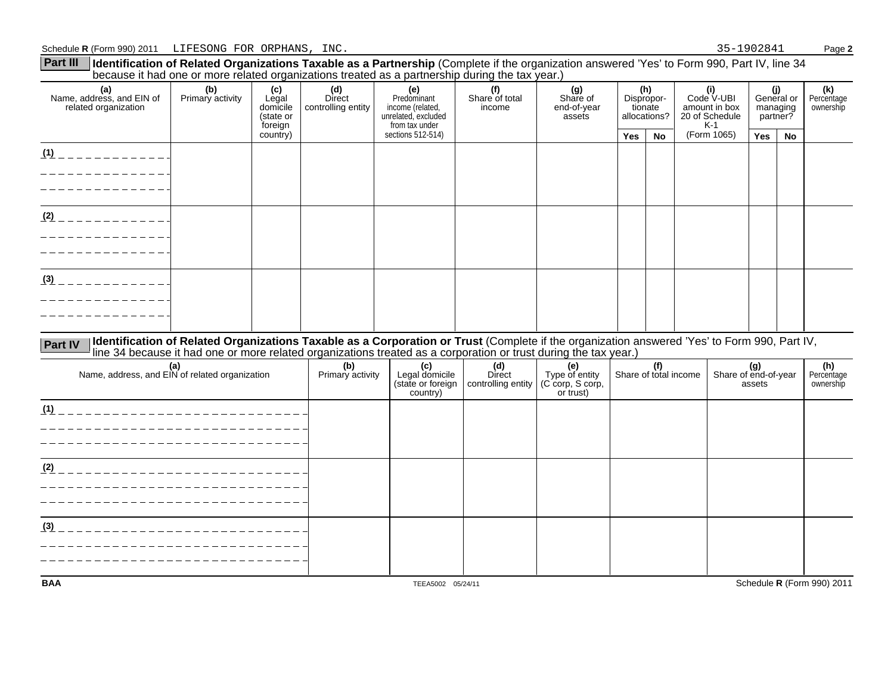Schedule **R** (Form 990) 2011 LIFESONG FOR ORPHANS, INC. 35-1902841 Page **2**

## Part III Identification of Related Organizations Taxable as a Partnership

(Complete if the organization answered 'Yes' to Form 990, Part IV, line 34 because it had one or more related organizations treated as a partnership during the tax year.)

| (a) Name, address, and EIN of related organization | (b) Primary activity | (c) Legal domicile (state or foreign country) | (d) Direct controlling entity | (e) Predominant income (related, unrelated, excluded from tax under sections 512-514) | (f) Share of total income | (g) Share of end-of-year assets | (h) Disproportionate allocations? | | (i) Code V-UBI amount in box 20 of Schedule K-1 (Form 1065) | (j) General or managing partner? | | (k) Percentage ownership |
|---|---|---|---|---|---|---|---|---|---|---|---|---|
| | | | | | | | Yes | No | | Yes | No | |
| (1) | | | | | | | | | | | | |
| (2) | | | | | | | | | | | | |
| (3) | | | | | | | | | | | | |

## Part IV Identification of Related Organizations Taxable as a Corporation or Trust

(Complete if the organization answered 'Yes' to Form 990, Part IV, line 34 because it had one or more related organizations treated as a corporation or trust during the tax year.)

| (a) Name, address, and EIN of related organization | (b) Primary activity | (c) Legal domicile (state or foreign country) | (d) Direct controlling entity | (e) Type of entity (C corp, S corp, or trust) | (f) Share of total income | (g) Share of end-of-year assets | (h) Percentage ownership |
|---|---|---|---|---|---|---|---|
| (1) | | | | | | | |
| (2) | | | | | | | |
| (3) | | | | | | | |

BAA TEEA5002 05/24/11 Schedule **R** (Form 990) 2011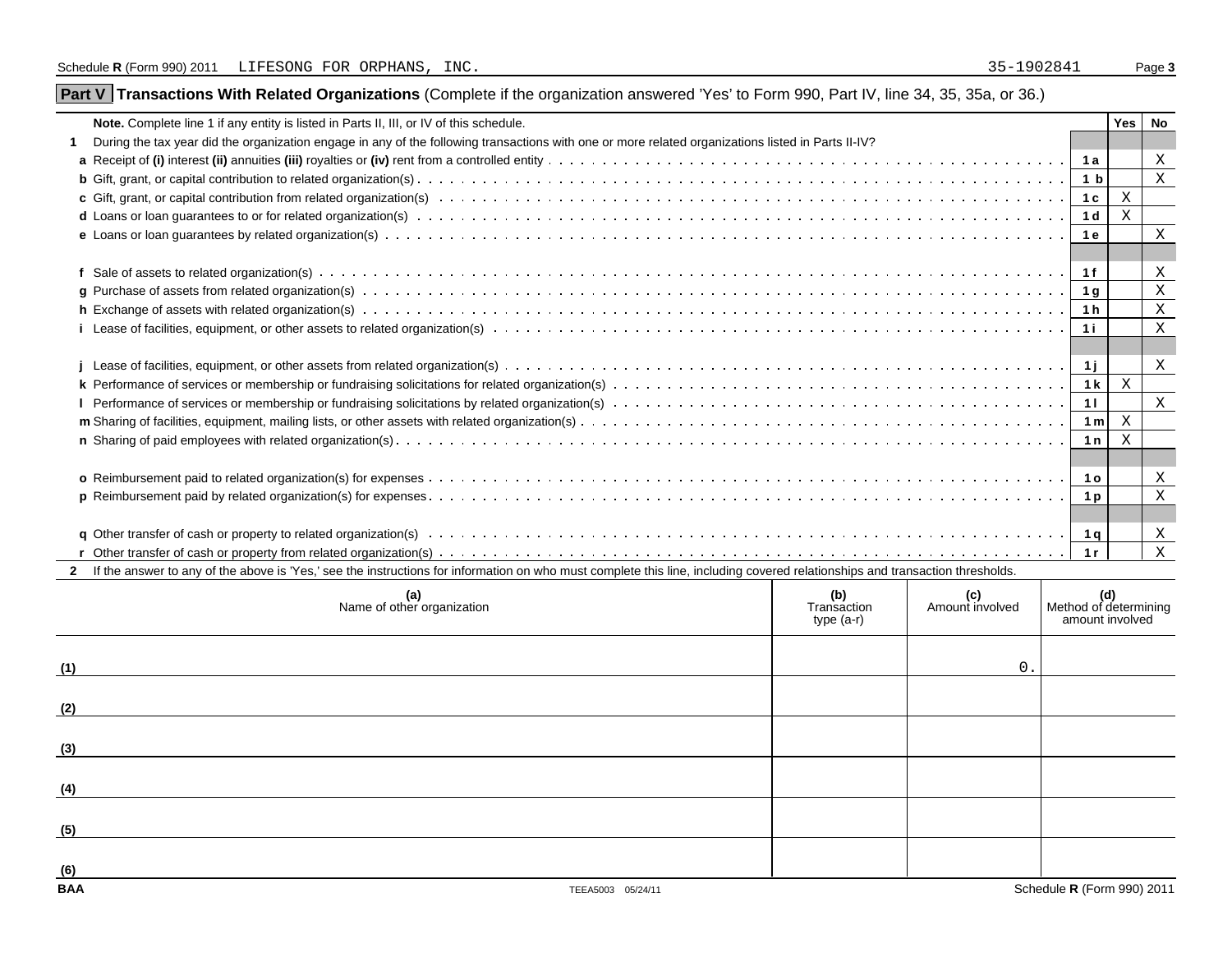Schedule R (Form 990) 2011 LIFESONG FOR ORPHANS, INC. 35-1902841

## Part V Transactions With Related Organizations (Complete if the organization answered 'Yes' to Form 990, Part IV, line 34, 35, 35a, or 36.)

| Note. Complete line 1 if any entity is listed in Parts II, III, or IV of this schedule. | | Yes | No |
|---|---|---|---|
| **1** During the tax year did the organization engage in any of the following transactions with one or more related organizations listed in Parts II-IV? | | | |
| **a** Receipt of **(i)** interest **(ii)** annuities **(iii)** royalties or **(iv)** rent from a controlled entity | 1a | | X |
| **b** Gift, grant, or capital contribution to related organization(s) | 1b | | X |
| **c** Gift, grant, or capital contribution from related organization(s) | 1c | X | |
| **d** Loans or loan guarantees to or for related organization(s) | 1d | X | |
| **e** Loans or loan guarantees by related organization(s) | 1e | | X |
| **f** Sale of assets to related organization(s) | 1f | | X |
| **g** Purchase of assets from related organization(s) | 1g | | X |
| **h** Exchange of assets with related organization(s) | 1h | | X |
| **i** Lease of facilities, equipment, or other assets to related organization(s) | 1i | | X |
| **j** Lease of facilities, equipment, or other assets from related organization(s) | 1j | | X |
| **k** Performance of services or membership or fundraising solicitations for related organization(s) | 1k | X | |
| **l** Performance of services or membership or fundraising solicitations by related organization(s) | 1l | | X |
| **m** Sharing of facilities, equipment, mailing lists, or other assets with related organization(s) | 1m | X | |
| **n** Sharing of paid employees with related organization(s) | 1n | X | |
| **o** Reimbursement paid to related organization(s) for expenses | 1o | | X |
| **p** Reimbursement paid by related organization(s) for expenses | 1p | | X |
| **q** Other transfer of cash or property to related organization(s) | 1q | | X |
| **r** Other transfer of cash or property from related organization(s) | 1r | | X |

**2** If the answer to any of the above is 'Yes,' see the instructions for information on who must complete this line, including covered relationships and transaction thresholds.

| | (a) Name of other organization | (b) Transaction type (a-r) | (c) Amount involved | (d) Method of determining amount involved |
|---|---|---|---|---|
| (1) | | | 0. | |
| (2) | | | | |
| (3) | | | | |
| (4) | | | | |
| (5) | | | | |
| (6) | | | | |

BAA TEEA5003 05/24/11 Schedule R (Form 990) 2011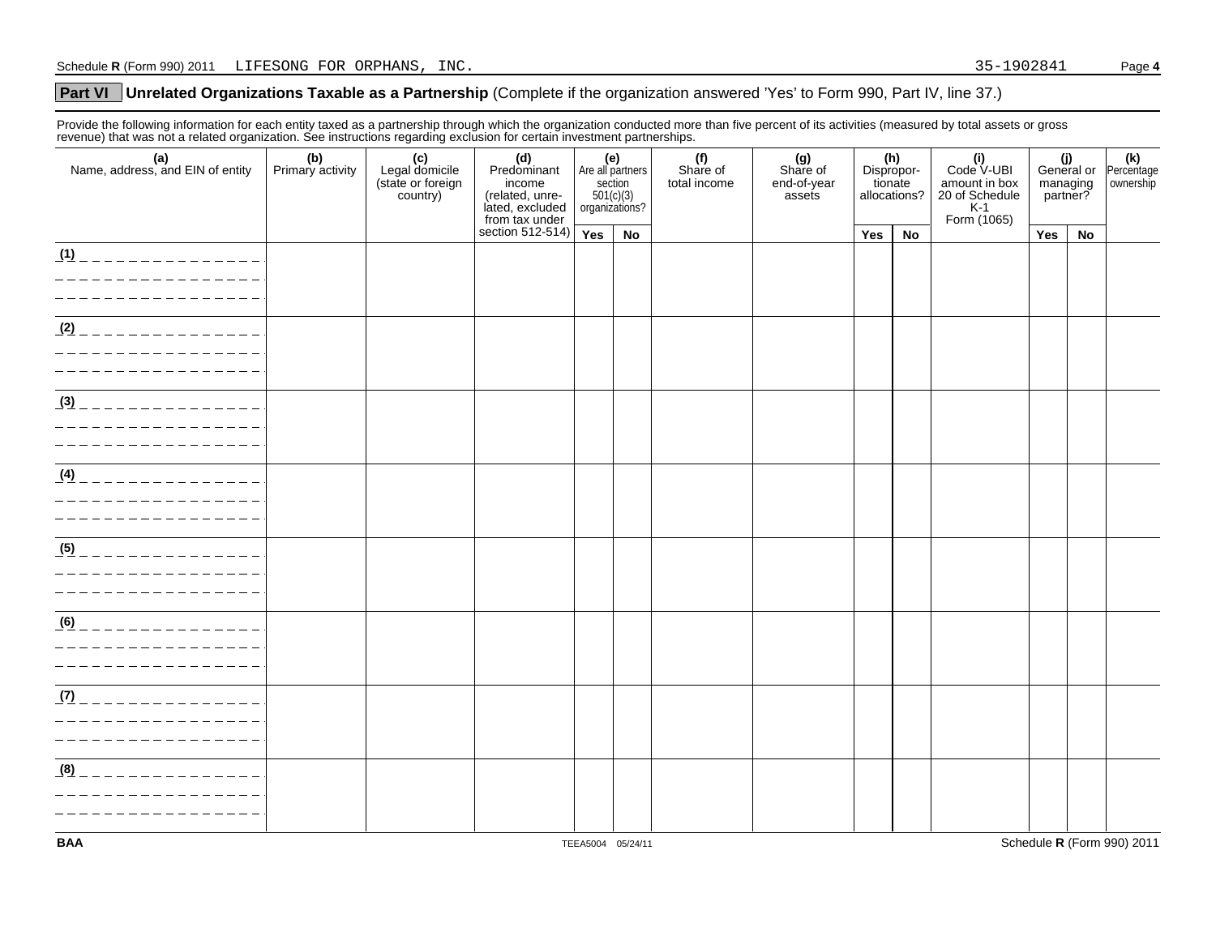## Part VI Unrelated Organizations Taxable as a Partnership (Complete if the organization answered 'Yes' to Form 990, Part IV, line 37.)

Provide the following information for each entity taxed as a partnership through which the organization conducted more than five percent of its activities (measured by total assets or gross revenue) that was not a related organization. See instructions regarding exclusion for certain investment partnerships.

| (a) Name, address, and EIN of entity | (b) Primary activity | (c) Legal domicile (state or foreign country) | (d) Predominant income (related, unrelated, excluded from tax under section 512-514) | (e) Are all partners section 501(c)(3) organizations? | | (f) Share of total income | (g) Share of end-of-year assets | (h) Disproportionate allocations? | | (i) Code V-UBI amount in box 20 of Schedule K-1 Form (1065) | (j) General or managing partner? | | (k) Percentage ownership |
|---|---|---|---|---|---|---|---|---|---|---|---|---|---|
| | | | | Yes | No | | | Yes | No | | Yes | No | |
| (1) | | | | | | | | | | | | | |
| (2) | | | | | | | | | | | | | |
| (3) | | | | | | | | | | | | | |
| (4) | | | | | | | | | | | | | |
| (5) | | | | | | | | | | | | | |
| (6) | | | | | | | | | | | | | |
| (7) | | | | | | | | | | | | | |
| (8) | | | | | | | | | | | | | |

BAA TEEA5004 05/24/11 Schedule R (Form 990) 2011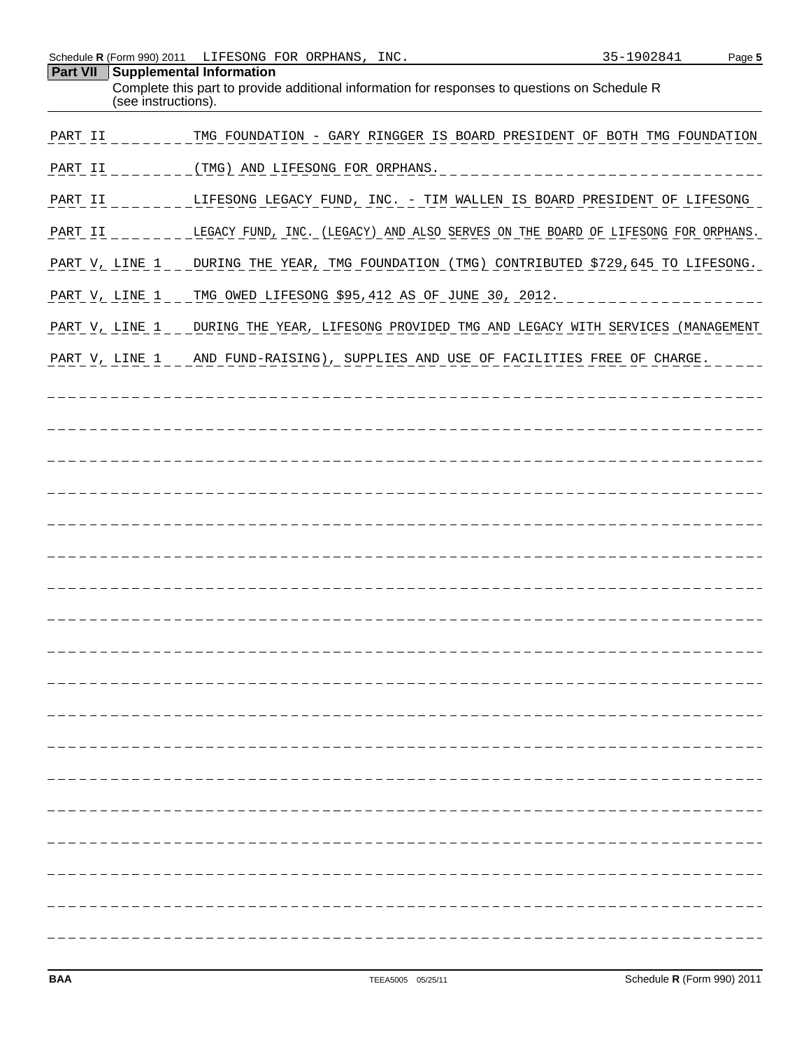## Part VII Supplemental Information

Complete this part to provide additional information for responses to questions on Schedule R (see instructions).

| | |
|---|---|
| PART II | TMG FOUNDATION - GARY RINGGER IS BOARD PRESIDENT OF BOTH TMG FOUNDATION |
| PART II | (TMG) AND LIFESONG FOR ORPHANS. |
| PART II | LIFESONG LEGACY FUND, INC. - TIM WALLEN IS BOARD PRESIDENT OF LIFESONG |
| PART II | LEGACY FUND, INC. (LEGACY) AND ALSO SERVES ON THE BOARD OF LIFESONG FOR ORPHANS. |
| PART V, LINE 1 | DURING THE YEAR, TMG FOUNDATION (TMG) CONTRIBUTED $729,645 TO LIFESONG. |
| PART V, LINE 1 | TMG OWED LIFESONG $95,412 AS OF JUNE 30, 2012. |
| PART V, LINE 1 | DURING THE YEAR, LIFESONG PROVIDED TMG AND LEGACY WITH SERVICES (MANAGEMENT |
| PART V, LINE 1 | AND FUND-RAISING), SUPPLIES AND USE OF FACILITIES FREE OF CHARGE. |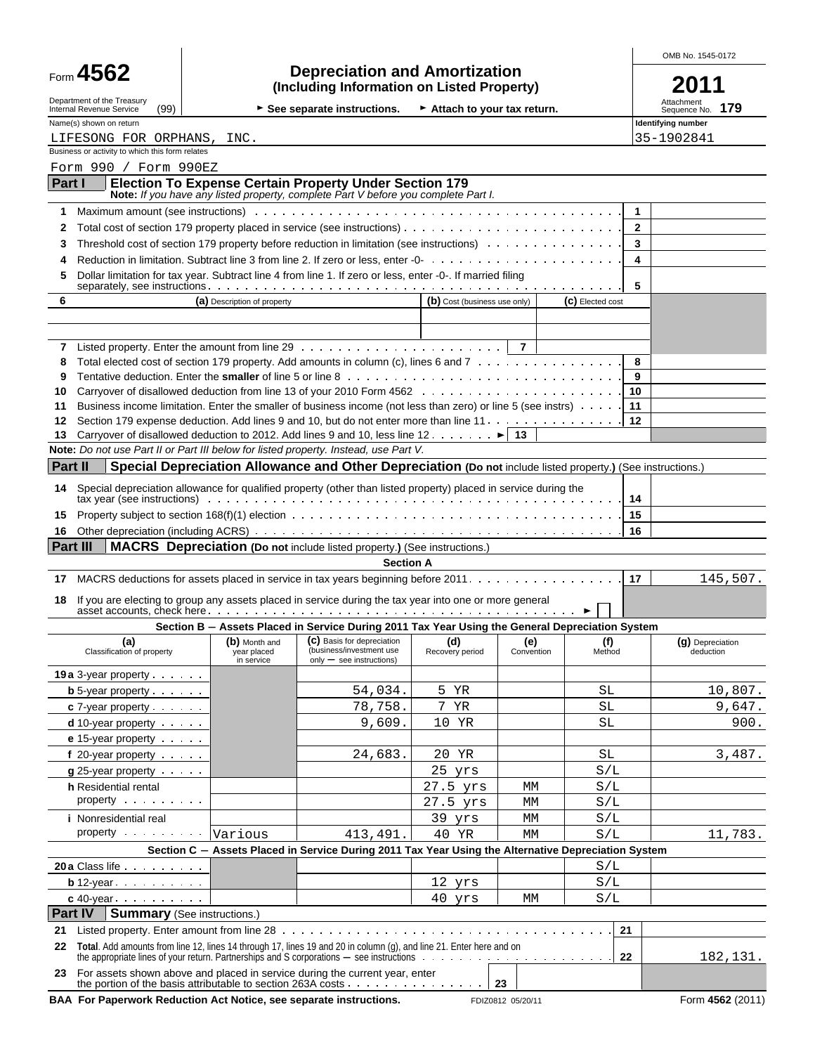Form **4562**

Department of the Treasury Internal Revenue Service (99)

# Depreciation and Amortization
**(Including Information on Listed Property)**

► See separate instructions. ► Attach to your tax return.

OMB No. 1545-0172

**2011**

Attachment Sequence No. **179**

Name(s) shown on return: LIFESONG FOR ORPHANS, INC.

Identifying number: 35-1902841

Business or activity to which this form relates: Form 990 / Form 990EZ

## Part I — Election To Expense Certain Property Under Section 179

**Note:** *If you have any listed property, complete Part V before you complete Part I.*

| | | | |
|---|---|---|---|
| 1 | Maximum amount (see instructions) | 1 | |
| 2 | Total cost of section 179 property placed in service (see instructions) | 2 | |
| 3 | Threshold cost of section 179 property before reduction in limitation (see instructions) | 3 | |
| 4 | Reduction in limitation. Subtract line 3 from line 2. If zero or less, enter -0- | 4 | |
| 5 | Dollar limitation for tax year. Subtract line 4 from line 1. If zero or less, enter -0-. If married filing separately, see instructions | 5 | |

| 6 | (a) Description of property | (b) Cost (business use only) | (c) Elected cost |
|---|---|---|---|
| | | | |
| | | | |

| | | | |
|---|---|---|---|
| 7 | Listed property. Enter the amount from line 29 | 7 | |
| 8 | Total elected cost of section 179 property. Add amounts in column (c), lines 6 and 7 | 8 | |
| 9 | Tentative deduction. Enter the **smaller** of line 5 or line 8 | 9 | |
| 10 | Carryover of disallowed deduction from line 13 of your 2010 Form 4562 | 10 | |
| 11 | Business income limitation. Enter the smaller of business income (not less than zero) or line 5 (see instrs) | 11 | |
| 12 | Section 179 expense deduction. Add lines 9 and 10, but do not enter more than line 11 | 12 | |
| 13 | Carryover of disallowed deduction to 2012. Add lines 9 and 10, less line 12 ► | 13 | |

**Note:** *Do not use Part II or Part III below for listed property. Instead, use Part V.*

## Part II — Special Depreciation Allowance and Other Depreciation (Do not include listed property.) (See instructions.)

| | | | |
|---|---|---|---|
| 14 | Special depreciation allowance for qualified property (other than listed property) placed in service during the tax year (see instructions) | 14 | |
| 15 | Property subject to section 168(f)(1) election | 15 | |
| 16 | Other depreciation (including ACRS) | 16 | |

## Part III — MACRS Depreciation (Do not include listed property.) (See instructions.)

**Section A**

| | | | |
|---|---|---|---|
| 17 | MACRS deductions for assets placed in service in tax years beginning before 2011 | 17 | 145,507. |
| 18 | If you are electing to group any assets placed in service during the tax year into one or more general asset accounts, check here ► ☐ | | |

**Section B — Assets Placed in Service During 2011 Tax Year Using the General Depreciation System**

| (a) Classification of property | (b) Month and year placed in service | (c) Basis for depreciation (business/investment use only — see instructions) | (d) Recovery period | (e) Convention | (f) Method | (g) Depreciation deduction |
|---|---|---|---|---|---|---|
| 19a 3-year property | | | | | | |
| b 5-year property | | 54,034. | 5 YR | | SL | 10,807. |
| c 7-year property | | 78,758. | 7 YR | | SL | 9,647. |
| d 10-year property | | 9,609. | 10 YR | | SL | 900. |
| e 15-year property | | | | | | |
| f 20-year property | | 24,683. | 20 YR | | SL | 3,487. |
| g 25-year property | | | 25 yrs | | S/L | |
| h Residential rental property | | | 27.5 yrs | MM | S/L | |
| | | | 27.5 yrs | MM | S/L | |
| i Nonresidential real property | | | 39 yrs | MM | S/L | |
| | Various | 413,491. | 40 YR | MM | S/L | 11,783. |

**Section C — Assets Placed in Service During 2011 Tax Year Using the Alternative Depreciation System**

| (a) | (b) | (c) | (d) | (e) | (f) | (g) |
|---|---|---|---|---|---|---|
| 20a Class life | | | | | S/L | |
| b 12-year | | | 12 yrs | | S/L | |
| c 40-year | | | 40 yrs | MM | S/L | |

## Part IV — Summary (See instructions.)

| | | | |
|---|---|---|---|
| 21 | Listed property. Enter amount from line 28 | 21 | |
| 22 | **Total**. Add amounts from line 12, lines 14 through 17, lines 19 and 20 in column (g), and line 21. Enter here and on the appropriate lines of your return. Partnerships and S corporations — see instructions | 22 | 182,131. |
| 23 | For assets shown above and placed in service during the current year, enter the portion of the basis attributable to section 263A costs | 23 | |

**BAA For Paperwork Reduction Act Notice, see separate instructions.** FDIZ0812 05/20/11 Form **4562** (2011)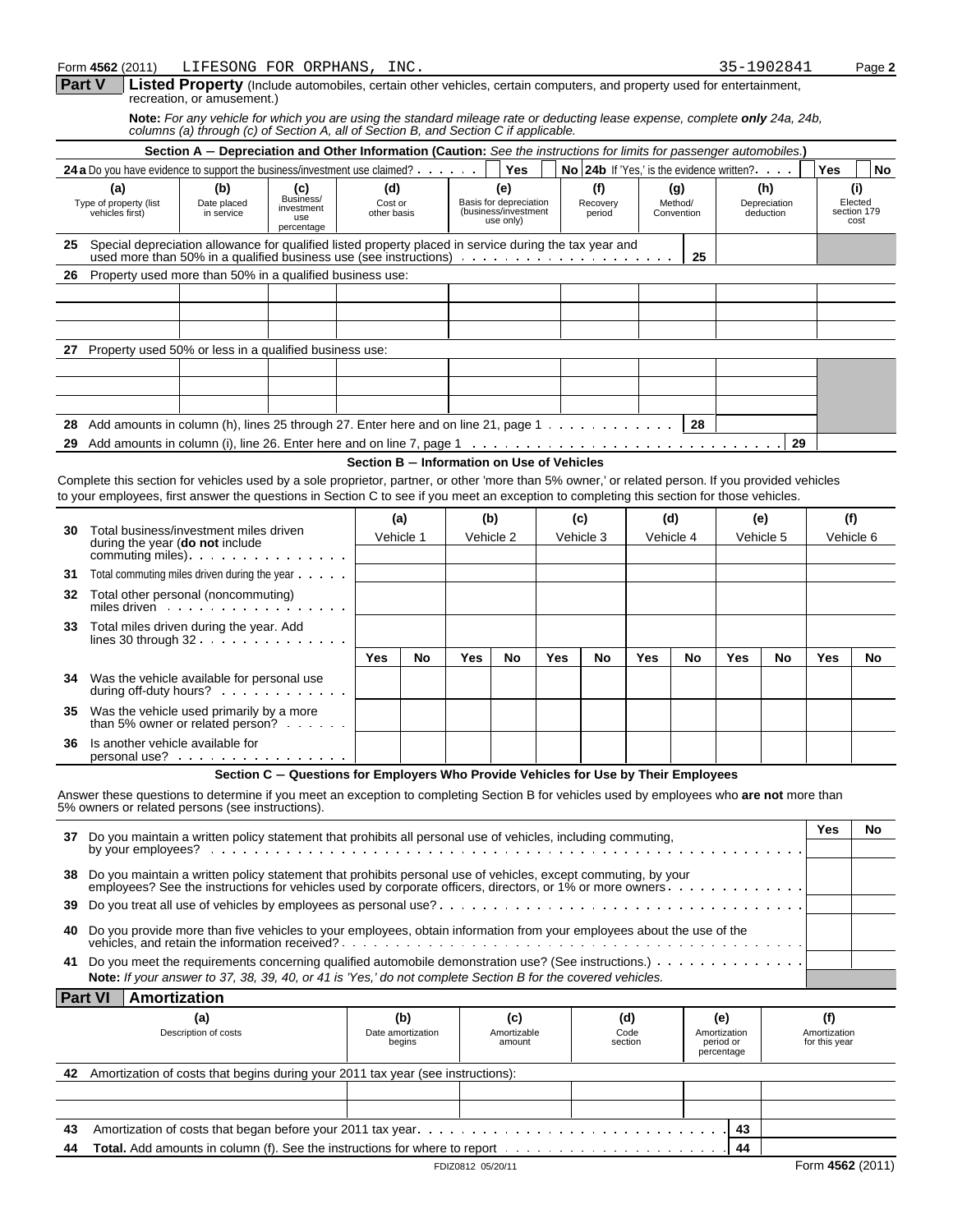Form **4562** (2011) LIFESONG FOR ORPHANS, INC. 35-1902841 Page **2**

## Part V Listed Property (Include automobiles, certain other vehicles, certain computers, and property used for entertainment, recreation, or amusement.)

**Note:** *For any vehicle for which you are using the standard mileage rate or deducting lease expense, complete* **only** *24a, 24b, columns (a) through (c) of Section A, all of Section B, and Section C if applicable.*

### Section A – Depreciation and Other Information (Caution: *See the instructions for limits for passenger automobiles.*)

**24 a** Do you have evidence to support the business/investment use claimed? Yes No **24b** If 'Yes,' is the evidence written? Yes No

| (a) Type of property (list vehicles first) | (b) Date placed in service | (c) Business/ investment use percentage | (d) Cost or other basis | (e) Basis for depreciation (business/investment use only) | (f) Recovery period | (g) Method/ Convention | (h) Depreciation deduction | (i) Elected section 179 cost |
|---|---|---|---|---|---|---|---|---|
| **25** Special depreciation allowance for qualified listed property placed in service during the tax year and used more than 50% in a qualified business use (see instructions) | | | | | | **25** | | |
| **26** Property used more than 50% in a qualified business use: | | | | | | | | |
| | | | | | | | | |
| | | | | | | | | |
| | | | | | | | | |
| **27** Property used 50% or less in a qualified business use: | | | | | | | | |
| | | | | | | | | |
| | | | | | | | | |
| | | | | | | | | |
| **28** Add amounts in column (h), lines 25 through 27. Enter here and on line 21, page 1 | | | | | | **28** | | |
| **29** Add amounts in column (i), line 26. Enter here and on line 7, page 1 | | | | | | | **29** | |

### Section B – Information on Use of Vehicles

Complete this section for vehicles used by a sole proprietor, partner, or other 'more than 5% owner,' or related person. If you provided vehicles to your employees, first answer the questions in Section C to see if you meet an exception to completing this section for those vehicles.

| | (a) Vehicle 1 | | (b) Vehicle 2 | | (c) Vehicle 3 | | (d) Vehicle 4 | | (e) Vehicle 5 | | (f) Vehicle 6 | |
|---|---|---|---|---|---|---|---|---|---|---|---|---|
| **30** Total business/investment miles driven during the year (**do not** include commuting miles) | | | | | | | | | | | | |
| **31** Total commuting miles driven during the year | | | | | | | | | | | | |
| **32** Total other personal (noncommuting) miles driven | | | | | | | | | | | | |
| **33** Total miles driven during the year. Add lines 30 through 32 | | | | | | | | | | | | |
| | Yes | No | Yes | No | Yes | No | Yes | No | Yes | No | Yes | No |
| **34** Was the vehicle available for personal use during off-duty hours? | | | | | | | | | | | | |
| **35** Was the vehicle used primarily by a more than 5% owner or related person? | | | | | | | | | | | | |
| **36** Is another vehicle available for personal use? | | | | | | | | | | | | |

### Section C – Questions for Employers Who Provide Vehicles for Use by Their Employees

Answer these questions to determine if you meet an exception to completing Section B for vehicles used by employees who **are not** more than 5% owners or related persons (see instructions).

| | Yes | No |
|---|---|---|
| **37** Do you maintain a written policy statement that prohibits all personal use of vehicles, including commuting, by your employees? | | |
| **38** Do you maintain a written policy statement that prohibits personal use of vehicles, except commuting, by your employees? See the instructions for vehicles used by corporate officers, directors, or 1% or more owners | | |
| **39** Do you treat all use of vehicles by employees as personal use? | | |
| **40** Do you provide more than five vehicles to your employees, obtain information from your employees about the use of the vehicles, and retain the information received? | | |
| **41** Do you meet the requirements concerning qualified automobile demonstration use? (See instructions.) | | |

**Note:** *If your answer to 37, 38, 39, 40, or 41 is 'Yes,' do not complete Section B for the covered vehicles.*

## Part VI Amortization

| (a) Description of costs | (b) Date amortization begins | (c) Amortizable amount | (d) Code section | (e) Amortization period or percentage | (f) Amortization for this year |
|---|---|---|---|---|---|
| **42** Amortization of costs that begins during your 2011 tax year (see instructions): | | | | | |
| | | | | | |
| | | | | | |
| **43** Amortization of costs that began before your 2011 tax year | | | | **43** | |
| **44** **Total.** Add amounts in column (f). See the instructions for where to report | | | | **44** | |

FDIZ0812 05/20/11 Form **4562** (2011)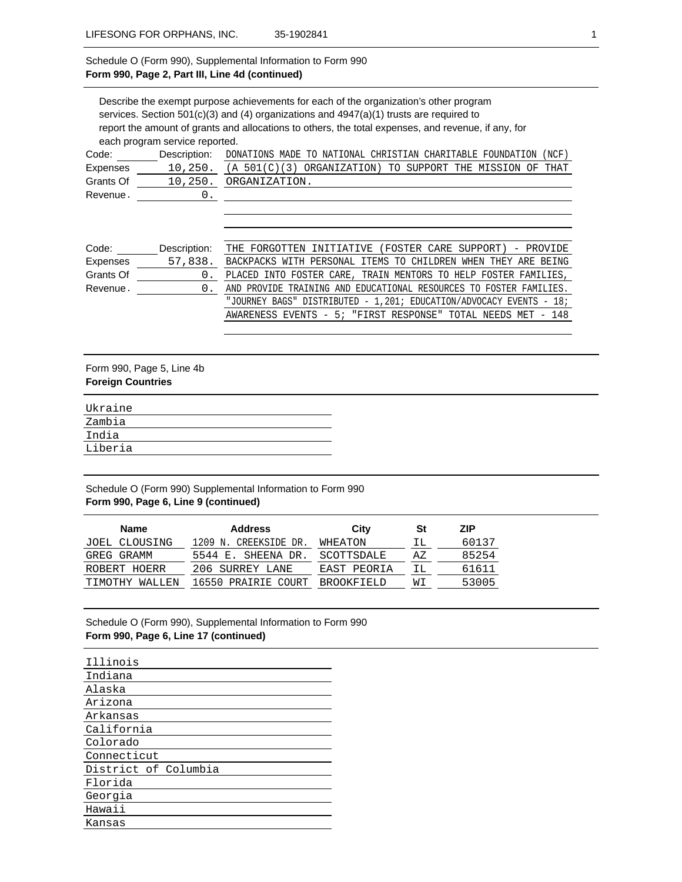Schedule O (Form 990), Supplemental Information to Form 990
**Form 990, Page 2, Part III, Line 4d (continued)**

Describe the exempt purpose achievements for each of the organization's other program services. Section 501(c)(3) and (4) organizations and 4947(a)(1) trusts are required to report the amount of grants and allocations to others, the total expenses, and revenue, if any, for each program service reported.

Code: Description: DONATIONS MADE TO NATIONAL CHRISTIAN CHARITABLE FOUNDATION (NCF) (A 501(C)(3) ORGANIZATION) TO SUPPORT THE MISSION OF THAT ORGANIZATION.

Expenses 10,250.
Grants Of 10,250.
Revenue. 0.

Code: Description: THE FORGOTTEN INITIATIVE (FOSTER CARE SUPPORT) - PROVIDE BACKPACKS WITH PERSONAL ITEMS TO CHILDREN WHEN THEY ARE BEING PLACED INTO FOSTER CARE, TRAIN MENTORS TO HELP FOSTER FAMILIES, AND PROVIDE TRAINING AND EDUCATIONAL RESOURCES TO FOSTER FAMILIES. "JOURNEY BAGS" DISTRIBUTED - 1,201; EDUCATION/ADVOCACY EVENTS - 18; AWARENESS EVENTS - 5; "FIRST RESPONSE" TOTAL NEEDS MET - 148

Expenses 57,838.
Grants Of 0.
Revenue. 0.

Form 990, Page 5, Line 4b
**Foreign Countries**

Ukraine
Zambia
India
Liberia

Schedule O (Form 990) Supplemental Information to Form 990
**Form 990, Page 6, Line 9 (continued)**

| Name | Address | City | St | ZIP |
|---|---|---|---|---|
| JOEL CLOUSING | 1209 N. CREEKSIDE DR. | WHEATON | IL | 60137 |
| GREG GRAMM | 5544 E. SHEENA DR. | SCOTTSDALE | AZ | 85254 |
| ROBERT HOERR | 206 SURREY LANE | EAST PEORIA | IL | 61611 |
| TIMOTHY WALLEN | 16550 PRAIRIE COURT | BROOKFIELD | WI | 53005 |

Schedule O (Form 990), Supplemental Information to Form 990
**Form 990, Page 6, Line 17 (continued)**

Illinois
Indiana
Alaska
Arizona
Arkansas
California
Colorado
Connecticut
District of Columbia
Florida
Georgia
Hawaii
Kansas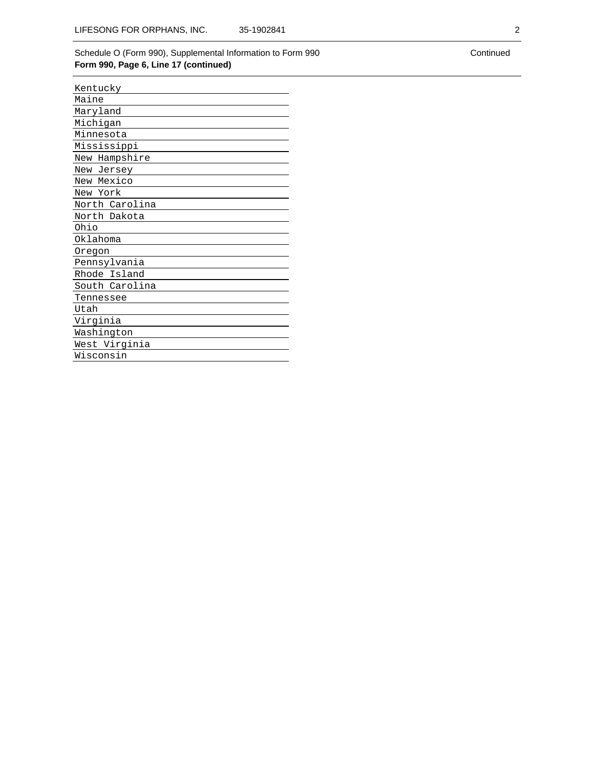Schedule O (Form 990), Supplemental Information to Form 990 Continued

**Form 990, Page 6, Line 17 (continued)**

| |
|---|
| Kentucky |
| Maine |
| Maryland |
| Michigan |
| Minnesota |
| Mississippi |
| New Hampshire |
| New Jersey |
| New Mexico |
| New York |
| North Carolina |
| North Dakota |
| Ohio |
| Oklahoma |
| Oregon |
| Pennsylvania |
| Rhode Island |
| South Carolina |
| Tennessee |
| Utah |
| Virginia |
| Washington |
| West Virginia |
| Wisconsin |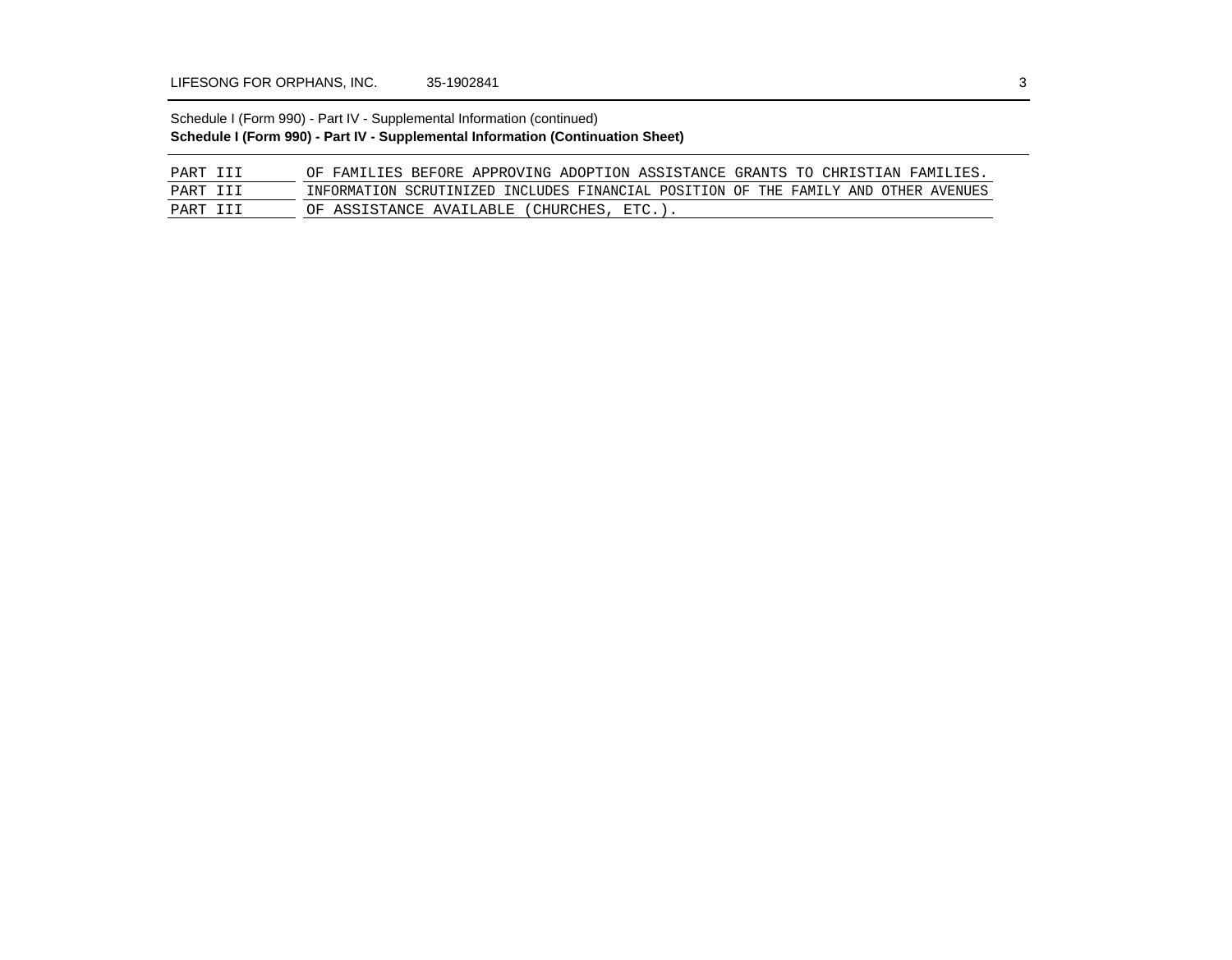Schedule I (Form 990) - Part IV - Supplemental Information (continued)

**Schedule I (Form 990) - Part IV - Supplemental Information (Continuation Sheet)**

| | |
|---|---|
| PART III | OF FAMILIES BEFORE APPROVING ADOPTION ASSISTANCE GRANTS TO CHRISTIAN FAMILIES. |
| PART III | INFORMATION SCRUTINIZED INCLUDES FINANCIAL POSITION OF THE FAMILY AND OTHER AVENUES |
| PART III | OF ASSISTANCE AVAILABLE (CHURCHES, ETC.). |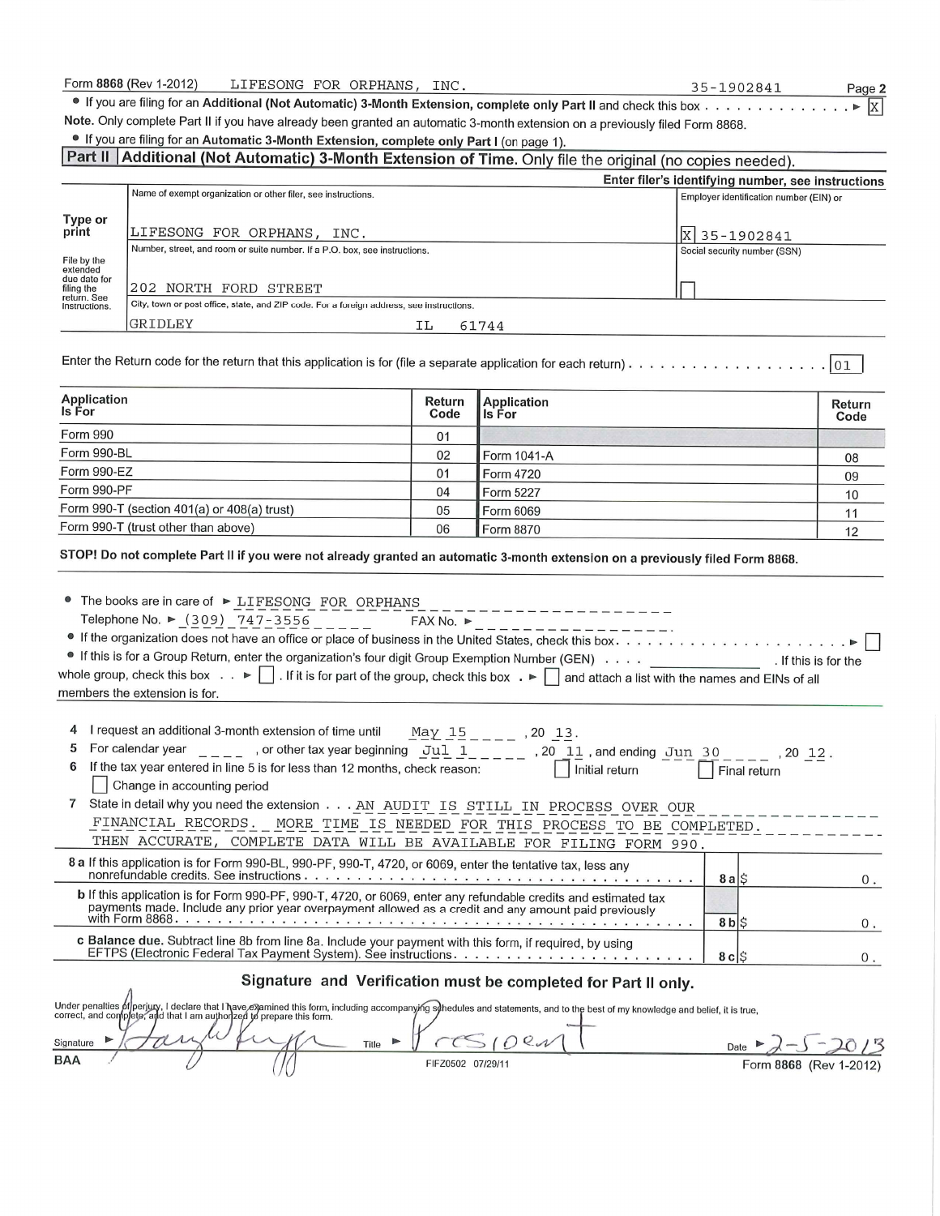Form 8868 (Rev 1-2012) LIFESONG FOR ORPHANS, INC. 35-1902841 Page 2

- If you are filing for an **Additional (Not Automatic) 3-Month Extension, complete only Part II** and check this box . . . . . . . . . . . . . . ► [X]

**Note.** Only complete Part II if you have already been granted an automatic 3-month extension on a previously filed Form 8868.

- If you are filing for an **Automatic 3-Month Extension, complete only Part I** (on page 1).

## Part II Additional (Not Automatic) 3-Month Extension of Time. Only file the original (no copies needed).

**Enter filer's identifying number, see instructions**

| | | |
|---|---|---|
| **Type or print** | Name of exempt organization or other filer, see instructions.<br>LIFESONG FOR ORPHANS, INC. | Employer identification number (EIN) or<br>[X] 35-1902841 |
| File by the extended due date for filing the return. See instructions. | Number, street, and room or suite number. If a P.O. box, see instructions.<br>202 NORTH FORD STREET | Social security number (SSN)<br>[ ] |
| | City, town or post office, state, and ZIP code. For a foreign address, see instructions.<br>GRIDLEY IL 61744 | |

Enter the Return code for the return that this application is for (file a separate application for each return) . . . . . . . . . . . . . . . . . . [01]

| Application Is For | Return Code | Application Is For | Return Code |
|---|---|---|---|
| Form 990 | 01 | | |
| Form 990-BL | 02 | Form 1041-A | 08 |
| Form 990-EZ | 01 | Form 4720 | 09 |
| Form 990-PF | 04 | Form 5227 | 10 |
| Form 990-T (section 401(a) or 408(a) trust) | 05 | Form 6069 | 11 |
| Form 990-T (trust other than above) | 06 | Form 8870 | 12 |

**STOP! Do not complete Part II if you were not already granted an automatic 3-month extension on a previously filed Form 8868.**

- The books are in care of ► LIFESONG FOR ORPHANS
  Telephone No. ► (309) 747-3556 FAX No. ►
- If the organization does not have an office or place of business in the United States, check this box . . . . . . . . . . . . . . . . . . . . ► [ ]
- If this is for a Group Return, enter the organization's four digit Group Exemption Number (GEN) . . . . ________ . If this is for the whole group, check this box . . ► [ ] . If it is for part of the group, check this box . ► [ ] and attach a list with the names and EINs of all members the extension is for.

4 I request an additional 3-month extension of time until May 15, 20 13.

5 For calendar year ____, or other tax year beginning Jul 1, 20 11, and ending Jun 30, 20 12.

6 If the tax year entered in line 5 is for less than 12 months, check reason: [ ] Initial return [ ] Final return [ ] Change in accounting period

7 State in detail why you need the extension . . . AN AUDIT IS STILL IN PROCESS OVER OUR FINANCIAL RECORDS. MORE TIME IS NEEDED FOR THIS PROCESS TO BE COMPLETED. THEN ACCURATE, COMPLETE DATA WILL BE AVAILABLE FOR FILING FORM 990.

| | | |
|---|---|---|
| **8a** If this application is for Form 990-BL, 990-PF, 990-T, 4720, or 6069, enter the tentative tax, less any nonrefundable credits. See instructions . . . . . . . . . . | 8a $ | 0. |
| **b** If this application is for Form 990-PF, 990-T, 4720, or 6069, enter any refundable credits and estimated tax payments made. Include any prior year overpayment allowed as a credit and any amount paid previously with Form 8868 . . . . . . . . . . | 8b $ | 0. |
| **c Balance due.** Subtract line 8b from line 8a. Include your payment with this form, if required, by using EFTPS (Electronic Federal Tax Payment System). See instructions . . . . . . . . . . | 8c $ | 0. |

### Signature and Verification must be completed for Part II only.

Under penalties of perjury, I declare that I have examined this form, including accompanying schedules and statements, and to the best of my knowledge and belief, it is true, correct, and complete, and that I am authorized to prepare this form.

Signature ► [signature] Title ► President Date ► 2-5-2013

BAA FIFZ0502 07/29/11 Form 8868 (Rev 1-2012)